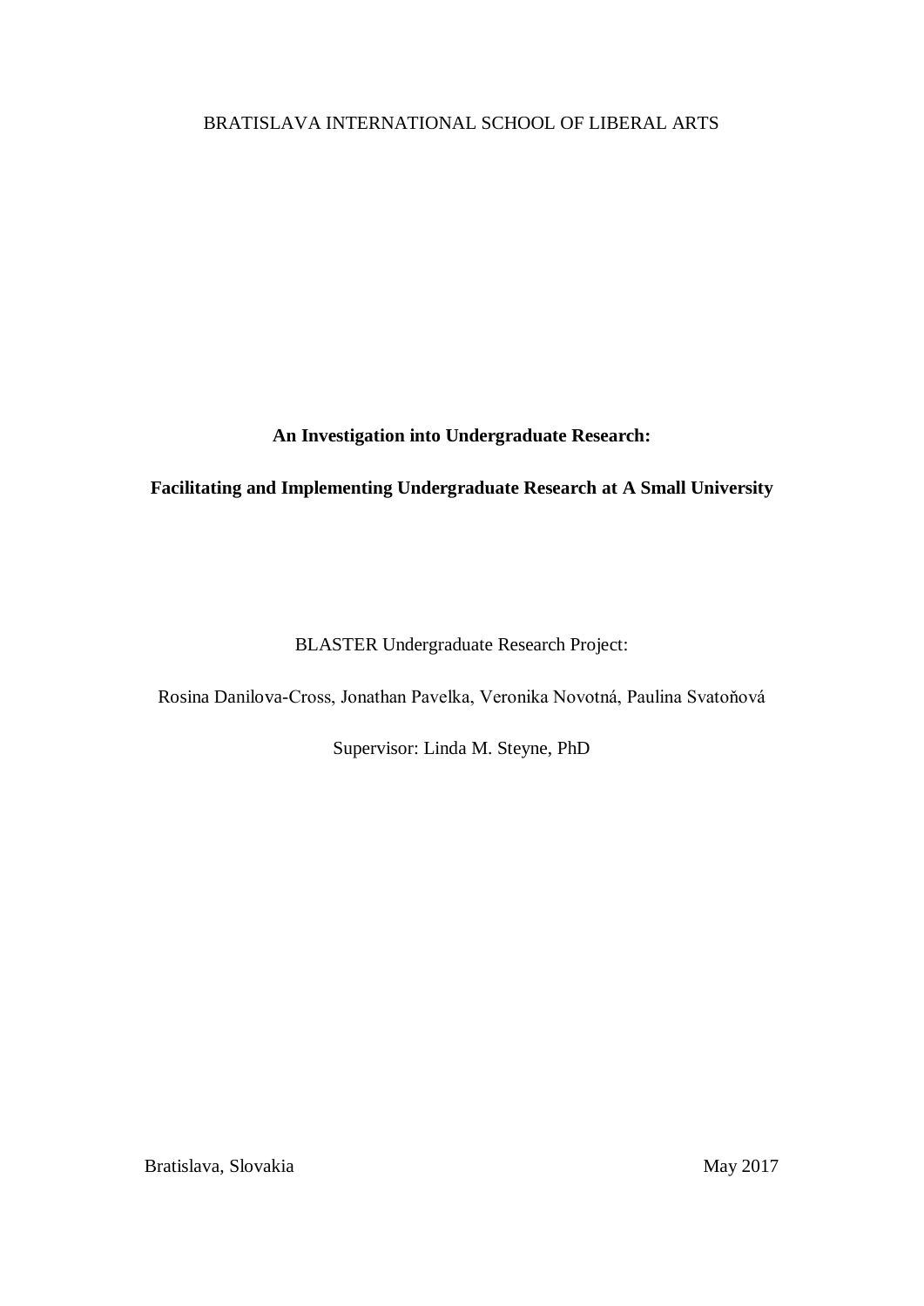BRATISLAVA INTERNATIONAL SCHOOL OF LIBERAL ARTS

# An Investigation into Undergraduate Research:

## Facilitating and Implementing Undergraduate Research at A Small University

BLASTER Undergraduate Research Project:

Rosina Danilova-Cross, Jonathan Pavelka, Veronika Novotná, Paulina Svatoňová

Supervisor: Linda M. Steyne, PhD

Bratislava, Slovakia

May 2017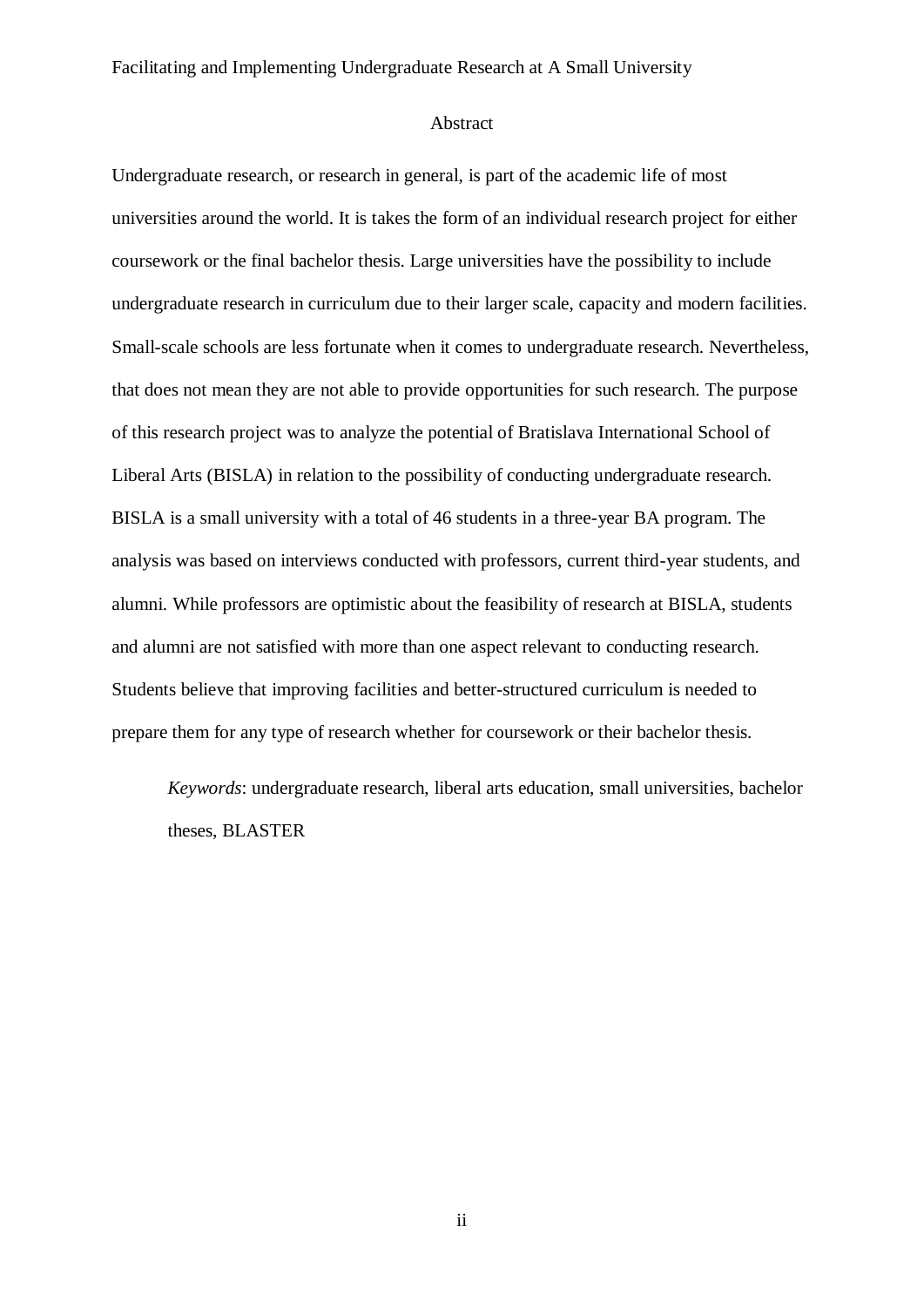## Abstract

Undergraduate research, or research in general, is part of the academic life of most universities around the world. It is takes the form of an individual research project for either coursework or the final bachelor thesis. Large universities have the possibility to include undergraduate research in curriculum due to their larger scale, capacity and modern facilities. Small-scale schools are less fortunate when it comes to undergraduate research. Nevertheless, that does not mean they are not able to provide opportunities for such research. The purpose of this research project was to analyze the potential of Bratislava International School of Liberal Arts (BISLA) in relation to the possibility of conducting undergraduate research. BISLA is a small university with a total of 46 students in a three-year BA program. The analysis was based on interviews conducted with professors, current third-year students, and alumni. While professors are optimistic about the feasibility of research at BISLA, students and alumni are not satisfied with more than one aspect relevant to conducting research. Students believe that improving facilities and better-structured curriculum is needed to prepare them for any type of research whether for coursework or their bachelor thesis.

*Keywords*: undergraduate research, liberal arts education, small universities, bachelor theses, BLASTER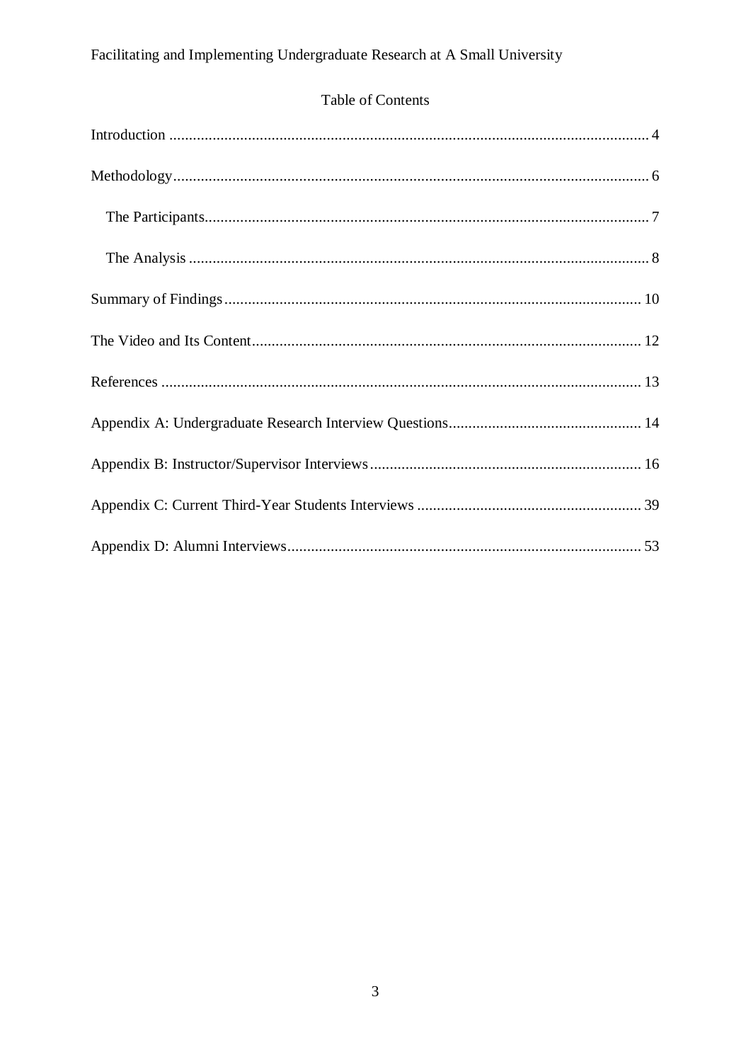## Table of Contents

Introduction .......................................................................................................................... 4

Methodology........................................................................................................................ 6

  The Participants................................................................................................................ 7

  The Analysis .................................................................................................................... 8

Summary of Findings......................................................................................................... 10

The Video and Its Content.................................................................................................. 12

References .......................................................................................................................... 13

Appendix A: Undergraduate Research Interview Questions................................................ 14

Appendix B: Instructor/Supervisor Interviews.................................................................... 16

Appendix C: Current Third-Year Students Interviews ........................................................ 39

Appendix D: Alumni Interviews......................................................................................... 53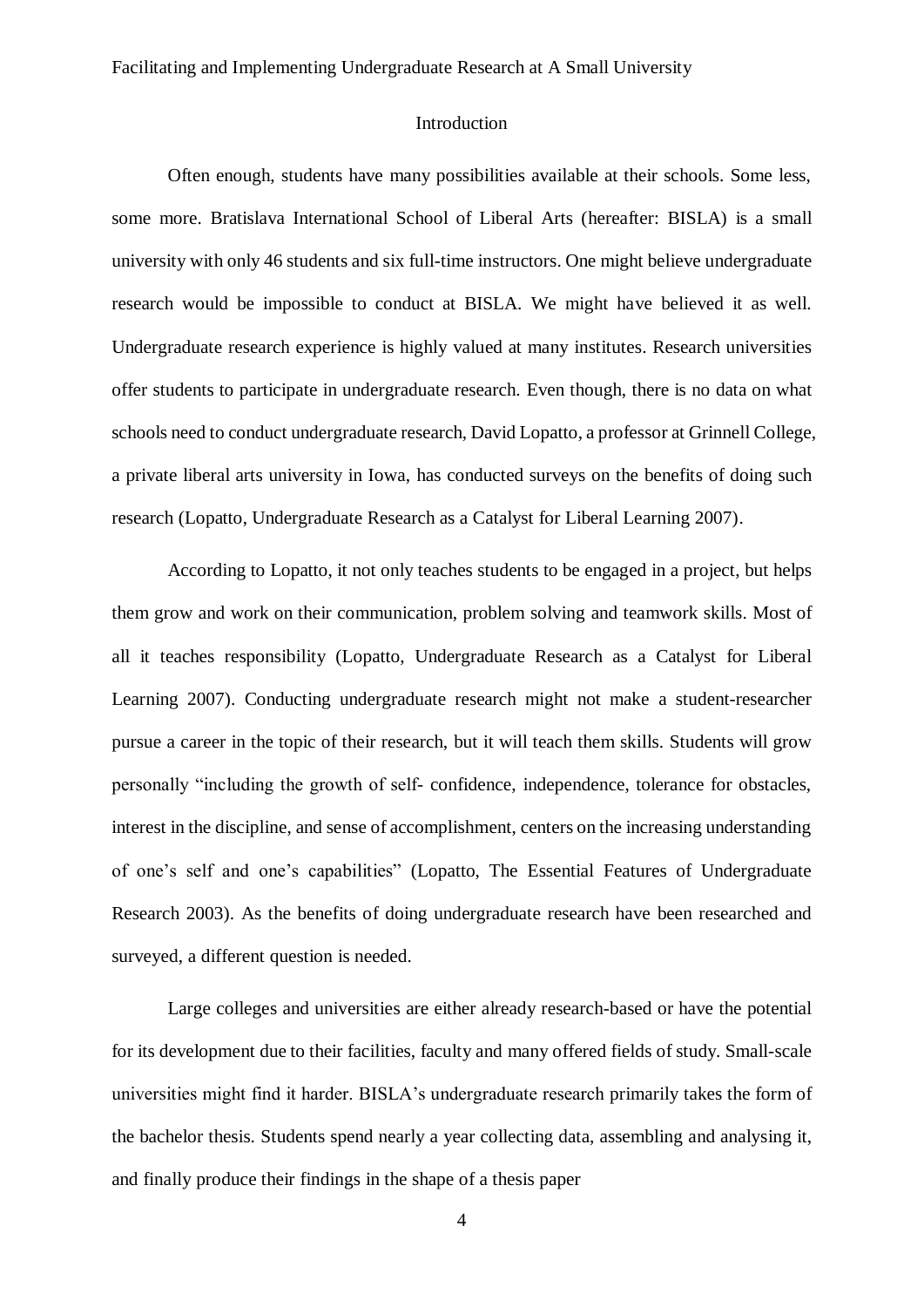Facilitating and Implementing Undergraduate Research at A Small University

## Introduction

Often enough, students have many possibilities available at their schools. Some less, some more. Bratislava International School of Liberal Arts (hereafter: BISLA) is a small university with only 46 students and six full-time instructors. One might believe undergraduate research would be impossible to conduct at BISLA. We might have believed it as well. Undergraduate research experience is highly valued at many institutes. Research universities offer students to participate in undergraduate research. Even though, there is no data on what schools need to conduct undergraduate research, David Lopatto, a professor at Grinnell College, a private liberal arts university in Iowa, has conducted surveys on the benefits of doing such research (Lopatto, Undergraduate Research as a Catalyst for Liberal Learning 2007).

According to Lopatto, it not only teaches students to be engaged in a project, but helps them grow and work on their communication, problem solving and teamwork skills. Most of all it teaches responsibility (Lopatto, Undergraduate Research as a Catalyst for Liberal Learning 2007). Conducting undergraduate research might not make a student-researcher pursue a career in the topic of their research, but it will teach them skills. Students will grow personally "including the growth of self- confidence, independence, tolerance for obstacles, interest in the discipline, and sense of accomplishment, centers on the increasing understanding of one's self and one's capabilities" (Lopatto, The Essential Features of Undergraduate Research 2003). As the benefits of doing undergraduate research have been researched and surveyed, a different question is needed.

Large colleges and universities are either already research-based or have the potential for its development due to their facilities, faculty and many offered fields of study. Small-scale universities might find it harder. BISLA's undergraduate research primarily takes the form of the bachelor thesis. Students spend nearly a year collecting data, assembling and analysing it, and finally produce their findings in the shape of a thesis paper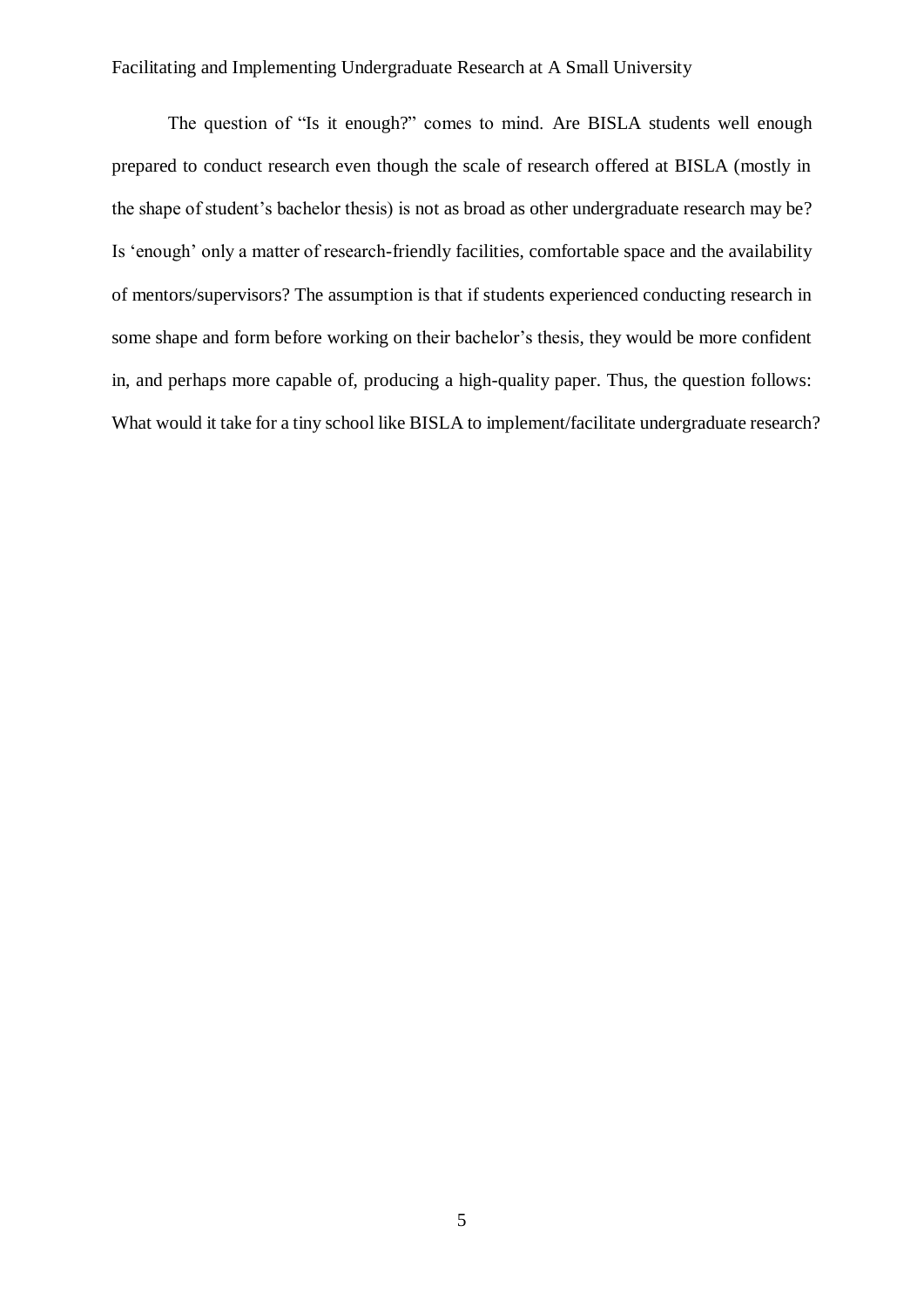The question of "Is it enough?" comes to mind. Are BISLA students well enough prepared to conduct research even though the scale of research offered at BISLA (mostly in the shape of student's bachelor thesis) is not as broad as other undergraduate research may be? Is 'enough' only a matter of research-friendly facilities, comfortable space and the availability of mentors/supervisors? The assumption is that if students experienced conducting research in some shape and form before working on their bachelor's thesis, they would be more confident in, and perhaps more capable of, producing a high-quality paper. Thus, the question follows: What would it take for a tiny school like BISLA to implement/facilitate undergraduate research?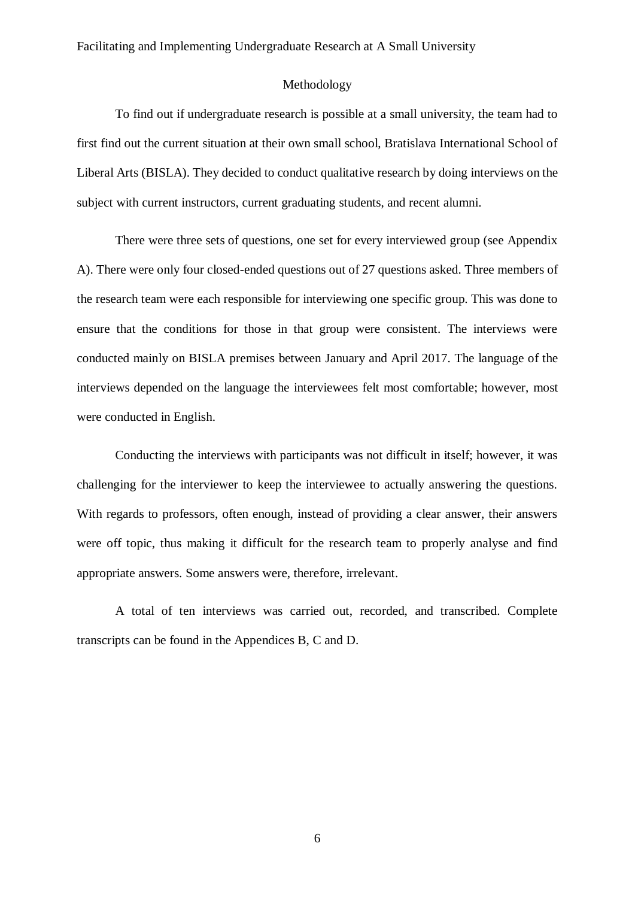## Methodology

To find out if undergraduate research is possible at a small university, the team had to first find out the current situation at their own small school, Bratislava International School of Liberal Arts (BISLA). They decided to conduct qualitative research by doing interviews on the subject with current instructors, current graduating students, and recent alumni.

There were three sets of questions, one set for every interviewed group (see Appendix A). There were only four closed-ended questions out of 27 questions asked. Three members of the research team were each responsible for interviewing one specific group. This was done to ensure that the conditions for those in that group were consistent. The interviews were conducted mainly on BISLA premises between January and April 2017. The language of the interviews depended on the language the interviewees felt most comfortable; however, most were conducted in English.

Conducting the interviews with participants was not difficult in itself; however, it was challenging for the interviewer to keep the interviewee to actually answering the questions. With regards to professors, often enough, instead of providing a clear answer, their answers were off topic, thus making it difficult for the research team to properly analyse and find appropriate answers. Some answers were, therefore, irrelevant.

A total of ten interviews was carried out, recorded, and transcribed. Complete transcripts can be found in the Appendices B, C and D.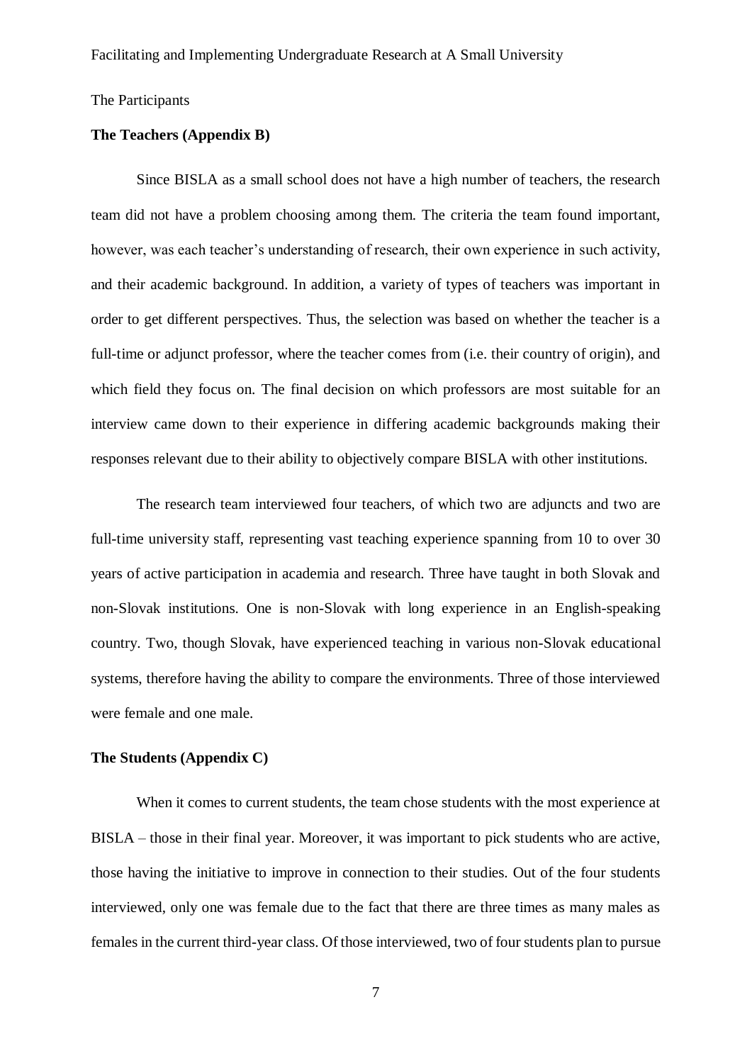The Participants

### The Teachers (Appendix B)

Since BISLA as a small school does not have a high number of teachers, the research team did not have a problem choosing among them. The criteria the team found important, however, was each teacher's understanding of research, their own experience in such activity, and their academic background. In addition, a variety of types of teachers was important in order to get different perspectives. Thus, the selection was based on whether the teacher is a full-time or adjunct professor, where the teacher comes from (i.e. their country of origin), and which field they focus on. The final decision on which professors are most suitable for an interview came down to their experience in differing academic backgrounds making their responses relevant due to their ability to objectively compare BISLA with other institutions.

The research team interviewed four teachers, of which two are adjuncts and two are full-time university staff, representing vast teaching experience spanning from 10 to over 30 years of active participation in academia and research. Three have taught in both Slovak and non-Slovak institutions. One is non-Slovak with long experience in an English-speaking country. Two, though Slovak, have experienced teaching in various non-Slovak educational systems, therefore having the ability to compare the environments. Three of those interviewed were female and one male.

### The Students (Appendix C)

When it comes to current students, the team chose students with the most experience at BISLA – those in their final year. Moreover, it was important to pick students who are active, those having the initiative to improve in connection to their studies. Out of the four students interviewed, only one was female due to the fact that there are three times as many males as females in the current third-year class. Of those interviewed, two of four students plan to pursue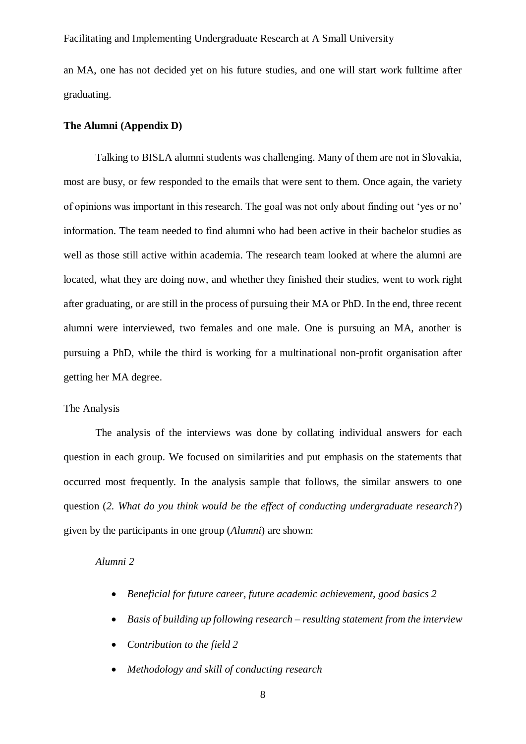an MA, one has not decided yet on his future studies, and one will start work fulltime after graduating.

**The Alumni (Appendix D)**

Talking to BISLA alumni students was challenging. Many of them are not in Slovakia, most are busy, or few responded to the emails that were sent to them. Once again, the variety of opinions was important in this research. The goal was not only about finding out 'yes or no' information. The team needed to find alumni who had been active in their bachelor studies as well as those still active within academia. The research team looked at where the alumni are located, what they are doing now, and whether they finished their studies, went to work right after graduating, or are still in the process of pursuing their MA or PhD. In the end, three recent alumni were interviewed, two females and one male. One is pursuing an MA, another is pursuing a PhD, while the third is working for a multinational non-profit organisation after getting her MA degree.

The Analysis

The analysis of the interviews was done by collating individual answers for each question in each group. We focused on similarities and put emphasis on the statements that occurred most frequently. In the analysis sample that follows, the similar answers to one question (*2. What do you think would be the effect of conducting undergraduate research?*) given by the participants in one group (*Alumni*) are shown:

*Alumni 2*

- *Beneficial for future career, future academic achievement, good basics 2*
- *Basis of building up following research – resulting statement from the interview*
- *Contribution to the field 2*
- *Methodology and skill of conducting research*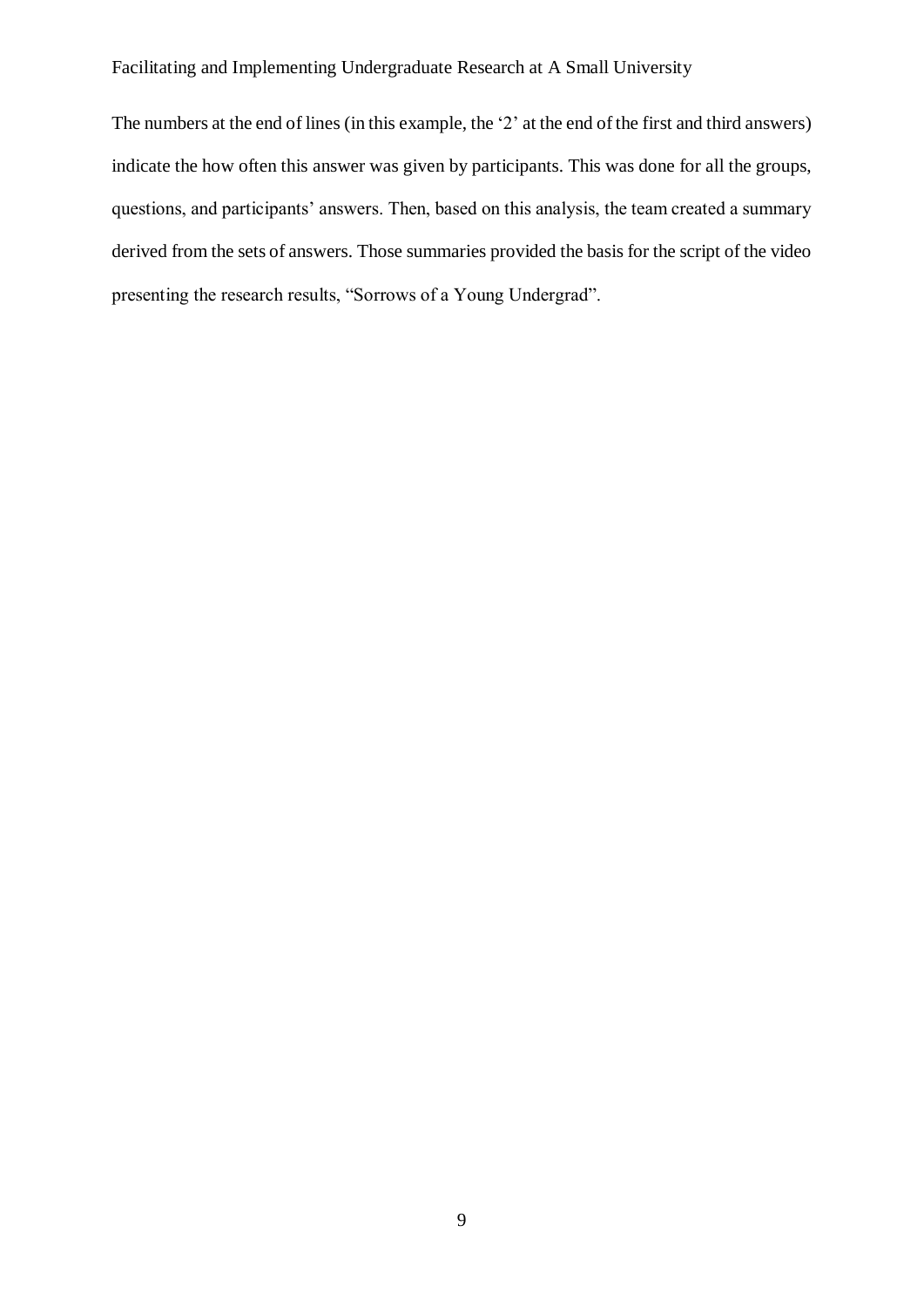The numbers at the end of lines (in this example, the '2' at the end of the first and third answers) indicate the how often this answer was given by participants. This was done for all the groups, questions, and participants' answers. Then, based on this analysis, the team created a summary derived from the sets of answers. Those summaries provided the basis for the script of the video presenting the research results, "Sorrows of a Young Undergrad".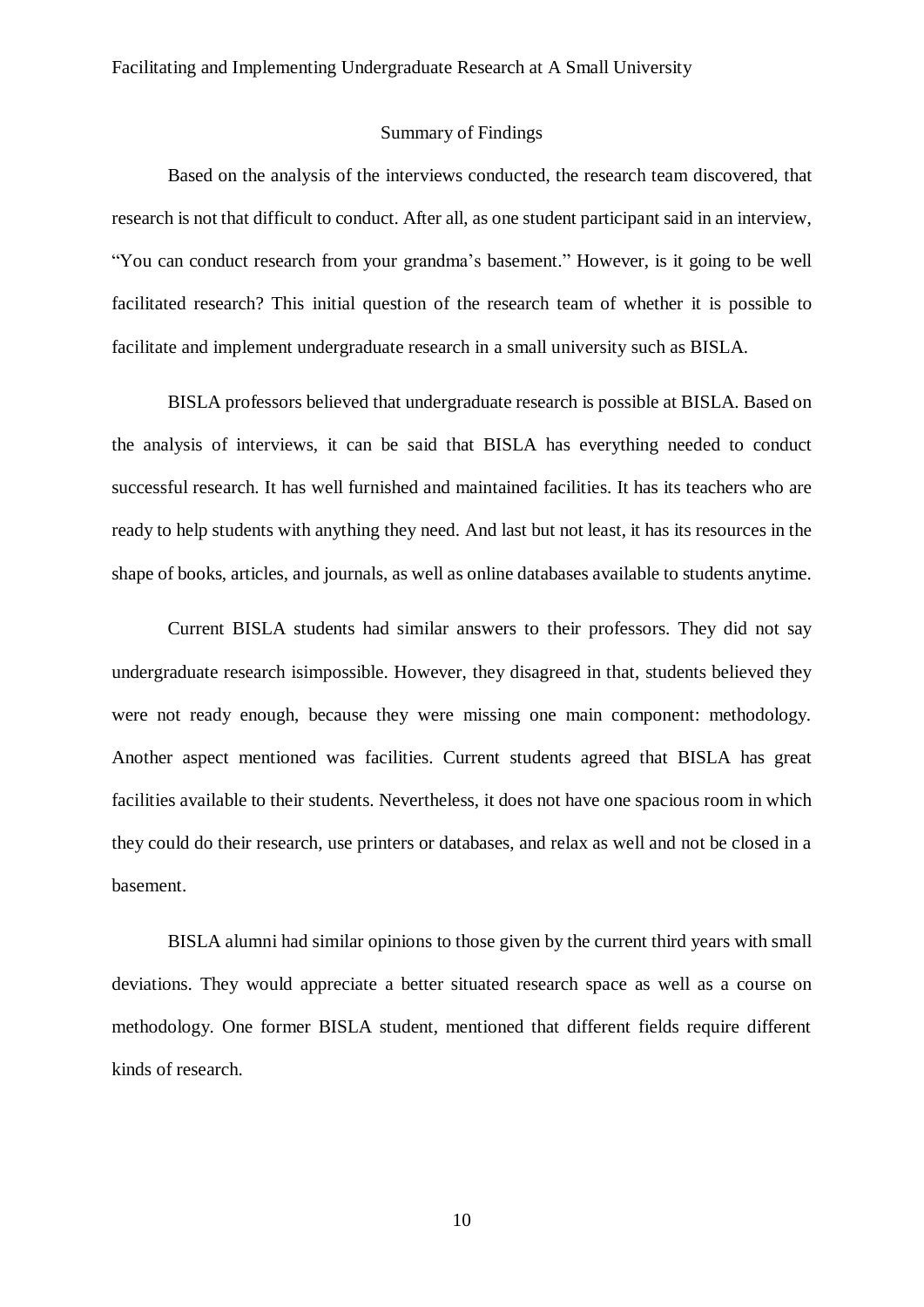## Summary of Findings

Based on the analysis of the interviews conducted, the research team discovered, that research is not that difficult to conduct. After all, as one student participant said in an interview, "You can conduct research from your grandma's basement." However, is it going to be well facilitated research? This initial question of the research team of whether it is possible to facilitate and implement undergraduate research in a small university such as BISLA.

BISLA professors believed that undergraduate research is possible at BISLA. Based on the analysis of interviews, it can be said that BISLA has everything needed to conduct successful research. It has well furnished and maintained facilities. It has its teachers who are ready to help students with anything they need. And last but not least, it has its resources in the shape of books, articles, and journals, as well as online databases available to students anytime.

Current BISLA students had similar answers to their professors. They did not say undergraduate research isimpossible. However, they disagreed in that, students believed they were not ready enough, because they were missing one main component: methodology. Another aspect mentioned was facilities. Current students agreed that BISLA has great facilities available to their students. Nevertheless, it does not have one spacious room in which they could do their research, use printers or databases, and relax as well and not be closed in a basement.

BISLA alumni had similar opinions to those given by the current third years with small deviations. They would appreciate a better situated research space as well as a course on methodology. One former BISLA student, mentioned that different fields require different kinds of research.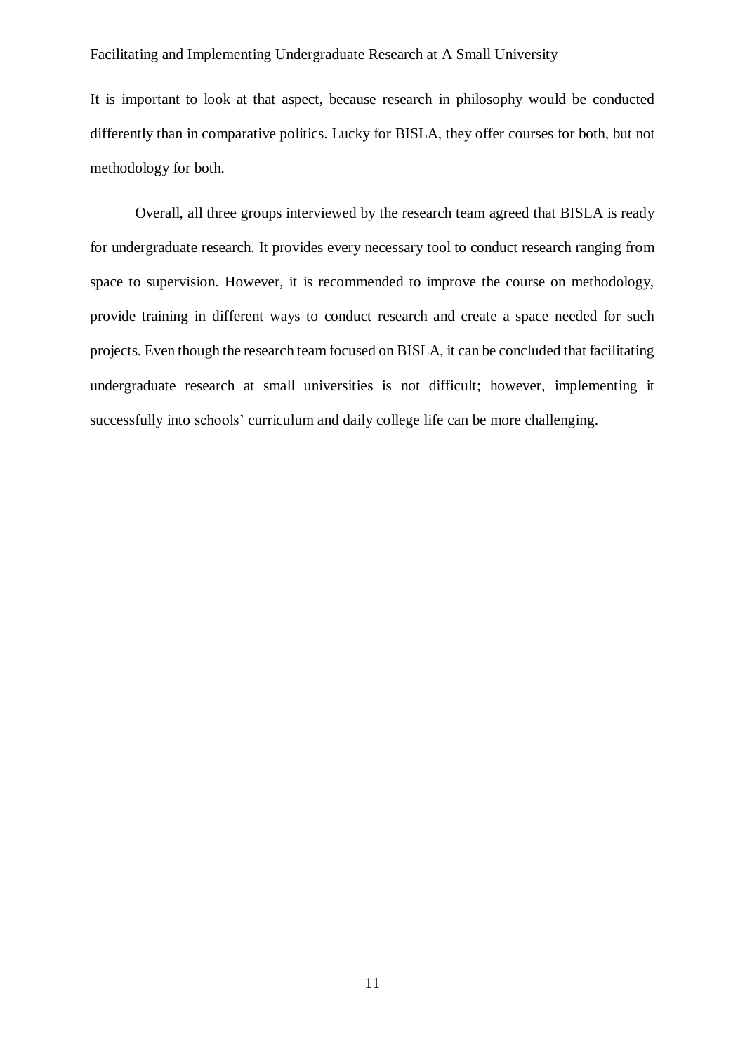It is important to look at that aspect, because research in philosophy would be conducted differently than in comparative politics. Lucky for BISLA, they offer courses for both, but not methodology for both.

Overall, all three groups interviewed by the research team agreed that BISLA is ready for undergraduate research. It provides every necessary tool to conduct research ranging from space to supervision. However, it is recommended to improve the course on methodology, provide training in different ways to conduct research and create a space needed for such projects. Even though the research team focused on BISLA, it can be concluded that facilitating undergraduate research at small universities is not difficult; however, implementing it successfully into schools' curriculum and daily college life can be more challenging.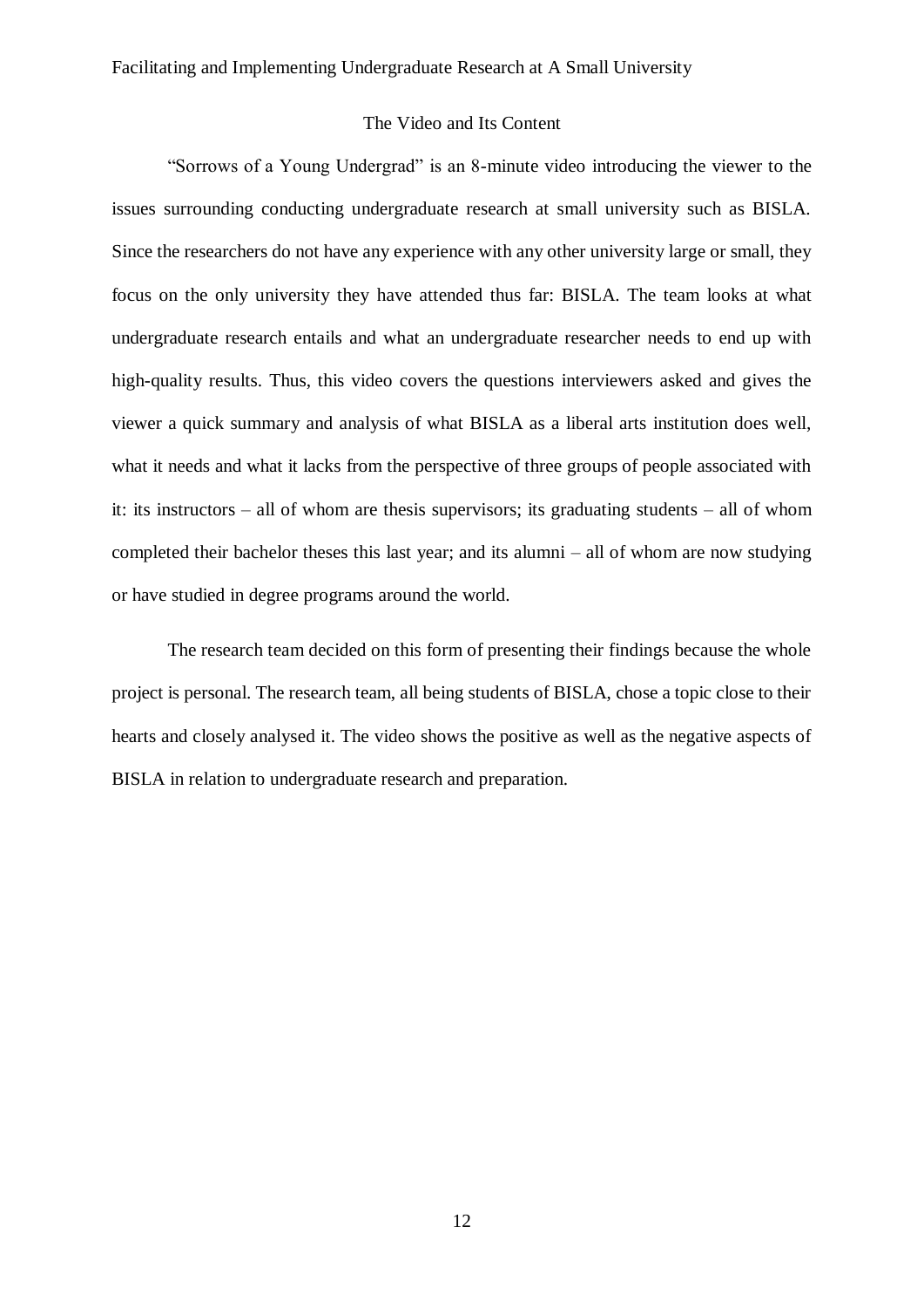## The Video and Its Content

"Sorrows of a Young Undergrad" is an 8-minute video introducing the viewer to the issues surrounding conducting undergraduate research at small university such as BISLA. Since the researchers do not have any experience with any other university large or small, they focus on the only university they have attended thus far: BISLA. The team looks at what undergraduate research entails and what an undergraduate researcher needs to end up with high-quality results. Thus, this video covers the questions interviewers asked and gives the viewer a quick summary and analysis of what BISLA as a liberal arts institution does well, what it needs and what it lacks from the perspective of three groups of people associated with it: its instructors – all of whom are thesis supervisors; its graduating students – all of whom completed their bachelor theses this last year; and its alumni – all of whom are now studying or have studied in degree programs around the world.

The research team decided on this form of presenting their findings because the whole project is personal. The research team, all being students of BISLA, chose a topic close to their hearts and closely analysed it. The video shows the positive as well as the negative aspects of BISLA in relation to undergraduate research and preparation.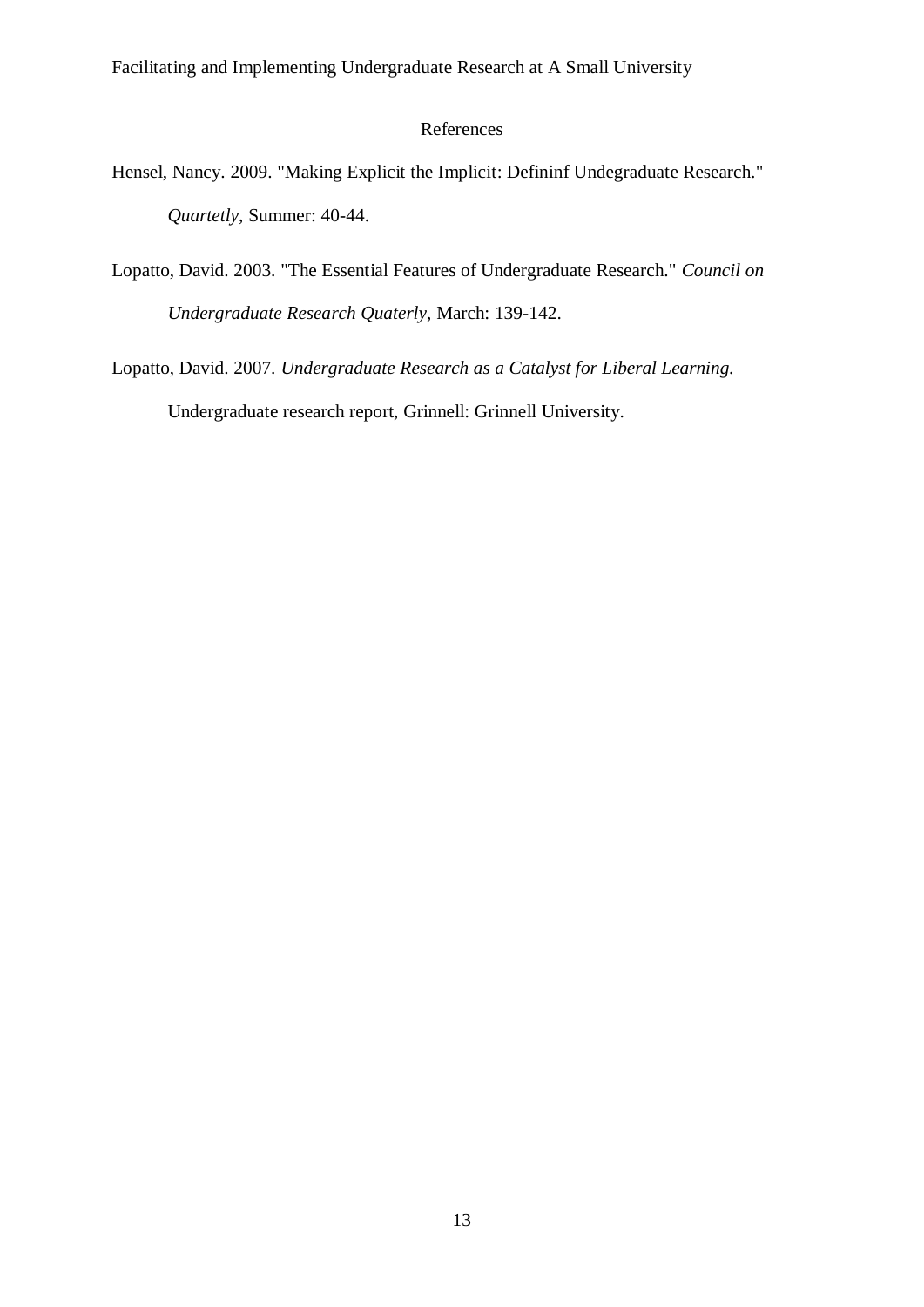## References

Hensel, Nancy. 2009. "Making Explicit the Implicit: Defininf Undegraduate Research." *Quartetly*, Summer: 40-44.

Lopatto, David. 2003. "The Essential Features of Undergraduate Research." *Council on Undergraduate Research Quaterly*, March: 139-142.

Lopatto, David. 2007. *Undergraduate Research as a Catalyst for Liberal Learning.* Undergraduate research report, Grinnell: Grinnell University.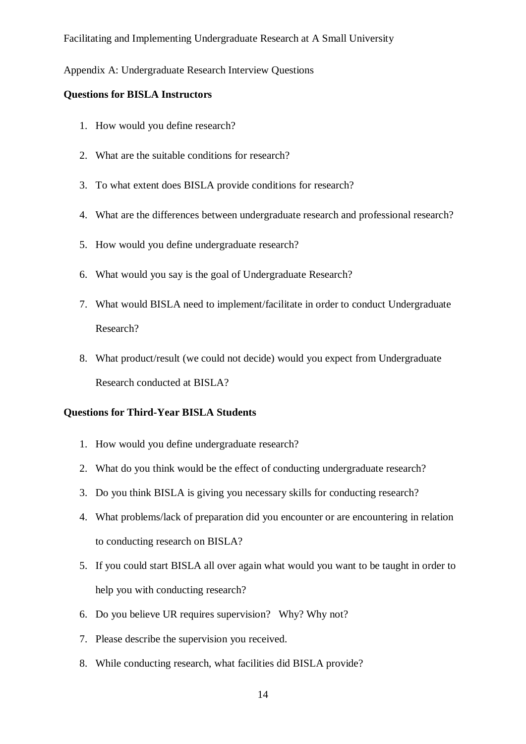Appendix A: Undergraduate Research Interview Questions

**Questions for BISLA Instructors**

1. How would you define research?
2. What are the suitable conditions for research?
3. To what extent does BISLA provide conditions for research?
4. What are the differences between undergraduate research and professional research?
5. How would you define undergraduate research?
6. What would you say is the goal of Undergraduate Research?
7. What would BISLA need to implement/facilitate in order to conduct Undergraduate Research?
8. What product/result (we could not decide) would you expect from Undergraduate Research conducted at BISLA?

**Questions for Third-Year BISLA Students**

1. How would you define undergraduate research?
2. What do you think would be the effect of conducting undergraduate research?
3. Do you think BISLA is giving you necessary skills for conducting research?
4. What problems/lack of preparation did you encounter or are encountering in relation to conducting research on BISLA?
5. If you could start BISLA all over again what would you want to be taught in order to help you with conducting research?
6. Do you believe UR requires supervision? Why? Why not?
7. Please describe the supervision you received.
8. While conducting research, what facilities did BISLA provide?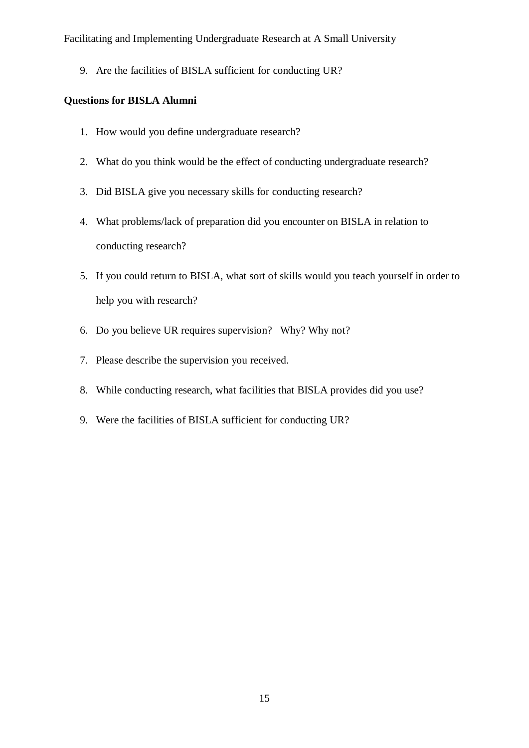9. Are the facilities of BISLA sufficient for conducting UR?

**Questions for BISLA Alumni**

1. How would you define undergraduate research?
2. What do you think would be the effect of conducting undergraduate research?
3. Did BISLA give you necessary skills for conducting research?
4. What problems/lack of preparation did you encounter on BISLA in relation to conducting research?
5. If you could return to BISLA, what sort of skills would you teach yourself in order to help you with research?
6. Do you believe UR requires supervision? Why? Why not?
7. Please describe the supervision you received.
8. While conducting research, what facilities that BISLA provides did you use?
9. Were the facilities of BISLA sufficient for conducting UR?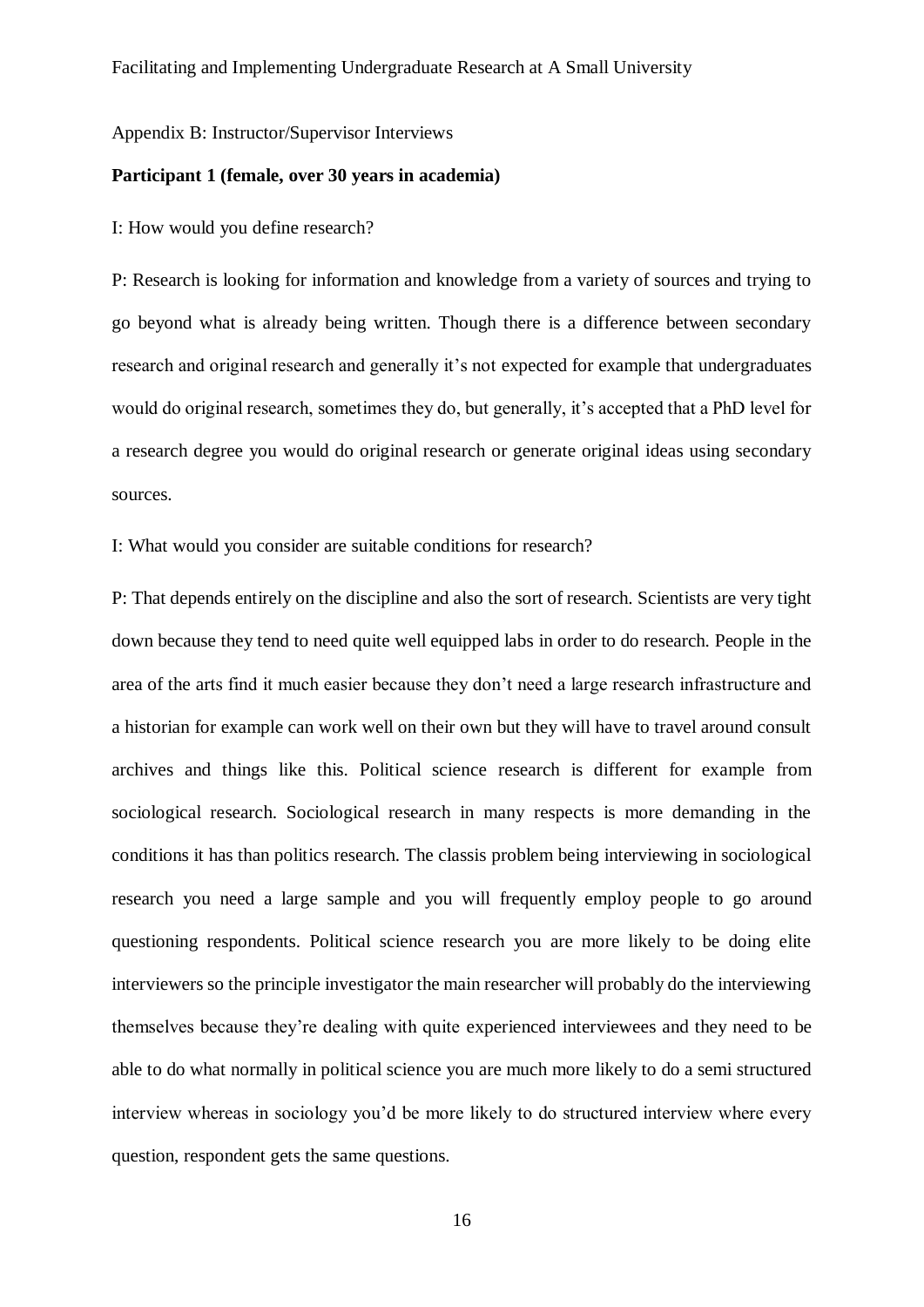Appendix B: Instructor/Supervisor Interviews

**Participant 1 (female, over 30 years in academia)**

I: How would you define research?

P: Research is looking for information and knowledge from a variety of sources and trying to go beyond what is already being written. Though there is a difference between secondary research and original research and generally it's not expected for example that undergraduates would do original research, sometimes they do, but generally, it's accepted that a PhD level for a research degree you would do original research or generate original ideas using secondary sources.

I: What would you consider are suitable conditions for research?

P: That depends entirely on the discipline and also the sort of research. Scientists are very tight down because they tend to need quite well equipped labs in order to do research. People in the area of the arts find it much easier because they don't need a large research infrastructure and a historian for example can work well on their own but they will have to travel around consult archives and things like this. Political science research is different for example from sociological research. Sociological research in many respects is more demanding in the conditions it has than politics research. The classis problem being interviewing in sociological research you need a large sample and you will frequently employ people to go around questioning respondents. Political science research you are more likely to be doing elite interviewers so the principle investigator the main researcher will probably do the interviewing themselves because they're dealing with quite experienced interviewees and they need to be able to do what normally in political science you are much more likely to do a semi structured interview whereas in sociology you'd be more likely to do structured interview where every question, respondent gets the same questions.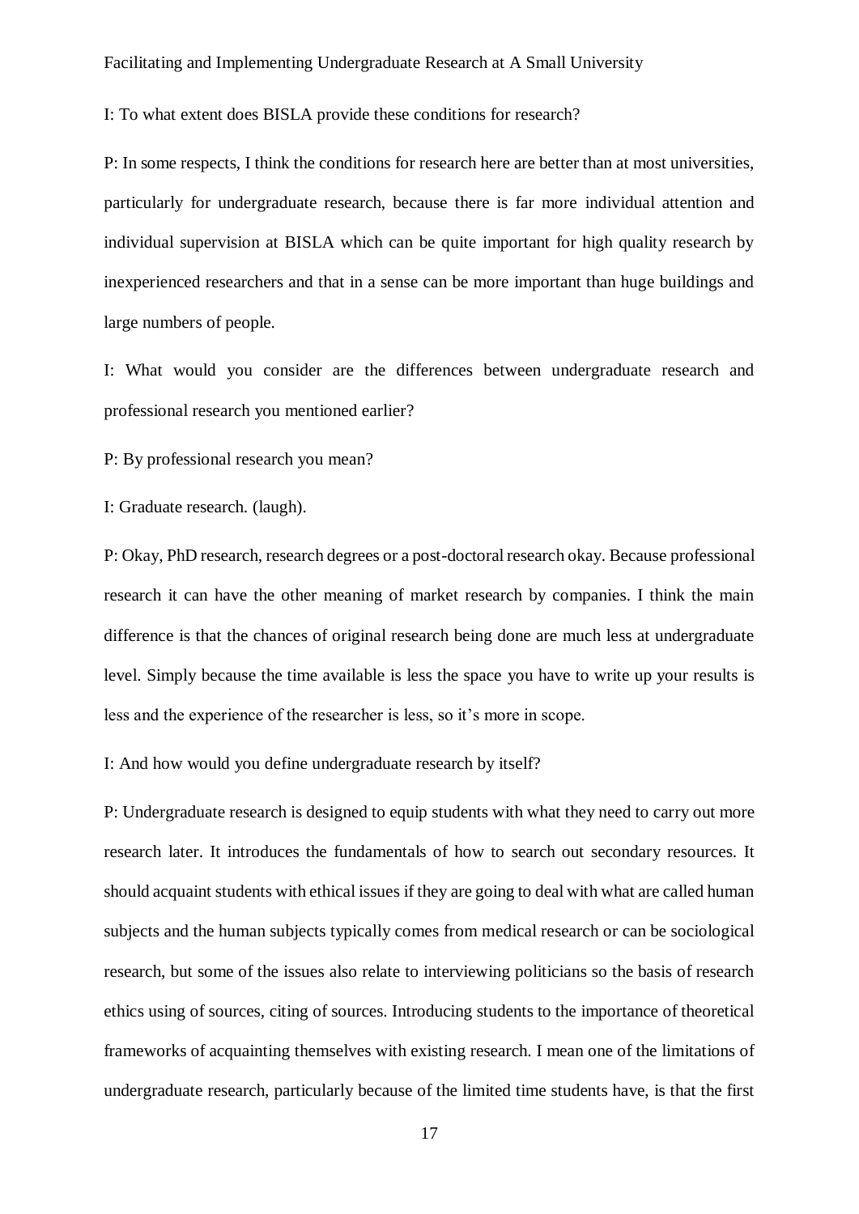I: To what extent does BISLA provide these conditions for research?

P: In some respects, I think the conditions for research here are better than at most universities, particularly for undergraduate research, because there is far more individual attention and individual supervision at BISLA which can be quite important for high quality research by inexperienced researchers and that in a sense can be more important than huge buildings and large numbers of people.

I: What would you consider are the differences between undergraduate research and professional research you mentioned earlier?

P: By professional research you mean?

I: Graduate research. (laugh).

P: Okay, PhD research, research degrees or a post-doctoral research okay. Because professional research it can have the other meaning of market research by companies. I think the main difference is that the chances of original research being done are much less at undergraduate level. Simply because the time available is less the space you have to write up your results is less and the experience of the researcher is less, so it's more in scope.

I: And how would you define undergraduate research by itself?

P: Undergraduate research is designed to equip students with what they need to carry out more research later. It introduces the fundamentals of how to search out secondary resources. It should acquaint students with ethical issues if they are going to deal with what are called human subjects and the human subjects typically comes from medical research or can be sociological research, but some of the issues also relate to interviewing politicians so the basis of research ethics using of sources, citing of sources. Introducing students to the importance of theoretical frameworks of acquainting themselves with existing research. I mean one of the limitations of undergraduate research, particularly because of the limited time students have, is that the first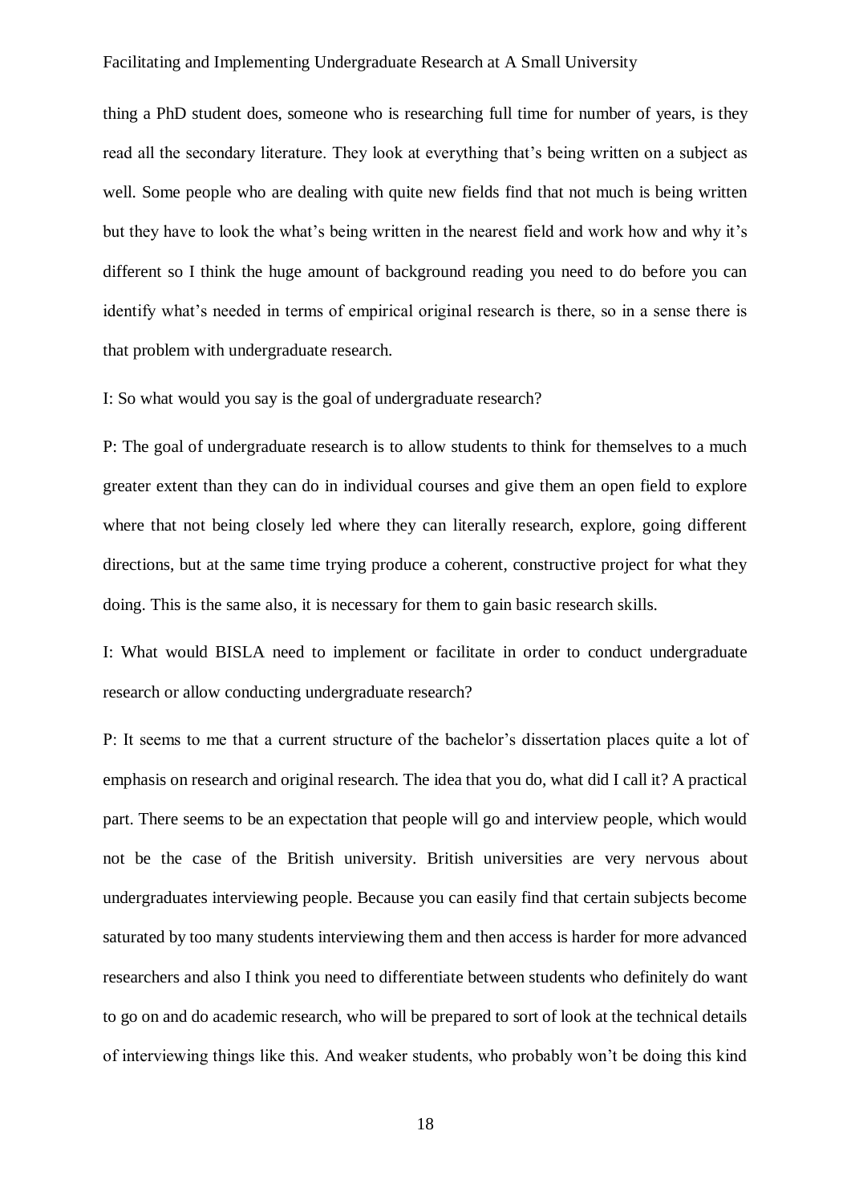thing a PhD student does, someone who is researching full time for number of years, is they read all the secondary literature. They look at everything that's being written on a subject as well. Some people who are dealing with quite new fields find that not much is being written but they have to look the what's being written in the nearest field and work how and why it's different so I think the huge amount of background reading you need to do before you can identify what's needed in terms of empirical original research is there, so in a sense there is that problem with undergraduate research.

I: So what would you say is the goal of undergraduate research?

P: The goal of undergraduate research is to allow students to think for themselves to a much greater extent than they can do in individual courses and give them an open field to explore where that not being closely led where they can literally research, explore, going different directions, but at the same time trying produce a coherent, constructive project for what they doing. This is the same also, it is necessary for them to gain basic research skills.

I: What would BISLA need to implement or facilitate in order to conduct undergraduate research or allow conducting undergraduate research?

P: It seems to me that a current structure of the bachelor's dissertation places quite a lot of emphasis on research and original research. The idea that you do, what did I call it? A practical part. There seems to be an expectation that people will go and interview people, which would not be the case of the British university. British universities are very nervous about undergraduates interviewing people. Because you can easily find that certain subjects become saturated by too many students interviewing them and then access is harder for more advanced researchers and also I think you need to differentiate between students who definitely do want to go on and do academic research, who will be prepared to sort of look at the technical details of interviewing things like this. And weaker students, who probably won't be doing this kind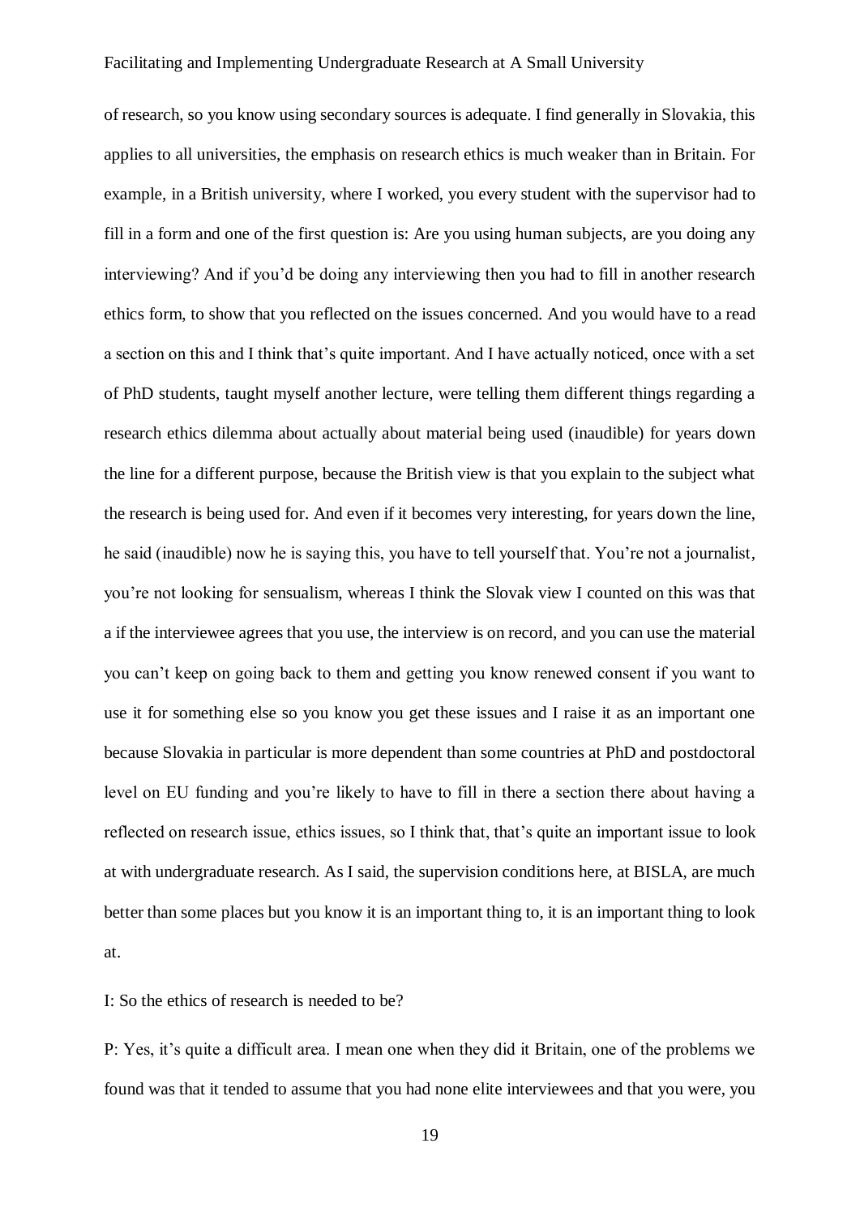of research, so you know using secondary sources is adequate. I find generally in Slovakia, this applies to all universities, the emphasis on research ethics is much weaker than in Britain. For example, in a British university, where I worked, you every student with the supervisor had to fill in a form and one of the first question is: Are you using human subjects, are you doing any interviewing? And if you'd be doing any interviewing then you had to fill in another research ethics form, to show that you reflected on the issues concerned. And you would have to a read a section on this and I think that's quite important. And I have actually noticed, once with a set of PhD students, taught myself another lecture, were telling them different things regarding a research ethics dilemma about actually about material being used (inaudible) for years down the line for a different purpose, because the British view is that you explain to the subject what the research is being used for. And even if it becomes very interesting, for years down the line, he said (inaudible) now he is saying this, you have to tell yourself that. You're not a journalist, you're not looking for sensualism, whereas I think the Slovak view I counted on this was that a if the interviewee agrees that you use, the interview is on record, and you can use the material you can't keep on going back to them and getting you know renewed consent if you want to use it for something else so you know you get these issues and I raise it as an important one because Slovakia in particular is more dependent than some countries at PhD and postdoctoral level on EU funding and you're likely to have to fill in there a section there about having a reflected on research issue, ethics issues, so I think that, that's quite an important issue to look at with undergraduate research. As I said, the supervision conditions here, at BISLA, are much better than some places but you know it is an important thing to, it is an important thing to look at.

I: So the ethics of research is needed to be?

P: Yes, it's quite a difficult area. I mean one when they did it Britain, one of the problems we found was that it tended to assume that you had none elite interviewees and that you were, you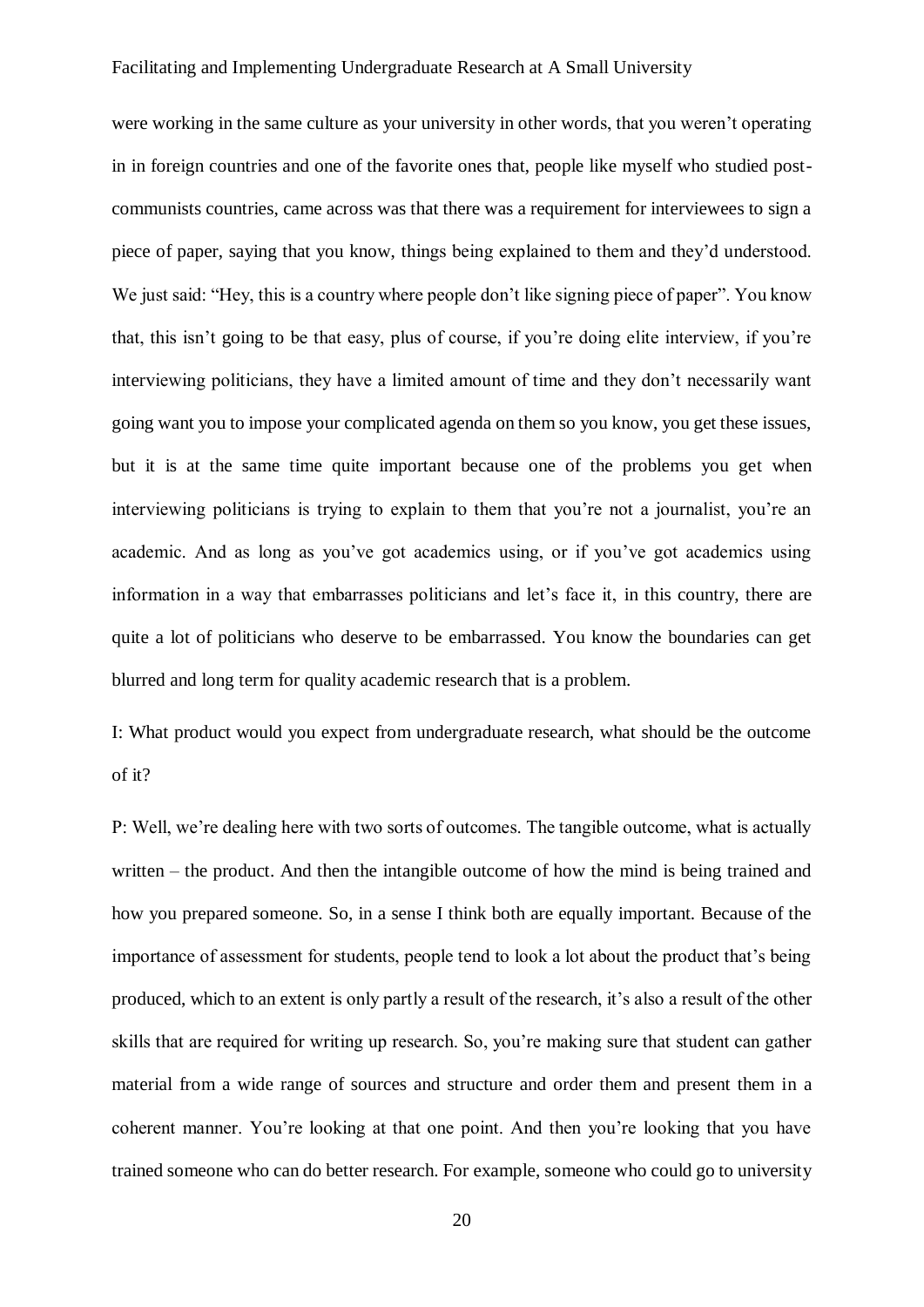were working in the same culture as your university in other words, that you weren't operating in in foreign countries and one of the favorite ones that, people like myself who studied post-communists countries, came across was that there was a requirement for interviewees to sign a piece of paper, saying that you know, things being explained to them and they'd understood. We just said: "Hey, this is a country where people don't like signing piece of paper". You know that, this isn't going to be that easy, plus of course, if you're doing elite interview, if you're interviewing politicians, they have a limited amount of time and they don't necessarily want going want you to impose your complicated agenda on them so you know, you get these issues, but it is at the same time quite important because one of the problems you get when interviewing politicians is trying to explain to them that you're not a journalist, you're an academic. And as long as you've got academics using, or if you've got academics using information in a way that embarrasses politicians and let's face it, in this country, there are quite a lot of politicians who deserve to be embarrassed. You know the boundaries can get blurred and long term for quality academic research that is a problem.

I: What product would you expect from undergraduate research, what should be the outcome of it?

P: Well, we're dealing here with two sorts of outcomes. The tangible outcome, what is actually written – the product. And then the intangible outcome of how the mind is being trained and how you prepared someone. So, in a sense I think both are equally important. Because of the importance of assessment for students, people tend to look a lot about the product that's being produced, which to an extent is only partly a result of the research, it's also a result of the other skills that are required for writing up research. So, you're making sure that student can gather material from a wide range of sources and structure and order them and present them in a coherent manner. You're looking at that one point. And then you're looking that you have trained someone who can do better research. For example, someone who could go to university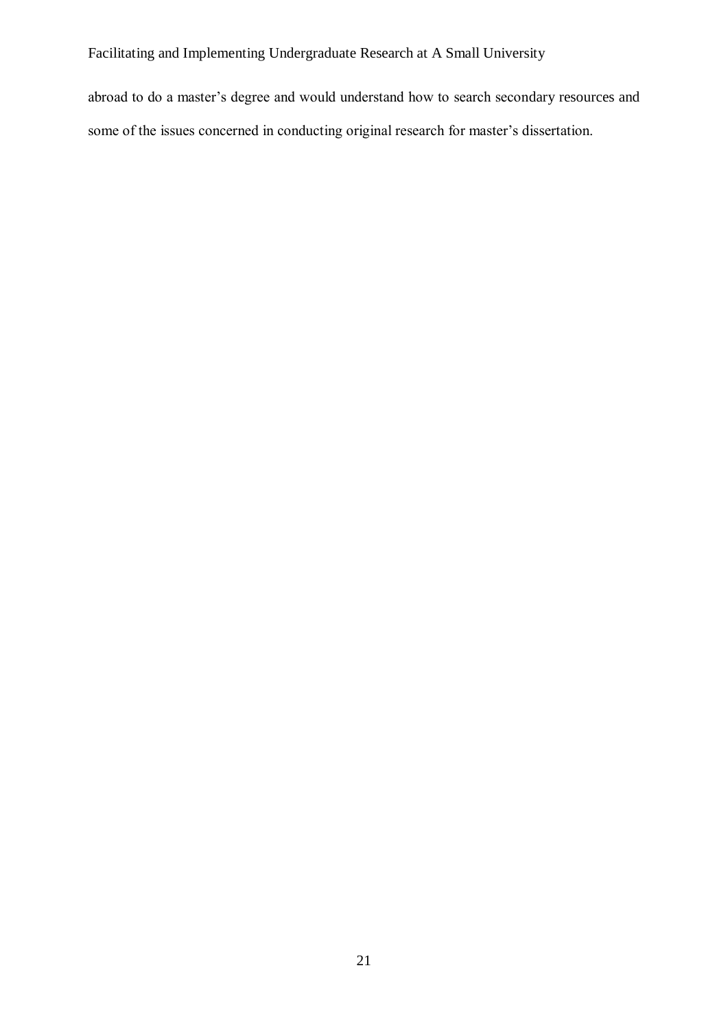abroad to do a master’s degree and would understand how to search secondary resources and some of the issues concerned in conducting original research for master’s dissertation.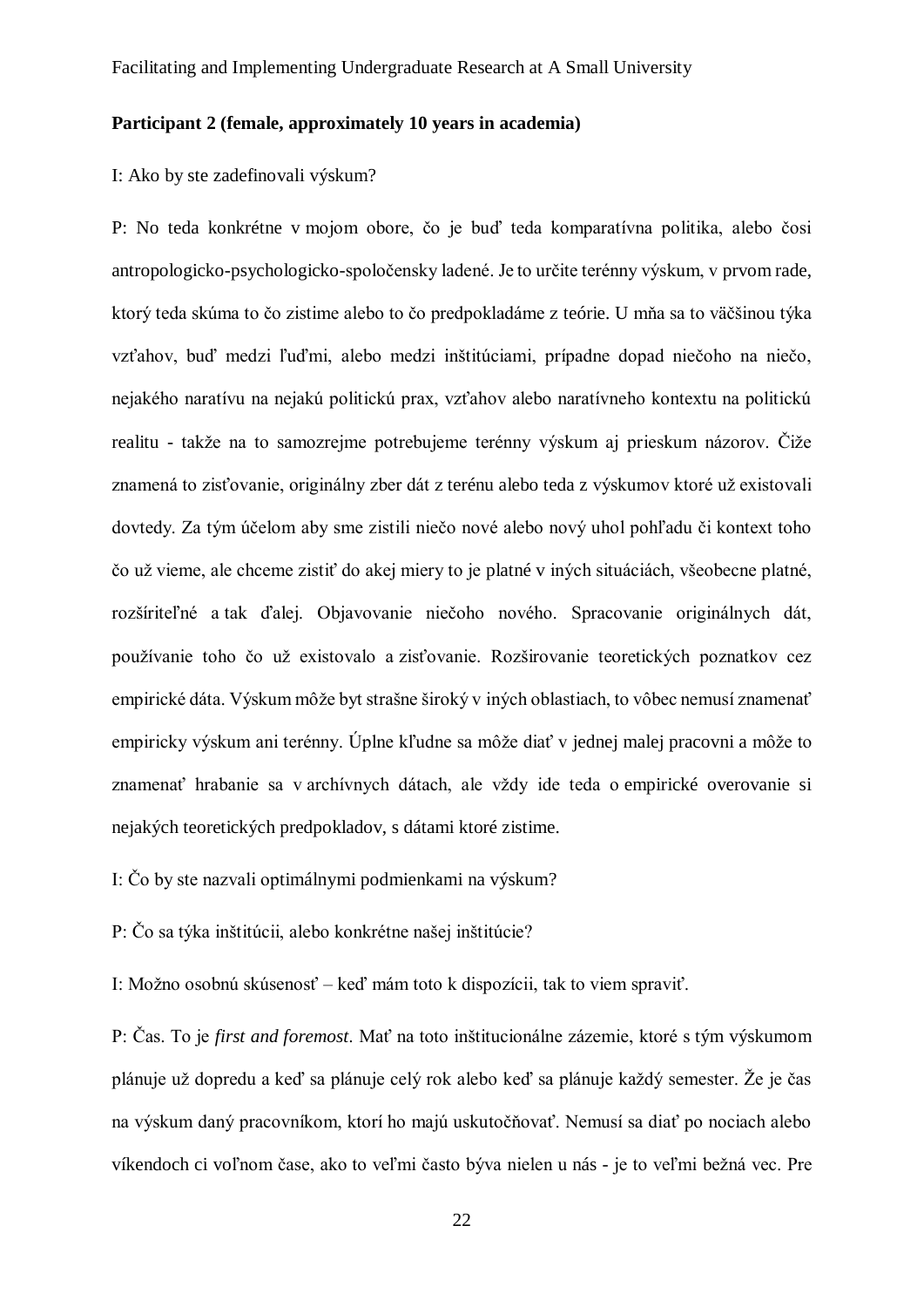**Participant 2 (female, approximately 10 years in academia)**

I: Ako by ste zadefinovali výskum?

P: No teda konkrétne v mojom obore, čo je buď teda komparatívna politika, alebo čosi antropologicko-psychologicko-spoločensky ladené. Je to určite terénny výskum, v prvom rade, ktorý teda skúma to čo zistime alebo to čo predpokladáme z teórie. U mňa sa to väčšinou týka vzťahov, buď medzi ľuďmi, alebo medzi inštitúciami, prípadne dopad niečoho na niečo, nejakého naratívu na nejakú politickú prax, vzťahov alebo naratívneho kontextu na politickú realitu - takže na to samozrejme potrebujeme terénny výskum aj prieskum názorov. Čiže znamená to zisťovanie, originálny zber dát z terénu alebo teda z výskumov ktoré už existovali dovtedy. Za tým účelom aby sme zistili niečo nové alebo nový uhol pohľadu či kontext toho čo už vieme, ale chceme zistiť do akej miery to je platné v iných situáciách, všeobecne platné, rozšíriteľné a tak ďalej. Objavovanie niečoho nového. Spracovanie originálnych dát, používanie toho čo už existovalo a zisťovanie. Rozširovanie teoretických poznatkov cez empirické dáta. Výskum môže byt strašne široký v iných oblastiach, to vôbec nemusí znamenať empiricky výskum ani terénny. Úplne kľudne sa môže diať v jednej malej pracovni a môže to znamenať hrabanie sa v archívnych dátach, ale vždy ide teda o empirické overovanie si nejakých teoretických predpokladov, s dátami ktoré zistime.

I: Čo by ste nazvali optimálnymi podmienkami na výskum?

P: Čo sa týka inštitúcii, alebo konkrétne našej inštitúcie?

I: Možno osobnú skúsenosť – keď mám toto k dispozícii, tak to viem spraviť.

P: Čas. To je *first and foremost*. Mať na toto inštitucionálne zázemie, ktoré s tým výskumom plánuje už dopredu a keď sa plánuje celý rok alebo keď sa plánuje každý semester. Že je čas na výskum daný pracovníkom, ktorí ho majú uskutočňovať. Nemusí sa diať po nociach alebo víkendoch ci voľnom čase, ako to veľmi často býva nielen u nás - je to veľmi bežná vec. Pre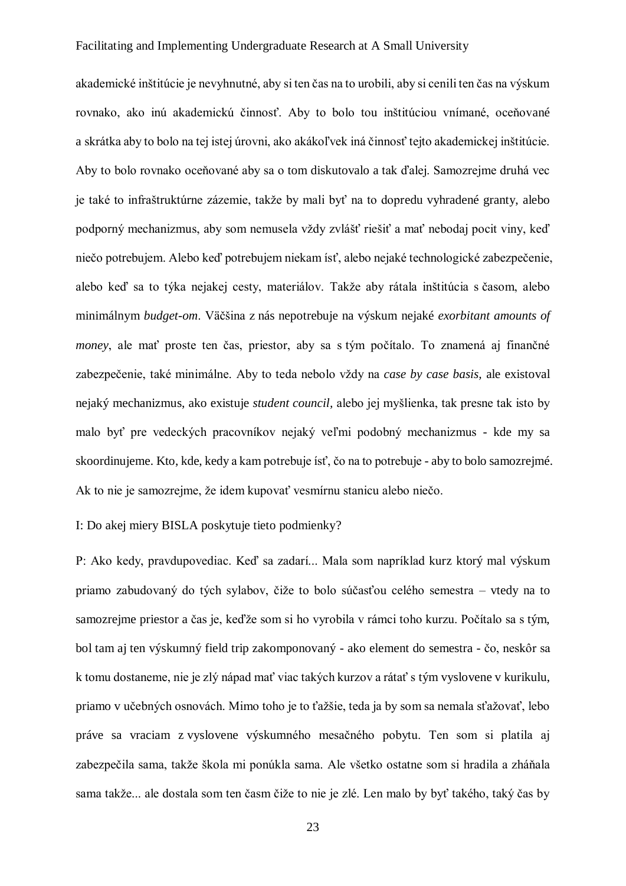akademické inštitúcie je nevyhnutné, aby si ten čas na to urobili, aby si cenili ten čas na výskum rovnako, ako inú akademickú činnosť. Aby to bolo tou inštitúciou vnímané, oceňované a skrátka aby to bolo na tej istej úrovni, ako akákoľvek iná činnosť tejto akademickej inštitúcie. Aby to bolo rovnako oceňované aby sa o tom diskutovalo a tak ďalej. Samozrejme druhá vec je také to infraštruktúrne zázemie, takže by mali byť na to dopredu vyhradené granty, alebo podporný mechanizmus, aby som nemusela vždy zvlášť riešiť a mať nebodaj pocit viny, keď niečo potrebujem. Alebo keď potrebujem niekam ísť, alebo nejaké technologické zabezpečenie, alebo keď sa to týka nejakej cesty, materiálov. Takže aby rátala inštitúcia s časom, alebo minimálnym *budget-om*. Väčšina z nás nepotrebuje na výskum nejaké *exorbitant amounts of money*, ale mať proste ten čas, priestor, aby sa s tým počítalo. To znamená aj finančné zabezpečenie, také minimálne. Aby to teda nebolo vždy na *case by case basis,* ale existoval nejaký mechanizmus, ako existuje *student council,* alebo jej myšlienka, tak presne tak isto by malo byť pre vedeckých pracovníkov nejaký veľmi podobný mechanizmus - kde my sa skoordinujeme. Kto, kde, kedy a kam potrebuje ísť, čo na to potrebuje - aby to bolo samozrejmé. Ak to nie je samozrejme, že idem kupovať vesmírnu stanicu alebo niečo.

I: Do akej miery BISLA poskytuje tieto podmienky?

P: Ako kedy, pravdupovediac. Keď sa zadarí... Mala som napríklad kurz ktorý mal výskum priamo zabudovaný do tých sylabov, čiže to bolo súčasťou celého semestra – vtedy na to samozrejme priestor a čas je, keďže som si ho vyrobila v rámci toho kurzu. Počítalo sa s tým, bol tam aj ten výskumný field trip zakomponovaný - ako element do semestra - čo, neskôr sa k tomu dostaneme, nie je zlý nápad mať viac takých kurzov a rátať s tým vyslovene v kurikulu, priamo v učebných osnovách. Mimo toho je to ťažšie, teda ja by som sa nemala sťažovať, lebo práve sa vraciam z vyslovene výskumného mesačného pobytu. Ten som si platila aj zabezpečila sama, takže škola mi ponúkla sama. Ale všetko ostatne som si hradila a zháňala sama takže... ale dostala som ten časm čiže to nie je zlé. Len malo by byť takého, taký čas by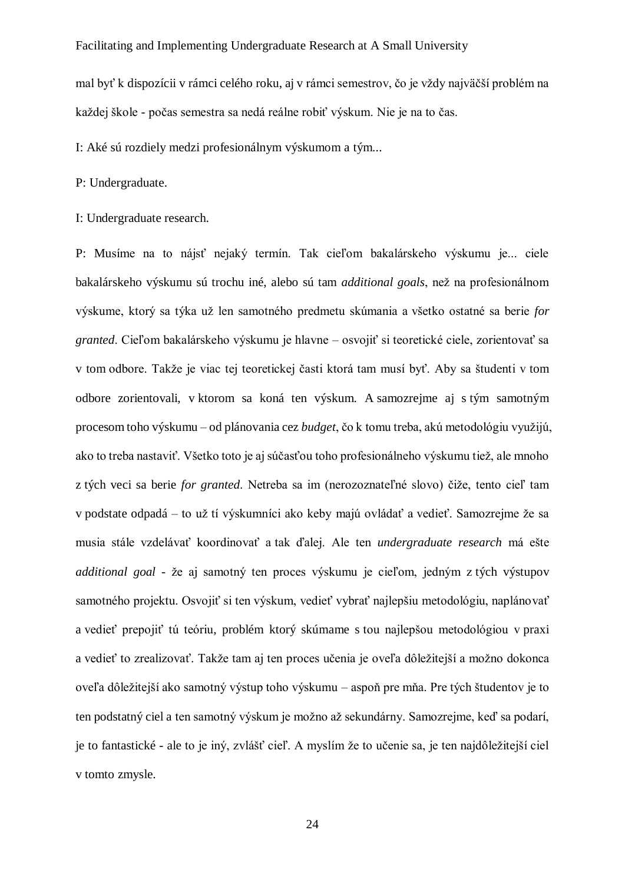mal byť k dispozícii v rámci celého roku, aj v rámci semestrov, čo je vždy najväčší problém na každej škole - počas semestra sa nedá reálne robiť výskum. Nie je na to čas.

I: Aké sú rozdiely medzi profesionálnym výskumom a tým...

P: Undergraduate.

I: Undergraduate research.

P: Musíme na to nájsť nejaký termín. Tak cieľom bakalárskeho výskumu je... ciele bakalárskeho výskumu sú trochu iné, alebo sú tam *additional goals*, než na profesionálnom výskume, ktorý sa týka už len samotného predmetu skúmania a všetko ostatné sa berie *for granted*. Cieľom bakalárskeho výskumu je hlavne – osvojiť si teoretické ciele, zorientovať sa v tom odbore. Takže je viac tej teoretickej časti ktorá tam musí byť. Aby sa študenti v tom odbore zorientovali, v ktorom sa koná ten výskum. A samozrejme aj s tým samotným procesom toho výskumu – od plánovania cez *budget*, čo k tomu treba, akú metodológiu využijú, ako to treba nastaviť. Všetko toto je aj súčasťou toho profesionálneho výskumu tiež, ale mnoho z tých veci sa berie *for granted*. Netreba sa im (nerozoznateľné slovo) čiže, tento cieľ tam v podstate odpadá – to už tí výskumníci ako keby majú ovládať a vedieť. Samozrejme že sa musia stále vzdelávať koordinovať a tak ďalej. Ale ten *undergraduate research* má ešte *additional goal* - že aj samotný ten proces výskumu je cieľom, jedným z tých výstupov samotného projektu. Osvojiť si ten výskum, vedieť vybrať najlepšiu metodológiu, naplánovať a vedieť prepojiť tú teóriu, problém ktorý skúmame s tou najlepšou metodológiou v praxi a vedieť to zrealizovať. Takže tam aj ten proces učenia je oveľa dôležitejší a možno dokonca oveľa dôležitejší ako samotný výstup toho výskumu – aspoň pre mňa. Pre tých študentov je to ten podstatný ciel a ten samotný výskum je možno až sekundárny. Samozrejme, keď sa podarí, je to fantastické - ale to je iný, zvlášť cieľ. A myslím že to učenie sa, je ten najdôležitejší ciel v tomto zmysle.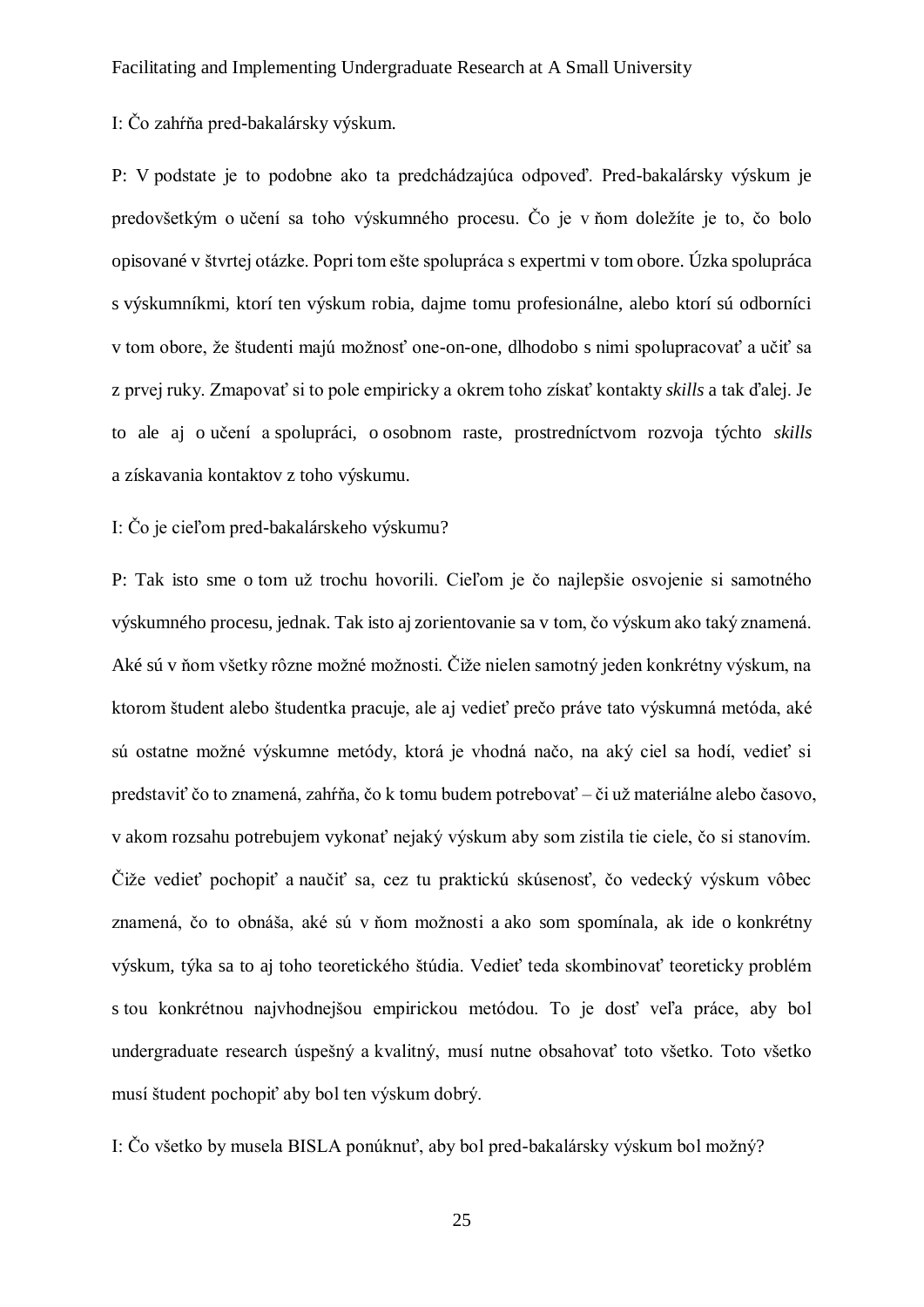I: Čo zahŕňa pred-bakalársky výskum.

P: V podstate je to podobne ako ta predchádzajúca odpoveď. Pred-bakalársky výskum je predovšetkým o učení sa toho výskumného procesu. Čo je v ňom doležíte je to, čo bolo opisované v štvrtej otázke. Popri tom ešte spolupráca s expertmi v tom obore. Úzka spolupráca s výskumníkmi, ktorí ten výskum robia, dajme tomu profesionálne, alebo ktorí sú odborníci v tom obore, že študenti majú možnosť one-on-one, dlhodobo s nimi spolupracovať a učiť sa z prvej ruky. Zmapovať si to pole empiricky a okrem toho získať kontakty *skills* a tak ďalej. Je to ale aj o učení a spolupráci, o osobnom raste, prostredníctvom rozvoja týchto *skills* a získavania kontaktov z toho výskumu.

I: Čo je cieľom pred-bakalárskeho výskumu?

P: Tak isto sme o tom už trochu hovorili. Cieľom je čo najlepšie osvojenie si samotného výskumného procesu, jednak. Tak isto aj zorientovanie sa v tom, čo výskum ako taký znamená. Aké sú v ňom všetky rôzne možné možnosti. Čiže nielen samotný jeden konkrétny výskum, na ktorom študent alebo študentka pracuje, ale aj vedieť prečo práve tato výskumná metóda, aké sú ostatne možné výskumne metódy, ktorá je vhodná načo, na aký ciel sa hodí, vedieť si predstaviť čo to znamená, zahŕňa, čo k tomu budem potrebovať – či už materiálne alebo časovo, v akom rozsahu potrebujem vykonať nejaký výskum aby som zistila tie ciele, čo si stanovím. Čiže vedieť pochopiť a naučiť sa, cez tu praktickú skúsenosť, čo vedecký výskum vôbec znamená, čo to obnáša, aké sú v ňom možnosti a ako som spomínala, ak ide o konkrétny výskum, týka sa to aj toho teoretického štúdia. Vedieť teda skombinovať teoreticky problém s tou konkrétnou najvhodnejšou empirickou metódou. To je dosť veľa práce, aby bol undergraduate research úspešný a kvalitný, musí nutne obsahovať toto všetko. Toto všetko musí študent pochopiť aby bol ten výskum dobrý.

I: Čo všetko by musela BISLA ponúknuť, aby bol pred-bakalársky výskum bol možný?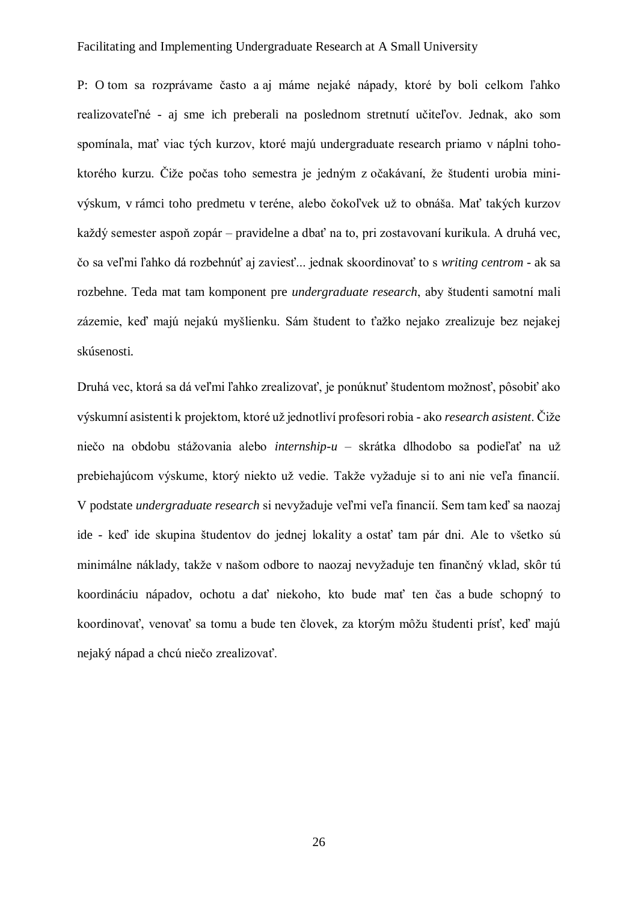P: O tom sa rozprávame často a aj máme nejaké nápady, ktoré by boli celkom ľahko realizovateľné - aj sme ich preberali na poslednom stretnutí učiteľov. Jednak, ako som spomínala, mať viac tých kurzov, ktoré majú undergraduate research priamo v náplni toho-ktorého kurzu. Čiže počas toho semestra je jedným z očakávaní, že študenti urobia mini-výskum, v rámci toho predmetu v teréne, alebo čokoľvek už to obnáša. Mať takých kurzov každý semester aspoň zopár – pravidelne a dbať na to, pri zostavovaní kurikula. A druhá vec, čo sa veľmi ľahko dá rozbehnúť aj zaviesť... jednak skoordinovať to s *writing centrom* - ak sa rozbehne. Teda mat tam komponent pre *undergraduate research*, aby študenti samotní mali zázemie, keď majú nejakú myšlienku. Sám študent to ťažko nejako zrealizuje bez nejakej skúsenosti.

Druhá vec, ktorá sa dá veľmi ľahko zrealizovať, je ponúknuť študentom možnosť, pôsobiť ako výskumní asistenti k projektom, ktoré už jednotliví profesori robia - ako *research asistent*. Čiže niečo na obdobu stážovania alebo *internship-u* – skrátka dlhodobo sa podieľať na už prebiehajúcom výskume, ktorý niekto už vedie. Takže vyžaduje si to ani nie veľa financií. V podstate *undergraduate research* si nevyžaduje veľmi veľa financií. Sem tam keď sa naozaj ide - keď ide skupina študentov do jednej lokality a ostať tam pár dni. Ale to všetko sú minimálne náklady, takže v našom odbore to naozaj nevyžaduje ten finančný vklad, skôr tú koordináciu nápadov, ochotu a dať niekoho, kto bude mať ten čas a bude schopný to koordinovať, venovať sa tomu a bude ten človek, za ktorým môžu študenti prísť, keď majú nejaký nápad a chcú niečo zrealizovať.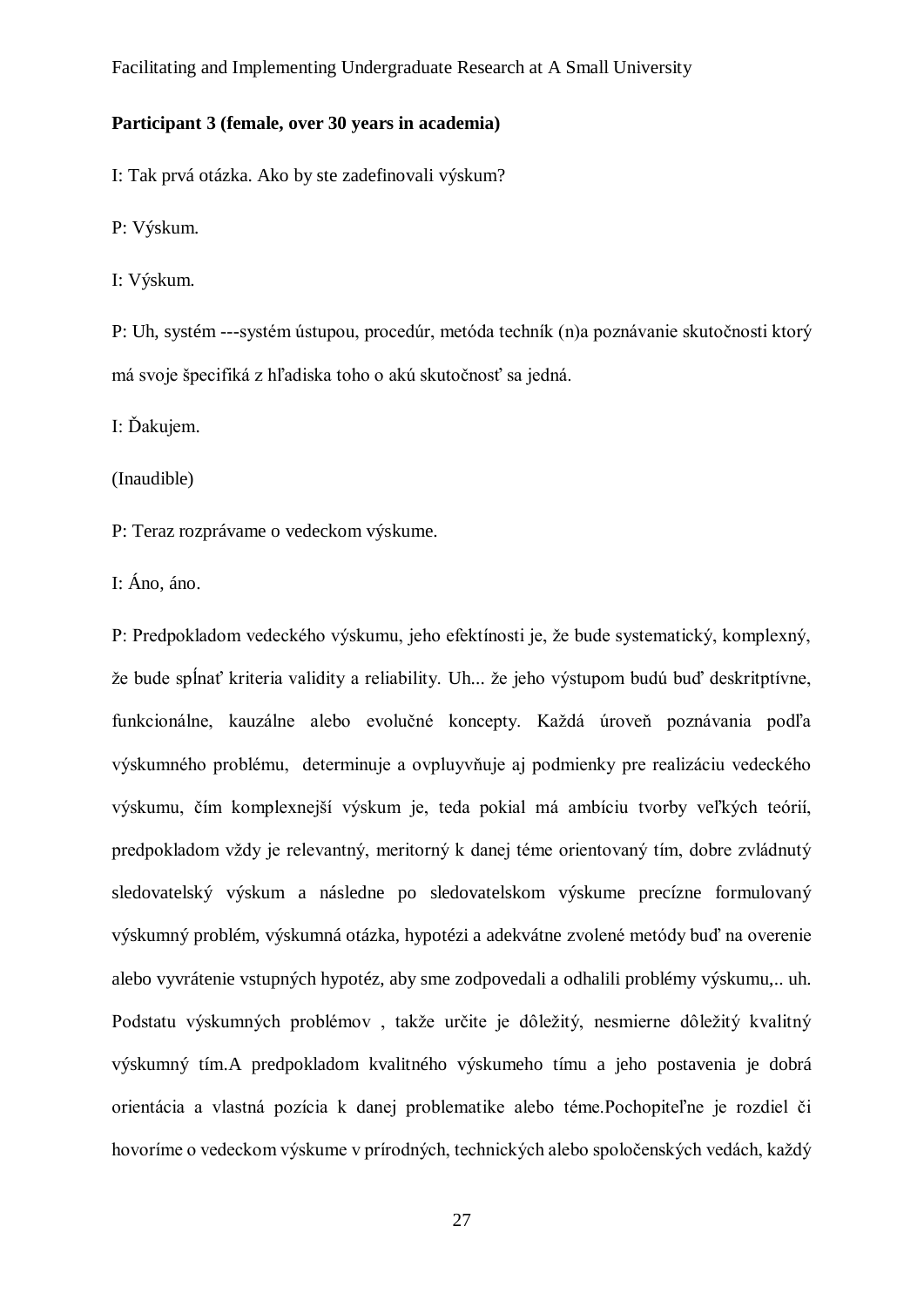**Participant 3 (female, over 30 years in academia)**

I: Tak prvá otázka. Ako by ste zadefinovali výskum?

P: Výskum.

I: Výskum.

P: Uh, systém ---systém ústupou, procedúr, metóda techník (n)a poznávanie skutočnosti ktorý má svoje špecifiká z hľadiska toho o akú skutočnosť sa jedná.

I: Ďakujem.

(Inaudible)

P: Teraz rozprávame o vedeckom výskume.

I: Áno, áno.

P: Predpokladom vedeckého výskumu, jeho efektínosti je, že bude systematický, komplexný, že bude spĺnať kriteria validity a reliability. Uh... že jeho výstupom budú buď deskritptívne, funkcionálne, kauzálne alebo evolučné koncepty. Každá úroveň poznávania podľa výskumného problému, determinuje a ovpluyvňuje aj podmienky pre realizáciu vedeckého výskumu, čím komplexnejší výskum je, teda pokial má ambíciu tvorby veľkých teórií, predpokladom vždy je relevantný, meritorný k danej téme orientovaný tím, dobre zvládnutý sledovatelský výskum a následne po sledovatelskom výskume precízne formulovaný výskumný problém, výskumná otázka, hypotézi a adekvátne zvolené metódy buď na overenie alebo vyvrátenie vstupných hypotéz, aby sme zodpovedali a odhalili problémy výskumu,.. uh. Podstatu výskumných problémov , takže určite je dôležitý, nesmierne dôležitý kvalitný výskumný tím.A predpokladom kvalitného výskumeho tímu a jeho postavenia je dobrá orientácia a vlastná pozícia k danej problematike alebo téme.Pochopiteľne je rozdiel či hovoríme o vedeckom výskume v prírodných, technických alebo spoločenských vedách, každý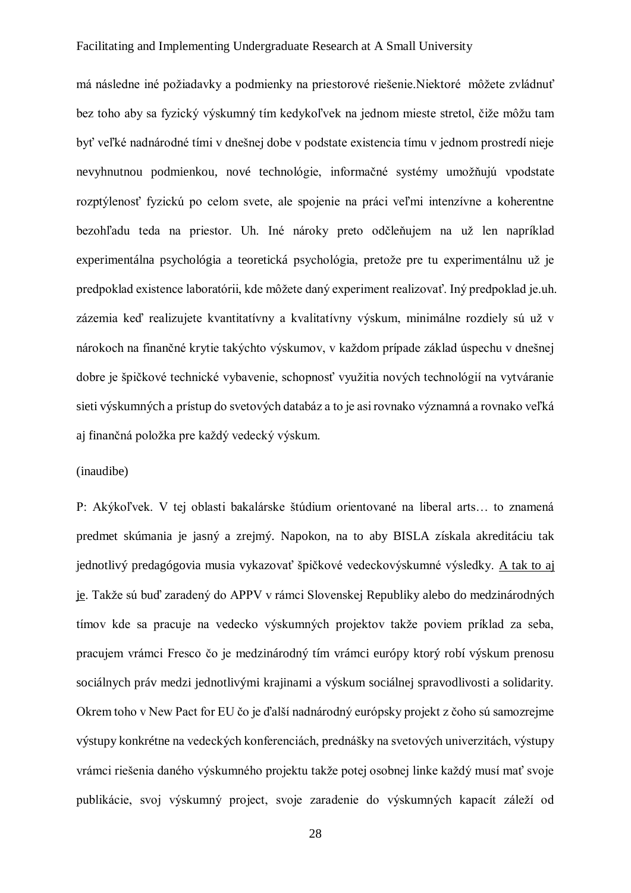má následne iné požiadavky a podmienky na priestorové riešenie.Niektoré  môžete zvládnuť bez toho aby sa fyzický výskumný tím kedykoľvek na jednom mieste stretol, čiže môžu tam byť veľké nadnárodné tími v dnešnej dobe v podstate existencia tímu v jednom prostredí nieje nevyhnutnou podmienkou, nové technológie, informačné systémy umožňujú vpodstate rozptýlenosť fyzickú po celom svete, ale spojenie na práci veľmi intenzívne a koherentne bezohľadu teda na priestor. Uh. Iné nároky preto odčleňujem na už len napríklad experimentálna psychológia a teoretická psychológia, pretože pre tu experimentálnu už je predpoklad existence laboratórii, kde môžete daný experiment realizovať. Iný predpoklad je.uh. zázemia keď realizujete kvantitatívny a kvalitatívny výskum, minimálne rozdiely sú už v nárokoch na finančné krytie takýchto výskumov, v každom prípade základ úspechu v dnešnej dobre je špičkové technické vybavenie, schopnosť využitia nových technológií na vytváranie sieti výskumných a prístup do svetových databáz a to je asi rovnako významná a rovnako veľká aj finančná položka pre každý vedecký výskum.

(inaudibe)

P: Akýkoľvek. V tej oblasti bakalárske štúdium orientované na liberal arts… to znamená predmet skúmania je jasný a zrejmý. Napokon, na to aby BISLA získala akreditáciu tak jednotlivý predagógovia musia vykazovať špičkové vedeckovýskumné výsledky. <u>A tak to aj je</u>. Takže sú buď zaradený do APPV v rámci Slovenskej Republiky alebo do medzinárodných tímov kde sa pracuje na vedecko výskumných projektov takže poviem príklad za seba, pracujem vrámci Fresco čo je medzinárodný tím vrámci európy ktorý robí výskum prenosu sociálnych práv medzi jednotlivými krajinami a výskum sociálnej spravodlivosti a solidarity. Okrem toho v New Pact for EU čo je ďalší nadnárodný európsky projekt z čoho sú samozrejme výstupy konkrétne na vedeckých konferenciách, prednášky na svetových univerzitách, výstupy vrámci riešenia daného výskumného projektu takže potej osobnej linke každý musí mať svoje publikácie, svoj výskumný project, svoje zaradenie do výskumných kapacít záleží od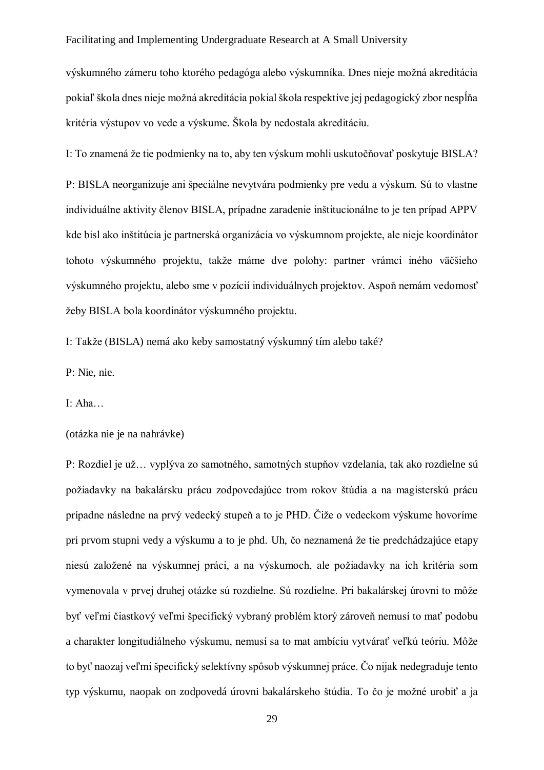výskumného zámeru toho ktorého pedagóga alebo výskumníka. Dnes nieje možná akreditácia pokiaľ škola dnes nieje možná akreditácia pokial škola respektíve jej pedagogický zbor nespĺňa kritéria výstupov vo vede a výskume. Škola by nedostala akreditáciu.

I: To znamená že tie podmienky na to, aby ten výskum mohli uskutočňovať poskytuje BISLA?

P: BISLA neorganizuje ani špeciálne nevytvára podmienky pre vedu a výskum. Sú to vlastne individuálne aktivity členov BISLA, prípadne zaradenie inštitucionálne to je ten prípad APPV kde bisl ako inštitúcia je partnerská organizácia vo výskumnom projekte, ale nieje koordinátor tohoto výskumného projektu, takže máme dve polohy: partner vrámci iného väčšieho výskumného projektu, alebo sme v pozícií individuálnych projektov. Aspoň nemám vedomosť žeby BISLA bola koordinátor výskumného projektu.

I: Takže (BISLA) nemá ako keby samostatný výskumný tím alebo také?

P: Nie, nie.

I: Aha…

(otázka nie je na nahrávke)

P: Rozdiel je už… vyplýva zo samotného, samotných stupňov vzdelania, tak ako rozdielne sú požiadavky na bakalársku prácu zodpovedajúce trom rokov štúdia a na magisterskú prácu prípadne následne na prvý vedecký stupeň a to je PHD. Čiže o vedeckom výskume hovoríme pri prvom stupni vedy a výskumu a to je phd. Uh, čo neznamená že tie predchádzajúce etapy niesú založené na výskumnej práci, a na výskumoch, ale požiadavky na ich kritéria som vymenovala v prvej druhej otázke sú rozdielne. Sú rozdielne. Pri bakalárskej úrovni to môže byť veľmi čiastkový veľmi špecifický vybraný problém ktorý zároveň nemusí to mať podobu a charakter longitudiálneho výskumu, nemusí sa to mat ambíciu vytvárať veľkú teóriu. Môže to byť naozaj veľmi špecifický selektívny spôsob výskumnej práce. Čo nijak nedegraduje tento typ výskumu, naopak on zodpovedá úrovni bakalárskeho štúdia. To čo je možné urobiť a ja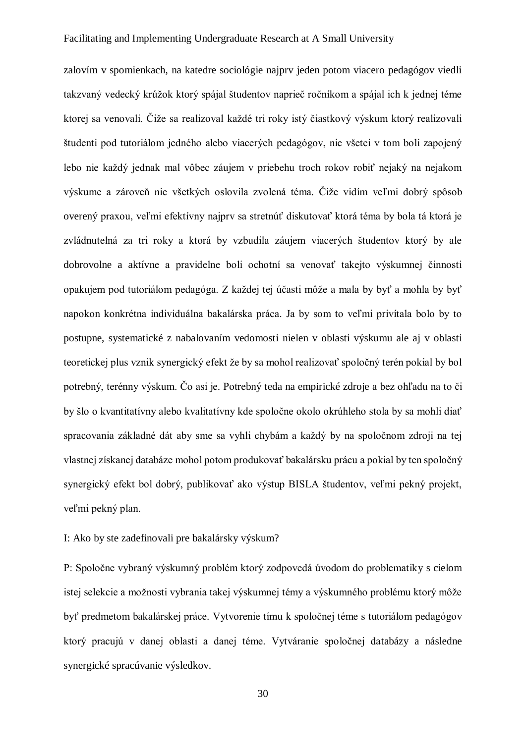zalovím v spomienkach, na katedre sociológie najprv jeden potom viacero pedagógov viedli takzvaný vedecký krúžok ktorý spájal študentov naprieč ročníkom a spájal ich k jednej téme ktorej sa venovali. Čiže sa realizoval každé tri roky istý čiastkový výskum ktorý realizovali študenti pod tutoriálom jedného alebo viacerých pedagógov, nie všetci v tom boli zapojený lebo nie každý jednak mal vôbec záujem v priebehu troch rokov robiť nejaký na nejakom výskume a zároveň nie všetkých oslovila zvolená téma. Čiže vidím veľmi dobrý spôsob overený praxou, veľmi efektívny najprv sa stretnúť diskutovať ktorá téma by bola tá ktorá je zvládnuteľná za tri roky a ktorá by vzbudila záujem viacerých študentov ktorý by ale dobrovolne a aktívne a pravidelne boli ochotní sa venovať takejto výskumnej činnosti opakujem pod tutoriálom pedagóga. Z každej tej účasti môže a mala by byť a mohla by byť napokon konkrétna individuálna bakalárska práca. Ja by som to veľmi privítala bolo by to postupne, systematické z nabalovaním vedomosti nielen v oblasti výskumu ale aj v oblasti teoretickej plus vznik synergický efekt že by sa mohol realizovať spoločný terén pokial by bol potrebný, terénny výskum. Čo asi je. Potrebný teda na empirické zdroje a bez ohľadu na to či by šlo o kvantitatívny alebo kvalitatívny kde spoločne okolo okrúhleho stola by sa mohli diať spracovania základné dát aby sme sa vyhli chybám a každý by na spoločnom zdroji na tej vlastnej získanej databáze mohol potom produkovať bakalársku prácu a pokial by ten spoločný synergický efekt bol dobrý, publikovať ako výstup BISLA študentov, veľmi pekný projekt, veľmi pekný plan.

I: Ako by ste zadefinovali pre bakalársky výskum?

P: Spoločne vybraný výskumný problém ktorý zodpovedá úvodom do problematiky s cielom istej selekcie a možnosti vybrania takej výskumnej témy a výskumného problému ktorý môže byť predmetom bakalárskej práce. Vytvorenie tímu k spoločnej téme s tutoriálom pedagógov ktorý pracujú v danej oblasti a danej téme. Vytváranie spoločnej databázy a následne synergické spracúvanie výsledkov.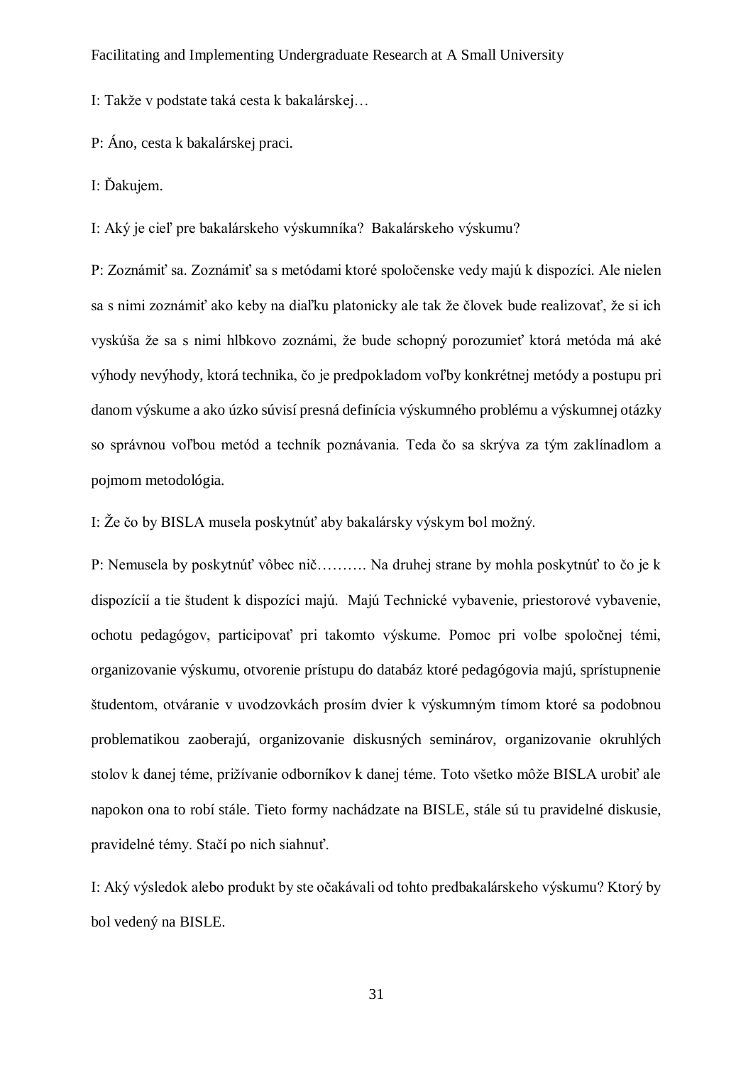I: Takže v podstate taká cesta k bakalárskej…

P: Áno, cesta k bakalárskej praci.

I: Ďakujem.

I: Aký je cieľ pre bakalárskeho výskumníka? Bakalárskeho výskumu?

P: Zoznámiť sa. Zoznámiť sa s metódami ktoré spoločenske vedy majú k dispozíci. Ale nielen sa s nimi zoznámiť ako keby na diaľku platonicky ale tak že človek bude realizovať, že si ich vyskúša že sa s nimi hlbkovo zoznámi, že bude schopný porozumieť ktorá metóda má aké výhody nevýhody, ktorá technika, čo je predpokladom voľby konkrétnej metódy a postupu pri danom výskume a ako úzko súvisí presná definícia výskumného problému a výskumnej otázky so správnou voľbou metód a techník poznávania. Teda čo sa skrýva za tým zaklínadlom a pojmom metodológia.

I: Že čo by BISLA musela poskytnúť aby bakalársky výskym bol možný.

P: Nemusela by poskytnúť vôbec nič………. Na druhej strane by mohla poskytnúť to čo je k dispozícií a tie študent k dispozíci majú. Majú Technické vybavenie, priestorové vybavenie, ochotu pedagógov, participovať pri takomto výskume. Pomoc pri volbe spoločnej témi, organizovanie výskumu, otvorenie prístupu do databáz ktoré pedagógovia majú, sprístupnenie študentom, otváranie v uvodzovkách prosím dvier k výskumným tímom ktoré sa podobnou problematikou zaoberajú, organizovanie diskusných seminárov, organizovanie okruhlých stolov k danej téme, prižívanie odborníkov k danej téme. Toto všetko môže BISLA urobiť ale napokon ona to robí stále. Tieto formy nachádzate na BISLE, stále sú tu pravidelné diskusie, pravidelné témy. Stačí po nich siahnuť.

I: Aký výsledok alebo produkt by ste očakávali od tohto predbakalárskeho výskumu? Ktorý by bol vedený na BISLE.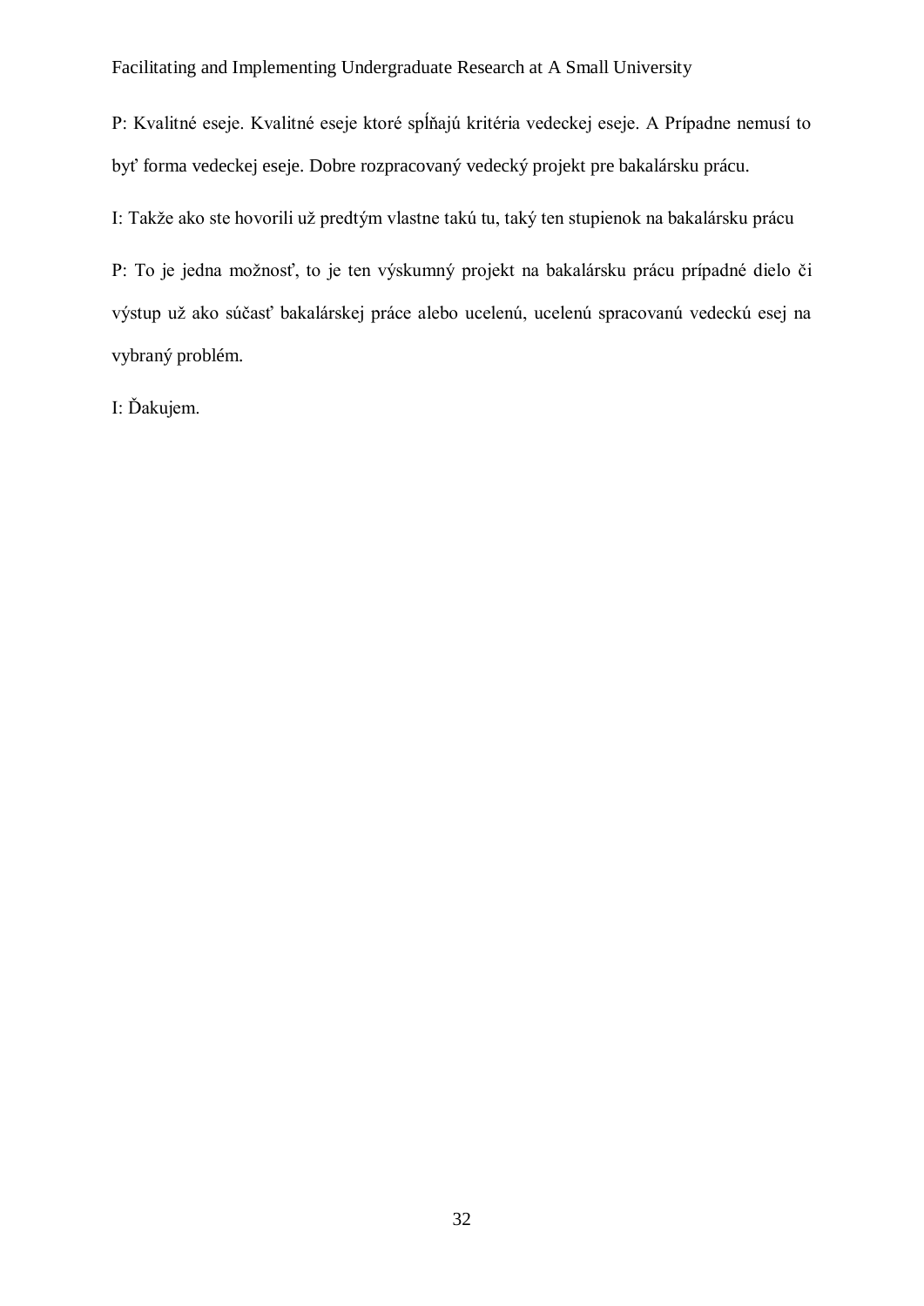P: Kvalitné eseje. Kvalitné eseje ktoré spĺňajú kritéria vedeckej eseje. A Prípadne nemusí to byť forma vedeckej eseje. Dobre rozpracovaný vedecký projekt pre bakalársku prácu.

I: Takže ako ste hovorili už predtým vlastne takú tu, taký ten stupienok na bakalársku prácu

P: To je jedna možnosť, to je ten výskumný projekt na bakalársku prácu prípadné dielo či výstup už ako súčasť bakalárskej práce alebo ucelenú, ucelenú spracovanú vedeckú esej na vybraný problém.

I: Ďakujem.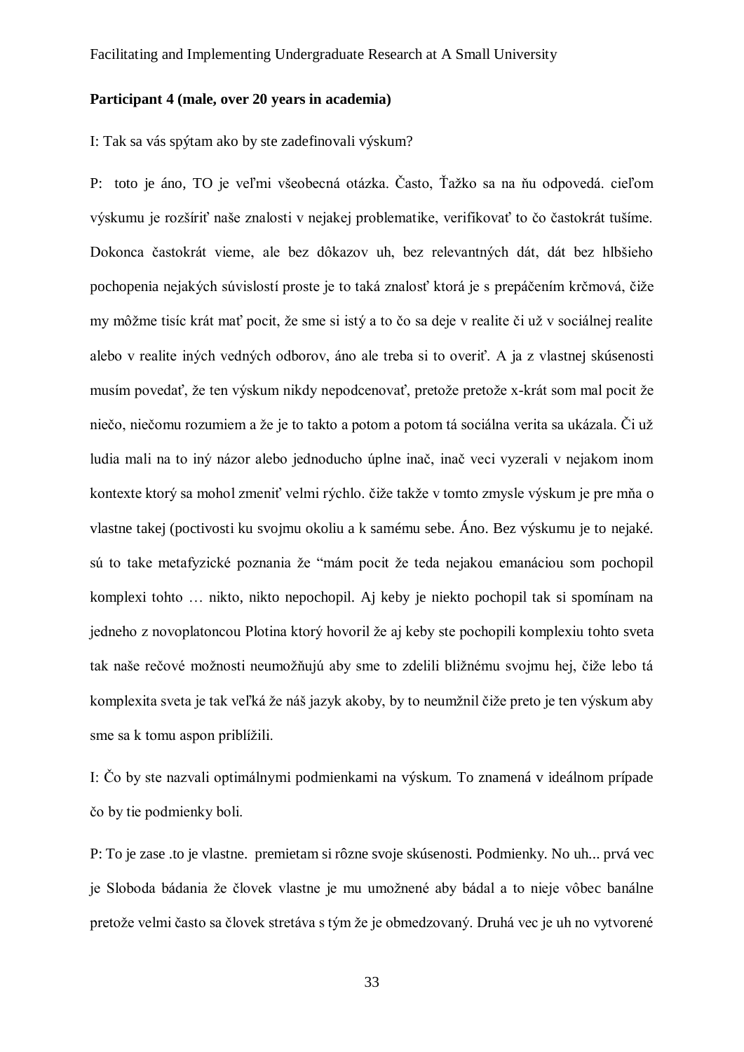**Participant 4 (male, over 20 years in academia)**

I: Tak sa vás spýtam ako by ste zadefinovali výskum?

P: toto je áno, TO je veľmi všeobecná otázka. Často, Ťažko sa na ňu odpovedá. cieľom výskumu je rozšíriť naše znalosti v nejakej problematike, verifikovať to čo častokrát tušíme. Dokonca častokrát vieme, ale bez dôkazov uh, bez relevantných dát, dát bez hlbšieho pochopenia nejakých súvislostí proste je to taká znalosť ktorá je s prepáčením krčmová, čiže my môžme tisíc krát mať pocit, že sme si istý a to čo sa deje v realite či už v sociálnej realite alebo v realite iných vedných odborov, áno ale treba si to overiť. A ja z vlastnej skúsenosti musím povedať, že ten výskum nikdy nepodcenovať, pretože pretože x-krát som mal pocit že niečo, niečomu rozumiem a že je to takto a potom a potom tá sociálna verita sa ukázala. Či už ludia mali na to iný názor alebo jednoducho úplne inač, inač veci vyzerali v nejakom inom kontexte ktorý sa mohol zmeniť velmi rýchlo. čiže takže v tomto zmysle výskum je pre mňa o vlastne takej (poctivosti ku svojmu okoliu a k samému sebe. Áno. Bez výskumu je to nejaké. sú to take metafyzické poznania že "mám pocit že teda nejakou emanáciou som pochopil komplexi tohto … nikto, nikto nepochopil. Aj keby je niekto pochopil tak si spomínam na jedneho z novoplatoncou Plotina ktorý hovoril že aj keby ste pochopili komplexiu tohto sveta tak naše rečové možnosti neumožňujú aby sme to zdelili bližnému svojmu hej, čiže lebo tá komplexita sveta je tak veľká že náš jazyk akoby, by to neumžnil čiže preto je ten výskum aby sme sa k tomu aspon priblížili.

I: Čo by ste nazvali optimálnymi podmienkami na výskum. To znamená v ideálnom prípade čo by tie podmienky boli.

P: To je zase .to je vlastne. premietam si rôzne svoje skúsenosti. Podmienky. No uh... prvá vec je Sloboda bádania že človek vlastne je mu umožnené aby bádal a to nieje vôbec banálne pretože velmi často sa človek stretáva s tým že je obmedzovaný. Druhá vec je uh no vytvorené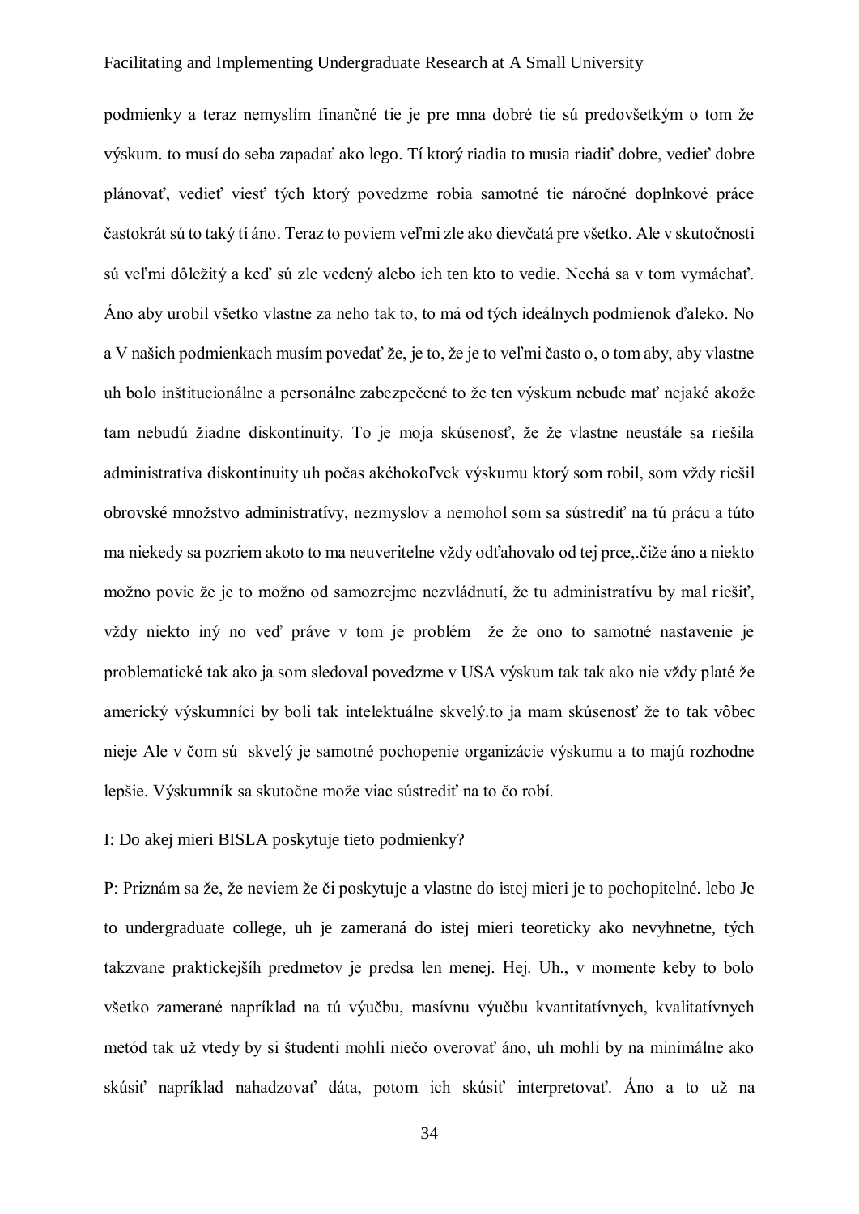podmienky a teraz nemyslím finančné tie je pre mna dobré tie sú predovšetkým o tom že výskum. to musí do seba zapadať ako lego. Tí ktorý riadia to musia riadiť dobre, vedieť dobre plánovať, vedieť viesť tých ktorý povedzme robia samotné tie náročné doplnkové práce častokrát sú to taký tí áno. Teraz to poviem veľmi zle ako dievčatá pre všetko. Ale v skutočnosti sú veľmi dôležitý a keď sú zle vedený alebo ich ten kto to vedie. Nechá sa v tom vymáchať. Áno aby urobil všetko vlastne za neho tak to, to má od tých ideálnych podmienok ďaleko. No a V našich podmienkach musím povedať že, je to, že je to veľmi často o, o tom aby, aby vlastne uh bolo inštitucionálne a personálne zabezpečené to že ten výskum nebude mať nejaké akože tam nebudú žiadne diskontinuity. To je moja skúsenosť, že že vlastne neustále sa riešila administratíva diskontinuity uh počas akéhokoľvek výskumu ktorý som robil, som vždy riešil obrovské množstvo administratívy, nezmyslov a nemohol som sa sústrediť na tú prácu a túto ma niekedy sa pozriem akoto to ma neuveritelne vždy odťahovalo od tej prce,.čiže áno a niekto možno povie že je to možno od samozrejme nezvládnutí, že tu administratívu by mal riešiť, vždy niekto iný no veď práve v tom je problém  že že ono to samotné nastavenie je problematické tak ako ja som sledoval povedzme v USA výskum tak tak ako nie vždy platé že americký výskumníci by boli tak intelektuálne skvelý.to ja mam skúsenosť že to tak vôbec nieje Ale v čom sú  skvelý je samotné pochopenie organizácie výskumu a to majú rozhodne lepšie. Výskumník sa skutočne može viac sústrediť na to čo robí.

I: Do akej mieri BISLA poskytuje tieto podmienky?

P: Priznám sa že, že neviem že či poskytuje a vlastne do istej mieri je to pochopitelné. lebo Je to undergraduate college, uh je zameraná do istej mieri teoreticky ako nevyhnetne, tých takzvane praktickejších predmetov je predsa len menej. Hej. Uh., v momente keby to bolo všetko zamerané napríklad na tú výučbu, masívnu výučbu kvantitatívnych, kvalitatívnych metód tak už vtedy by si študenti mohli niečo overovať áno, uh mohli by na minimálne ako skúsiť napríklad nahadzovať dáta, potom ich skúsiť interpretovať. Áno a to už na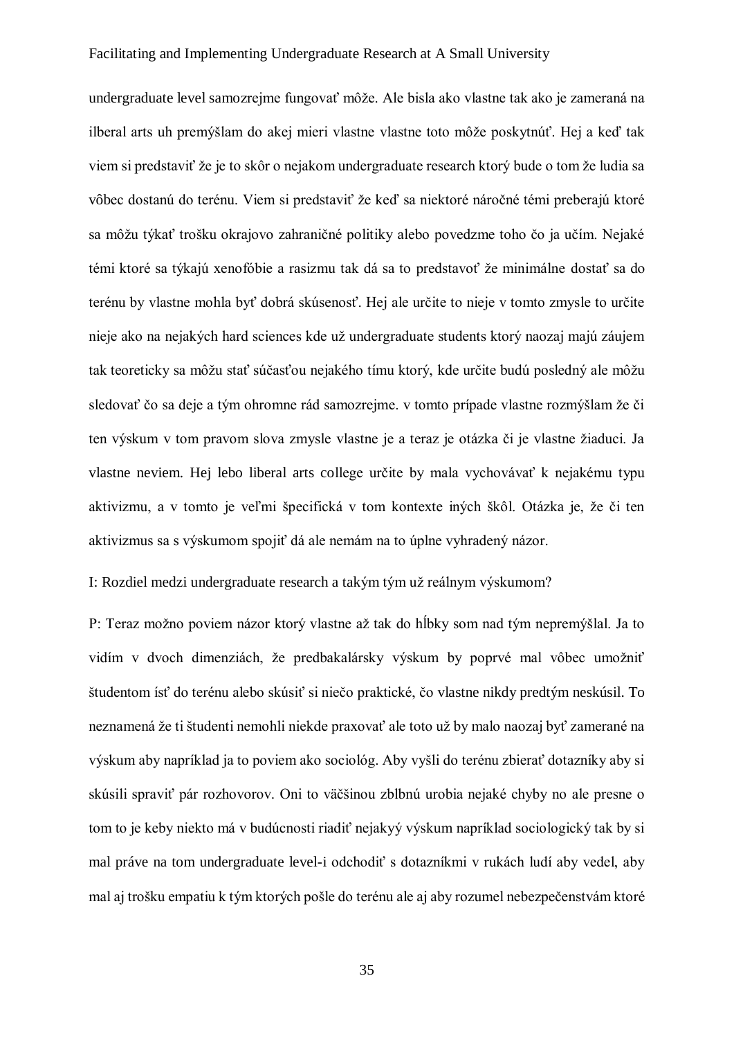undergraduate level samozrejme fungovať môže. Ale bisla ako vlastne tak ako je zameraná na ilberal arts uh premýšlam do akej mieri vlastne vlastne toto môže poskytnúť. Hej a keď tak viem si predstaviť že je to skôr o nejakom undergraduate research ktorý bude o tom že ludia sa vôbec dostanú do terénu. Viem si predstaviť že keď sa niektoré náročné témi preberajú ktoré sa môžu týkať trošku okrajovo zahraničné politiky alebo povedzme toho čo ja učím. Nejaké témi ktoré sa týkajú xenofóbie a rasizmu tak dá sa to predstavoť že minimálne dostať sa do terénu by vlastne mohla byť dobrá skúsenosť. Hej ale určite to nieje v tomto zmysle to určite nieje ako na nejakých hard sciences kde už undergraduate students ktorý naozaj majú záujem tak teoreticky sa môžu stať súčasťou nejakého tímu ktorý, kde určite budú posledný ale môžu sledovať čo sa deje a tým ohromne rád samozrejme. v tomto prípade vlastne rozmýšlam že či ten výskum v tom pravom slova zmysle vlastne je a teraz je otázka či je vlastne žiaduci. Ja vlastne neviem. Hej lebo liberal arts college určite by mala vychovávať k nejakému typu aktivizmu, a v tomto je veľmi špecifická v tom kontexte iných škôl. Otázka je, že či ten aktivizmus sa s výskumom spojiť dá ale nemám na to úplne vyhradený názor.

I: Rozdiel medzi undergraduate research a takým tým už reálnym výskumom?

P: Teraz možno poviem názor ktorý vlastne až tak do hĺbky som nad tým nepremýšlal. Ja to vidím v dvoch dimenziách, že predbakalársky výskum by poprvé mal vôbec umožniť študentom ísť do terénu alebo skúsiť si niečo praktické, čo vlastne nikdy predtým neskúsil. To neznamená že ti študenti nemohli niekde praxovať ale toto už by malo naozaj byť zamerané na výskum aby napríklad ja to poviem ako sociológ. Aby vyšli do terénu zbierať dotazníky aby si skúsili spraviť pár rozhovorov. Oni to väčšinou zblbnú urobia nejaké chyby no ale presne o tom to je keby niekto má v budúcnosti riadiť nejakyý výskum napríklad sociologický tak by si mal práve na tom undergraduate level-i odchodiť s dotazníkmi v rukách ludí aby vedel, aby mal aj trošku empatiu k tým ktorých pošle do terénu ale aj aby rozumel nebezpečenstvám ktoré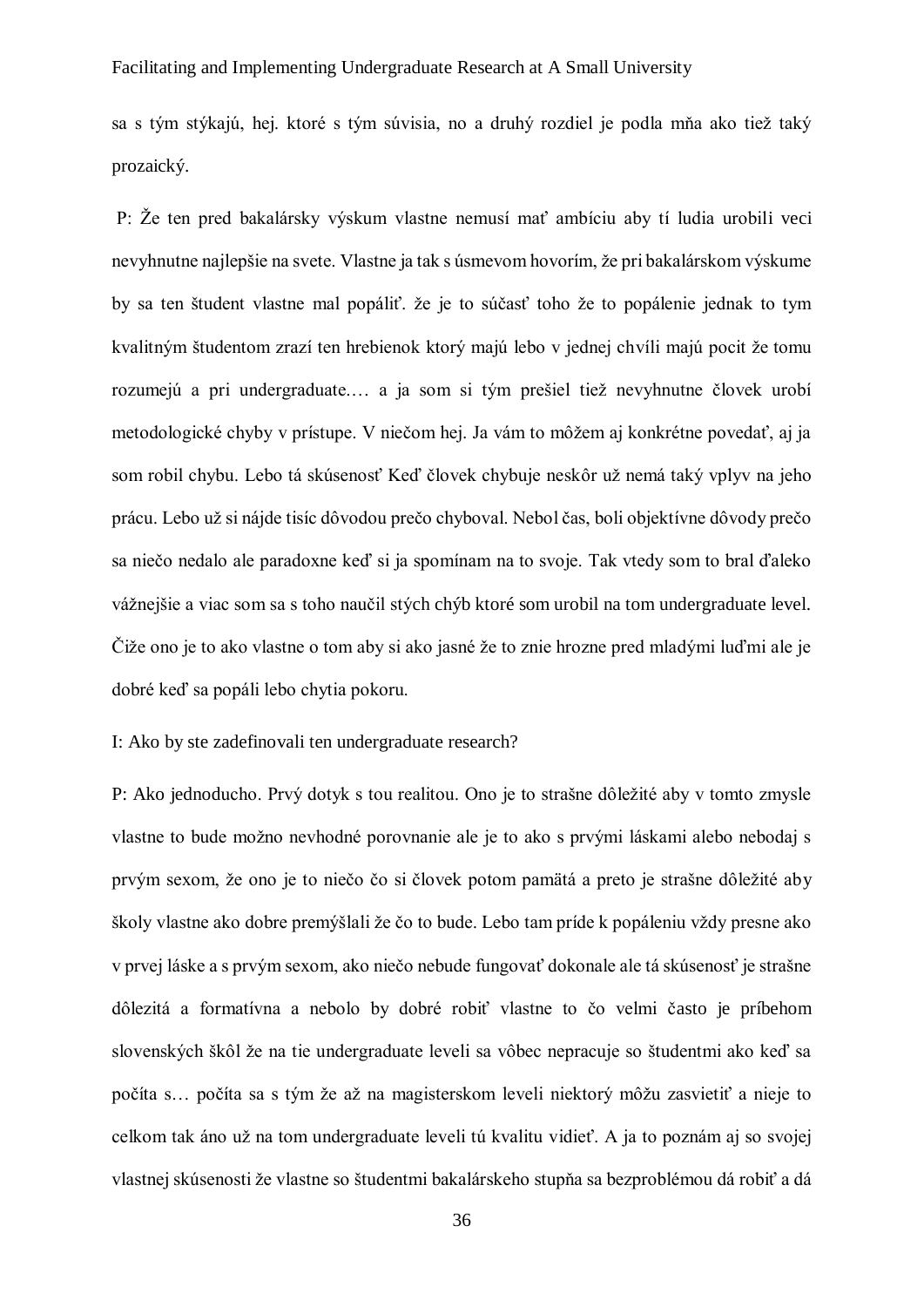sa s tým stýkajú, hej. ktoré s tým súvisia, no a druhý rozdiel je podla mňa ako tiež taký prozaický.

P: Že ten pred bakalársky výskum vlastne nemusí mať ambíciu aby tí ludia urobili veci nevyhnutne najlepšie na svete. Vlastne ja tak s úsmevom hovorím, že pri bakalárskom výskume by sa ten študent vlastne mal popáliť. že je to súčasť toho že to popálenie jednak to tym kvalitným študentom zrazí ten hrebienok ktorý majú lebo v jednej chvíli majú pocit že tomu rozumejú a pri undergraduate.… a ja som si tým prešiel tiež nevyhnutne človek urobí metodologické chyby v prístupe. V niečom hej. Ja vám to môžem aj konkrétne povedať, aj ja som robil chybu. Lebo tá skúsenosť Keď človek chybuje neskôr už nemá taký vplyv na jeho prácu. Lebo už si nájde tisíc dôvodou prečo chyboval. Nebol čas, boli objektívne dôvody prečo sa niečo nedalo ale paradoxne keď si ja spomínam na to svoje. Tak vtedy som to bral ďaleko vážnejšie a viac som sa s toho naučil stých chýb ktoré som urobil na tom undergraduate level. Čiže ono je to ako vlastne o tom aby si ako jasné že to znie hrozne pred mladými luďmi ale je dobré keď sa popáli lebo chytia pokoru.

I: Ako by ste zadefinovali ten undergraduate research?

P: Ako jednoducho. Prvý dotyk s tou realitou. Ono je to strašne dôležité aby v tomto zmysle vlastne to bude možno nevhodné porovnanie ale je to ako s prvými láskami alebo nebodaj s prvým sexom, že ono je to niečo čo si človek potom pamätá a preto je strašne dôležité aby školy vlastne ako dobre premýšlali že čo to bude. Lebo tam príde k popáleniu vždy presne ako v prvej láske a s prvým sexom, ako niečo nebude fungovať dokonale ale tá skúsenosť je strašne dôlezitá a formatívna a nebolo by dobré robiť vlastne to čo velmi často je príbehom slovenských škôl že na tie undergraduate leveli sa vôbec nepracuje so študentmi ako keď sa počíta s… počíta sa s tým že až na magisterskom leveli niektorý môžu zasvietiť a nieje to celkom tak áno už na tom undergraduate leveli tú kvalitu vidieť. A ja to poznám aj so svojej vlastnej skúsenosti že vlastne so študentmi bakalárskeho stupňa sa bezproblémou dá robiť a dá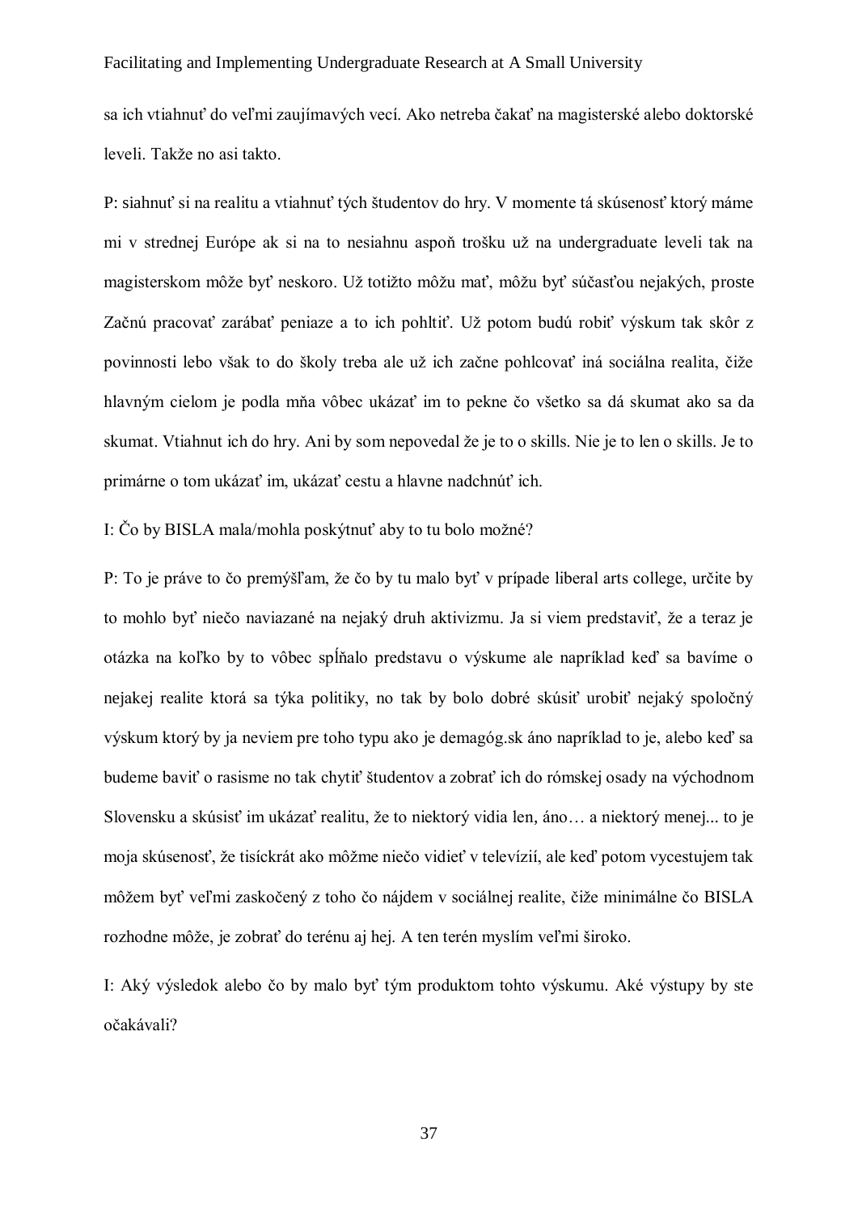sa ich vtiahnuť do veľmi zaujímavých vecí. Ako netreba čakať na magisterské alebo doktorské leveli. Takže no asi takto.

P: siahnuť si na realitu a vtiahnuť tých študentov do hry. V momente tá skúsenosť ktorý máme mi v strednej Európe ak si na to nesiahnu aspoň trošku už na undergraduate leveli tak na magisterskom môže byť neskoro. Už totižto môžu mať, môžu byť súčasťou nejakých, proste Začnú pracovať zarábať peniaze a to ich pohltiť. Už potom budú robiť výskum tak skôr z povinnosti lebo však to do školy treba ale už ich začne pohlcovať iná sociálna realita, čiže hlavným cielom je podla mňa vôbec ukázať im to pekne čo všetko sa dá skumat ako sa da skumat. Vtiahnut ich do hry. Ani by som nepovedal že je to o skills. Nie je to len o skills. Je to primárne o tom ukázať im, ukázať cestu a hlavne nadchnúť ich.

I: Čo by BISLA mala/mohla poskýtnuť aby to tu bolo možné?

P: To je práve to čo premýšľam, že čo by tu malo byť v prípade liberal arts college, určite by to mohlo byť niečo naviazané na nejaký druh aktivizmu. Ja si viem predstaviť, že a teraz je otázka na koľko by to vôbec spĺňalo predstavu o výskume ale napríklad keď sa bavíme o nejakej realite ktorá sa týka politiky, no tak by bolo dobré skúsiť urobiť nejaký spoločný výskum ktorý by ja neviem pre toho typu ako je demagóg.sk áno napríklad to je, alebo keď sa budeme baviť o rasisme no tak chytiť študentov a zobrať ich do rómskej osady na východnom Slovensku a skúsisť im ukázať realitu, že to niektorý vidia len, áno… a niektorý menej... to je moja skúsenosť, že tisíckrát ako môžme niečo vidieť v televízií, ale keď potom vycestujem tak môžem byť veľmi zaskočený z toho čo nájdem v sociálnej realite, čiže minimálne čo BISLA rozhodne môže, je zobrať do terénu aj hej. A ten terén myslím veľmi široko.

I: Aký výsledok alebo čo by malo byť tým produktom tohto výskumu. Aké výstupy by ste očakávali?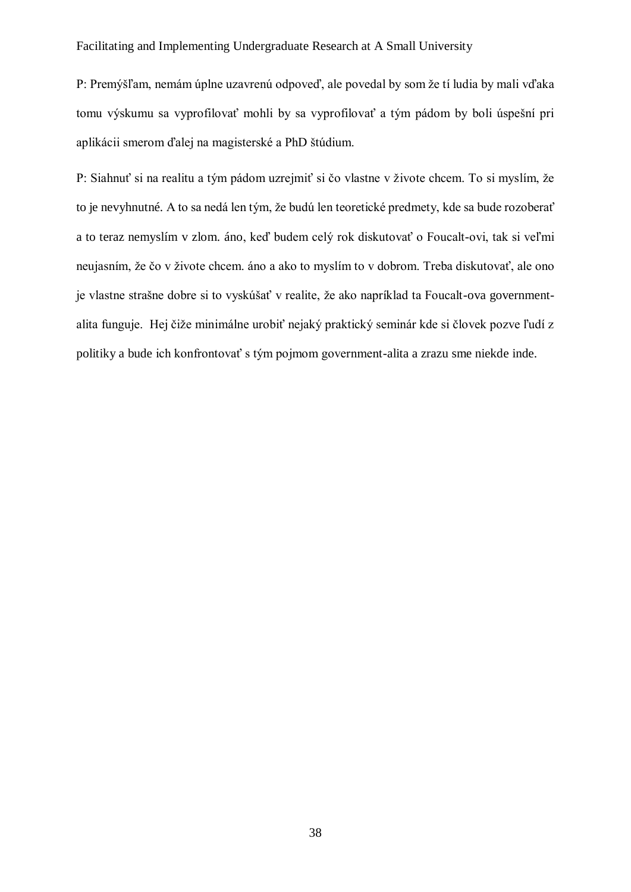P: Premýšľam, nemám úplne uzavrenú odpoveď, ale povedal by som že tí ludia by mali vďaka tomu výskumu sa vyprofilovať mohli by sa vyprofilovať a tým pádom by boli úspešní pri aplikácii smerom ďalej na magisterské a PhD štúdium.

P: Siahnuť si na realitu a tým pádom uzrejmiť si čo vlastne v živote chcem. To si myslím, že to je nevyhnutné. A to sa nedá len tým, že budú len teoretické predmety, kde sa bude rozoberať a to teraz nemyslím v zlom. áno, keď budem celý rok diskutovať o Foucalt-ovi, tak si veľmi neujasním, že čo v živote chcem. áno a ako to myslím to v dobrom. Treba diskutovať, ale ono je vlastne strašne dobre si to vyskúšať v realite, že ako napríklad ta Foucalt-ova government-alita funguje. Hej čiže minimálne urobiť nejaký praktický seminár kde si človek pozve ľudí z politiky a bude ich konfrontovať s tým pojmom government-alita a zrazu sme niekde inde.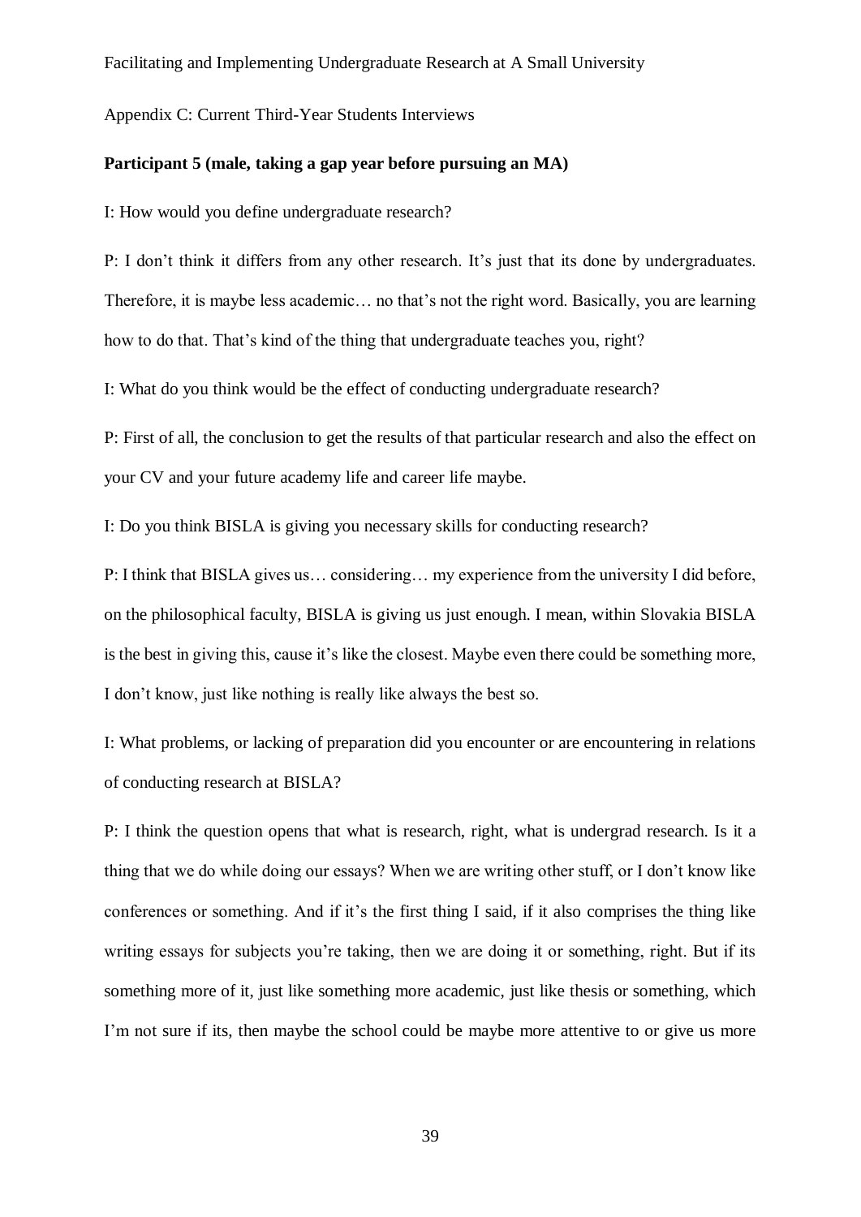Appendix C: Current Third-Year Students Interviews

**Participant 5 (male, taking a gap year before pursuing an MA)**

I: How would you define undergraduate research?

P: I don't think it differs from any other research. It's just that its done by undergraduates. Therefore, it is maybe less academic… no that's not the right word. Basically, you are learning how to do that. That's kind of the thing that undergraduate teaches you, right?

I: What do you think would be the effect of conducting undergraduate research?

P: First of all, the conclusion to get the results of that particular research and also the effect on your CV and your future academy life and career life maybe.

I: Do you think BISLA is giving you necessary skills for conducting research?

P: I think that BISLA gives us… considering… my experience from the university I did before, on the philosophical faculty, BISLA is giving us just enough. I mean, within Slovakia BISLA is the best in giving this, cause it's like the closest. Maybe even there could be something more, I don't know, just like nothing is really like always the best so.

I: What problems, or lacking of preparation did you encounter or are encountering in relations of conducting research at BISLA?

P: I think the question opens that what is research, right, what is undergrad research. Is it a thing that we do while doing our essays? When we are writing other stuff, or I don't know like conferences or something. And if it's the first thing I said, if it also comprises the thing like writing essays for subjects you're taking, then we are doing it or something, right. But if its something more of it, just like something more academic, just like thesis or something, which I'm not sure if its, then maybe the school could be maybe more attentive to or give us more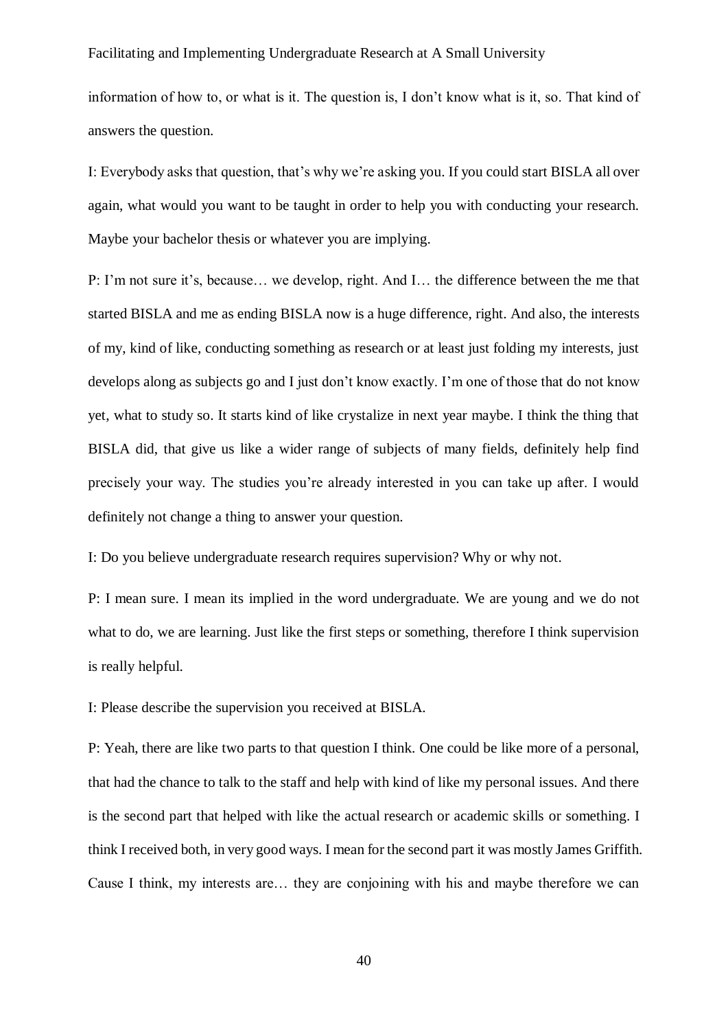information of how to, or what is it. The question is, I don't know what is it, so. That kind of answers the question.

I: Everybody asks that question, that's why we're asking you. If you could start BISLA all over again, what would you want to be taught in order to help you with conducting your research. Maybe your bachelor thesis or whatever you are implying.

P: I'm not sure it's, because… we develop, right. And I… the difference between the me that started BISLA and me as ending BISLA now is a huge difference, right. And also, the interests of my, kind of like, conducting something as research or at least just folding my interests, just develops along as subjects go and I just don't know exactly. I'm one of those that do not know yet, what to study so. It starts kind of like crystalize in next year maybe. I think the thing that BISLA did, that give us like a wider range of subjects of many fields, definitely help find precisely your way. The studies you're already interested in you can take up after. I would definitely not change a thing to answer your question.

I: Do you believe undergraduate research requires supervision? Why or why not.

P: I mean sure. I mean its implied in the word undergraduate. We are young and we do not what to do, we are learning. Just like the first steps or something, therefore I think supervision is really helpful.

I: Please describe the supervision you received at BISLA.

P: Yeah, there are like two parts to that question I think. One could be like more of a personal, that had the chance to talk to the staff and help with kind of like my personal issues. And there is the second part that helped with like the actual research or academic skills or something. I think I received both, in very good ways. I mean for the second part it was mostly James Griffith. Cause I think, my interests are… they are conjoining with his and maybe therefore we can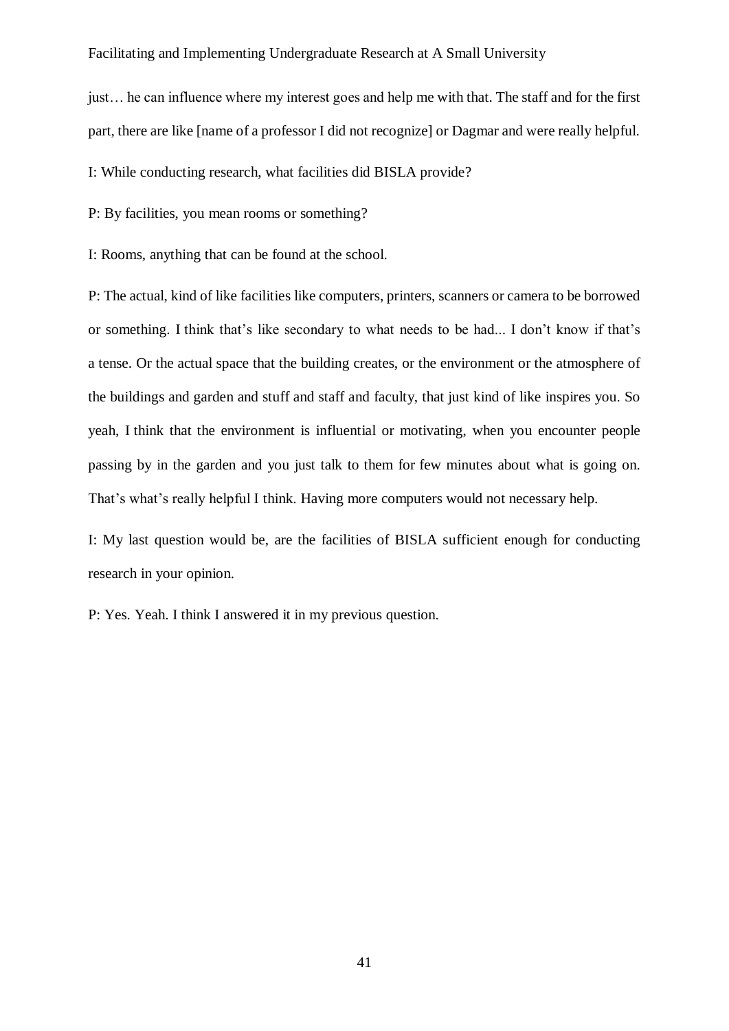just… he can influence where my interest goes and help me with that. The staff and for the first part, there are like [name of a professor I did not recognize] or Dagmar and were really helpful.

I: While conducting research, what facilities did BISLA provide?

P: By facilities, you mean rooms or something?

I: Rooms, anything that can be found at the school.

P: The actual, kind of like facilities like computers, printers, scanners or camera to be borrowed or something. I think that's like secondary to what needs to be had... I don't know if that's a tense. Or the actual space that the building creates, or the environment or the atmosphere of the buildings and garden and stuff and staff and faculty, that just kind of like inspires you. So yeah, I think that the environment is influential or motivating, when you encounter people passing by in the garden and you just talk to them for few minutes about what is going on. That's what's really helpful I think. Having more computers would not necessary help.

I: My last question would be, are the facilities of BISLA sufficient enough for conducting research in your opinion.

P: Yes. Yeah. I think I answered it in my previous question.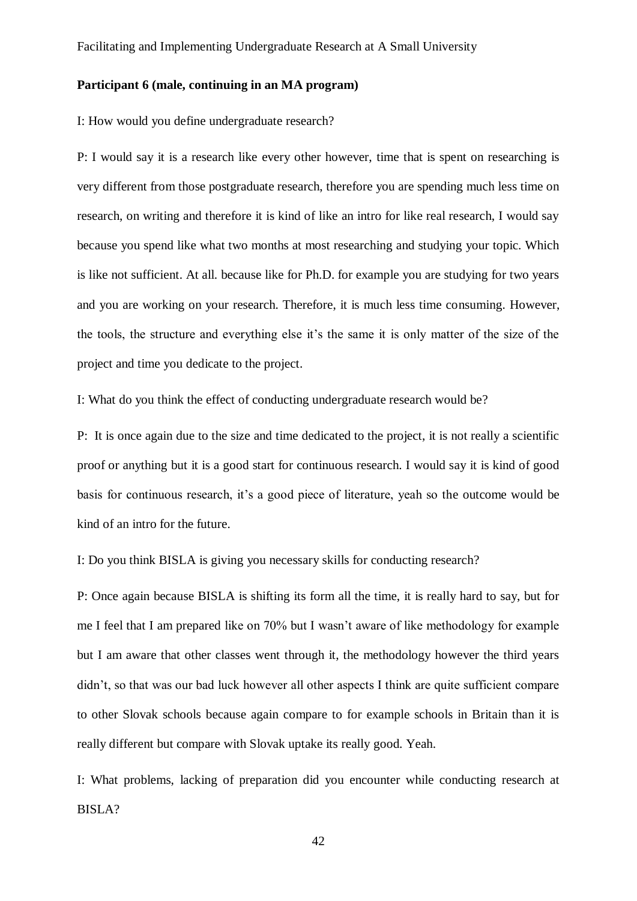**Participant 6 (male, continuing in an MA program)**

I: How would you define undergraduate research?

P: I would say it is a research like every other however, time that is spent on researching is very different from those postgraduate research, therefore you are spending much less time on research, on writing and therefore it is kind of like an intro for like real research, I would say because you spend like what two months at most researching and studying your topic. Which is like not sufficient. At all. because like for Ph.D. for example you are studying for two years and you are working on your research. Therefore, it is much less time consuming. However, the tools, the structure and everything else it's the same it is only matter of the size of the project and time you dedicate to the project.

I: What do you think the effect of conducting undergraduate research would be?

P: It is once again due to the size and time dedicated to the project, it is not really a scientific proof or anything but it is a good start for continuous research. I would say it is kind of good basis for continuous research, it's a good piece of literature, yeah so the outcome would be kind of an intro for the future.

I: Do you think BISLA is giving you necessary skills for conducting research?

P: Once again because BISLA is shifting its form all the time, it is really hard to say, but for me I feel that I am prepared like on 70% but I wasn't aware of like methodology for example but I am aware that other classes went through it, the methodology however the third years didn't, so that was our bad luck however all other aspects I think are quite sufficient compare to other Slovak schools because again compare to for example schools in Britain than it is really different but compare with Slovak uptake its really good. Yeah.

I: What problems, lacking of preparation did you encounter while conducting research at BISLA?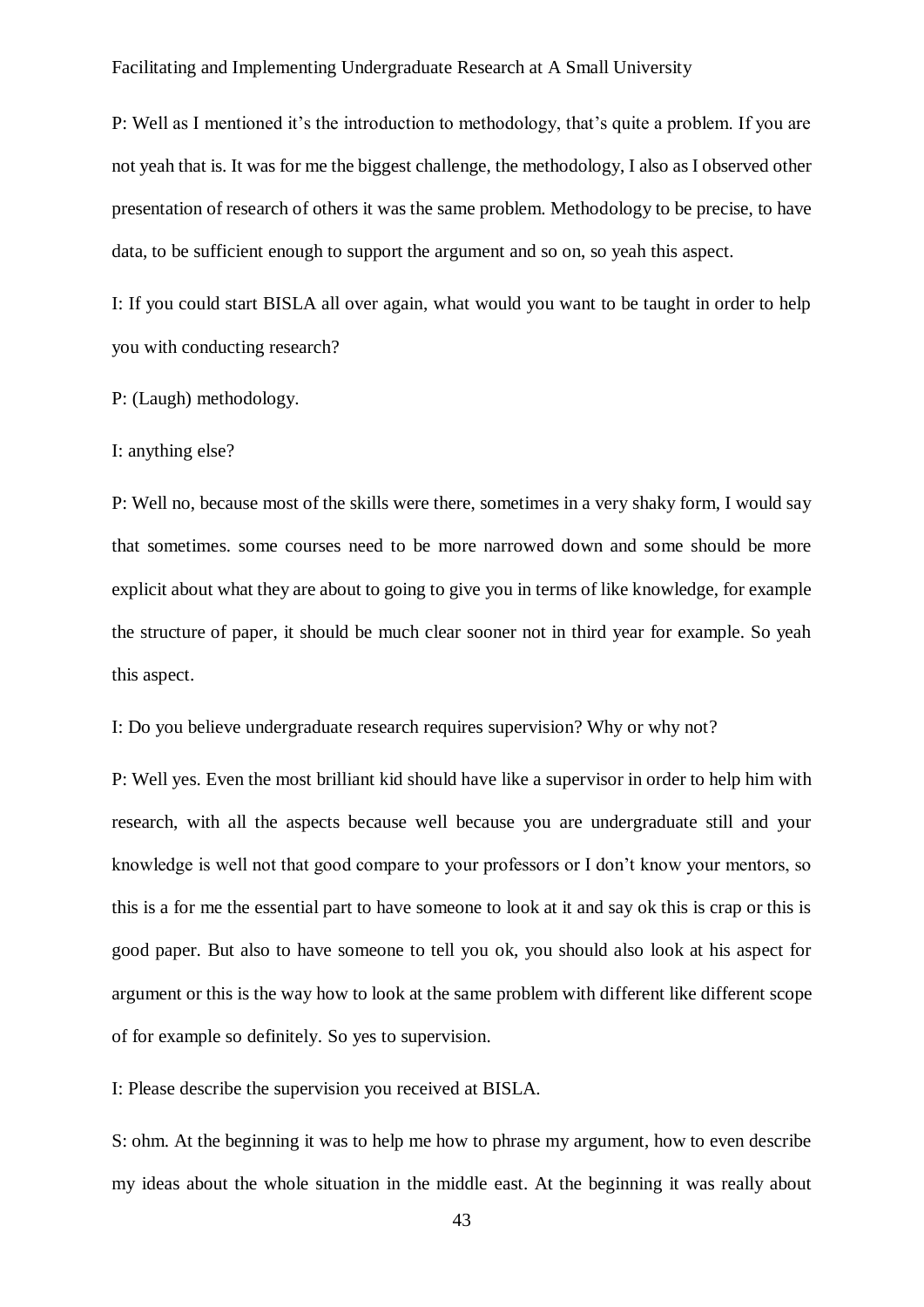P: Well as I mentioned it's the introduction to methodology, that's quite a problem. If you are not yeah that is. It was for me the biggest challenge, the methodology, I also as I observed other presentation of research of others it was the same problem. Methodology to be precise, to have data, to be sufficient enough to support the argument and so on, so yeah this aspect.

I: If you could start BISLA all over again, what would you want to be taught in order to help you with conducting research?

P: (Laugh) methodology.

I: anything else?

P: Well no, because most of the skills were there, sometimes in a very shaky form, I would say that sometimes. some courses need to be more narrowed down and some should be more explicit about what they are about to going to give you in terms of like knowledge, for example the structure of paper, it should be much clear sooner not in third year for example. So yeah this aspect.

I: Do you believe undergraduate research requires supervision? Why or why not?

P: Well yes. Even the most brilliant kid should have like a supervisor in order to help him with research, with all the aspects because well because you are undergraduate still and your knowledge is well not that good compare to your professors or I don't know your mentors, so this is a for me the essential part to have someone to look at it and say ok this is crap or this is good paper. But also to have someone to tell you ok, you should also look at his aspect for argument or this is the way how to look at the same problem with different like different scope of for example so definitely. So yes to supervision.

I: Please describe the supervision you received at BISLA.

S: ohm. At the beginning it was to help me how to phrase my argument, how to even describe my ideas about the whole situation in the middle east. At the beginning it was really about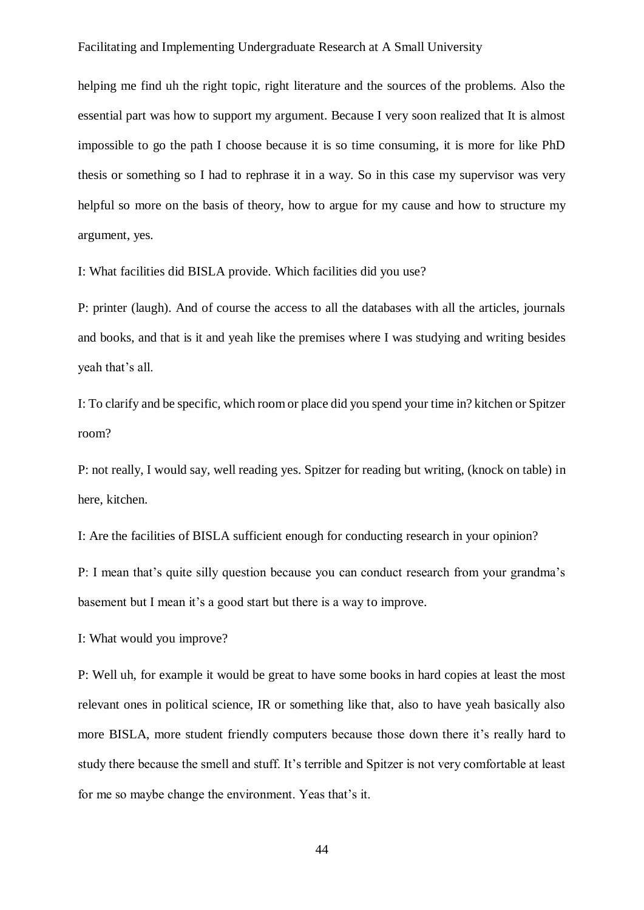helping me find uh the right topic, right literature and the sources of the problems. Also the essential part was how to support my argument. Because I very soon realized that It is almost impossible to go the path I choose because it is so time consuming, it is more for like PhD thesis or something so I had to rephrase it in a way. So in this case my supervisor was very helpful so more on the basis of theory, how to argue for my cause and how to structure my argument, yes.

I: What facilities did BISLA provide. Which facilities did you use?

P: printer (laugh). And of course the access to all the databases with all the articles, journals and books, and that is it and yeah like the premises where I was studying and writing besides yeah that's all.

I: To clarify and be specific, which room or place did you spend your time in? kitchen or Spitzer room?

P: not really, I would say, well reading yes. Spitzer for reading but writing, (knock on table) in here, kitchen.

I: Are the facilities of BISLA sufficient enough for conducting research in your opinion?

P: I mean that's quite silly question because you can conduct research from your grandma's basement but I mean it's a good start but there is a way to improve.

I: What would you improve?

P: Well uh, for example it would be great to have some books in hard copies at least the most relevant ones in political science, IR or something like that, also to have yeah basically also more BISLA, more student friendly computers because those down there it's really hard to study there because the smell and stuff. It's terrible and Spitzer is not very comfortable at least for me so maybe change the environment. Yeas that's it.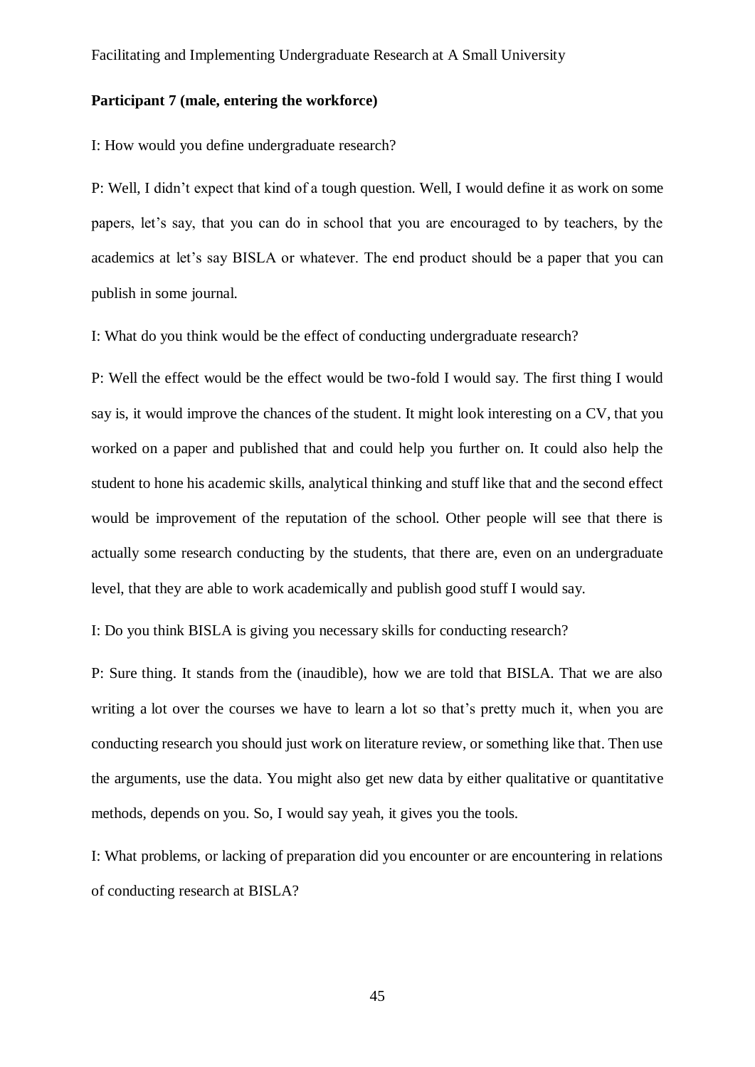**Participant 7 (male, entering the workforce)**

I: How would you define undergraduate research?

P: Well, I didn't expect that kind of a tough question. Well, I would define it as work on some papers, let's say, that you can do in school that you are encouraged to by teachers, by the academics at let's say BISLA or whatever. The end product should be a paper that you can publish in some journal.

I: What do you think would be the effect of conducting undergraduate research?

P: Well the effect would be the effect would be two-fold I would say. The first thing I would say is, it would improve the chances of the student. It might look interesting on a CV, that you worked on a paper and published that and could help you further on. It could also help the student to hone his academic skills, analytical thinking and stuff like that and the second effect would be improvement of the reputation of the school. Other people will see that there is actually some research conducting by the students, that there are, even on an undergraduate level, that they are able to work academically and publish good stuff I would say.

I: Do you think BISLA is giving you necessary skills for conducting research?

P: Sure thing. It stands from the (inaudible), how we are told that BISLA. That we are also writing a lot over the courses we have to learn a lot so that's pretty much it, when you are conducting research you should just work on literature review, or something like that. Then use the arguments, use the data. You might also get new data by either qualitative or quantitative methods, depends on you. So, I would say yeah, it gives you the tools.

I: What problems, or lacking of preparation did you encounter or are encountering in relations of conducting research at BISLA?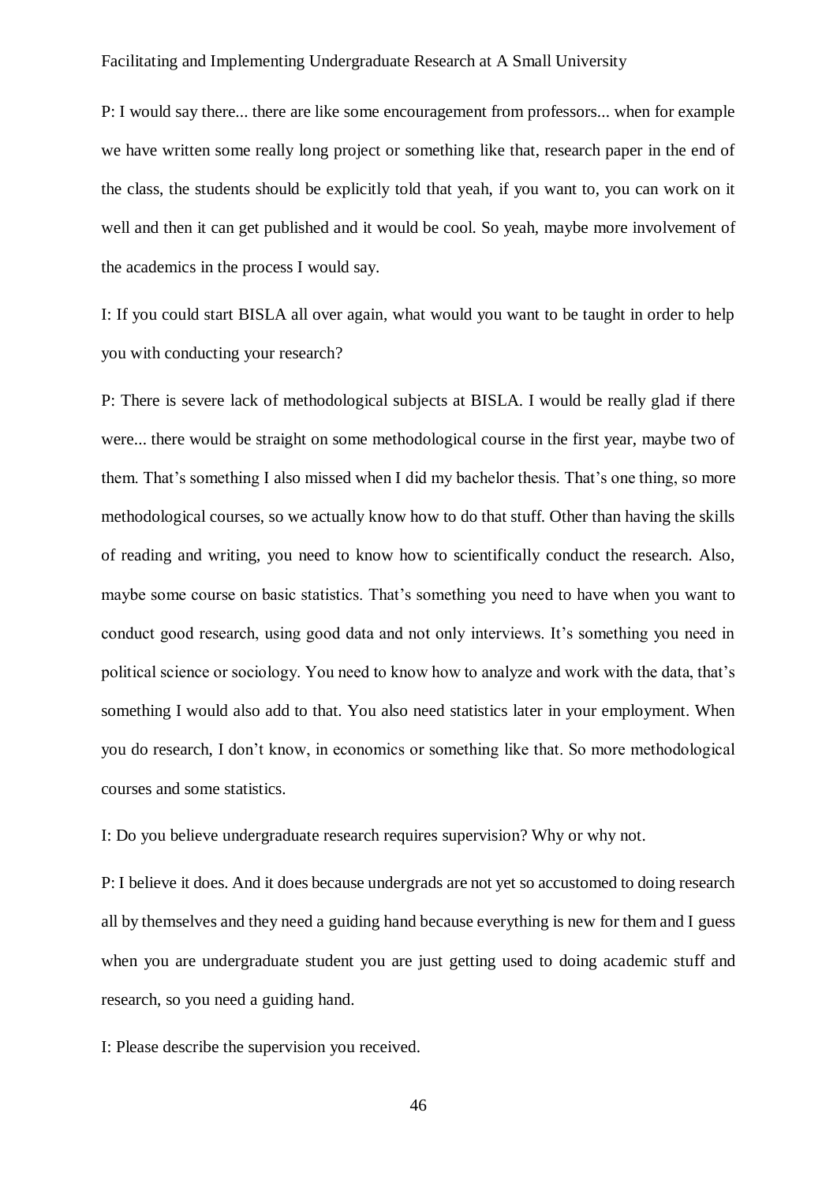P: I would say there... there are like some encouragement from professors... when for example we have written some really long project or something like that, research paper in the end of the class, the students should be explicitly told that yeah, if you want to, you can work on it well and then it can get published and it would be cool. So yeah, maybe more involvement of the academics in the process I would say.

I: If you could start BISLA all over again, what would you want to be taught in order to help you with conducting your research?

P: There is severe lack of methodological subjects at BISLA. I would be really glad if there were... there would be straight on some methodological course in the first year, maybe two of them. That's something I also missed when I did my bachelor thesis. That's one thing, so more methodological courses, so we actually know how to do that stuff. Other than having the skills of reading and writing, you need to know how to scientifically conduct the research. Also, maybe some course on basic statistics. That's something you need to have when you want to conduct good research, using good data and not only interviews. It's something you need in political science or sociology. You need to know how to analyze and work with the data, that's something I would also add to that. You also need statistics later in your employment. When you do research, I don't know, in economics or something like that. So more methodological courses and some statistics.

I: Do you believe undergraduate research requires supervision? Why or why not.

P: I believe it does. And it does because undergrads are not yet so accustomed to doing research all by themselves and they need a guiding hand because everything is new for them and I guess when you are undergraduate student you are just getting used to doing academic stuff and research, so you need a guiding hand.

I: Please describe the supervision you received.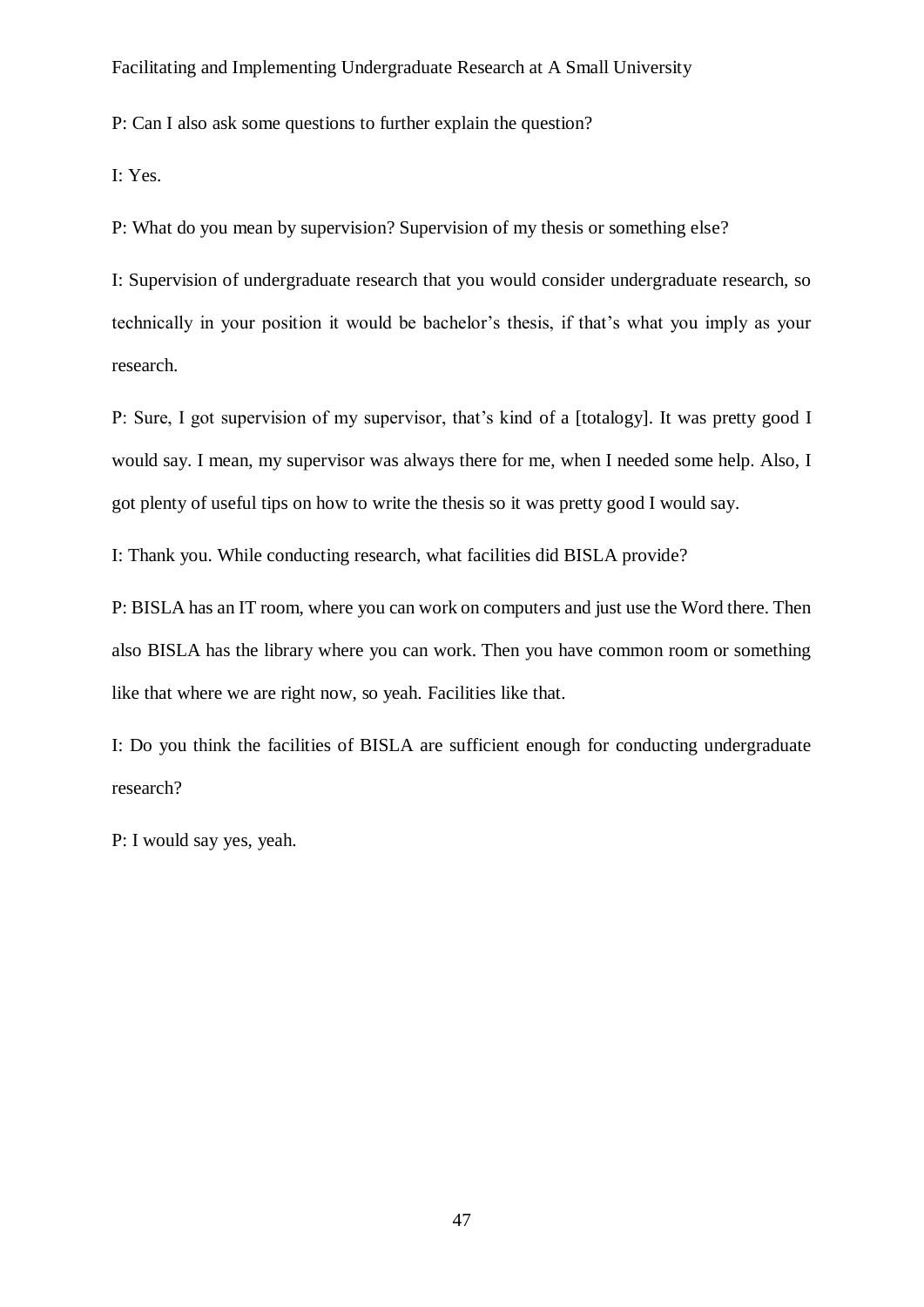P: Can I also ask some questions to further explain the question?

I: Yes.

P: What do you mean by supervision? Supervision of my thesis or something else?

I: Supervision of undergraduate research that you would consider undergraduate research, so technically in your position it would be bachelor's thesis, if that's what you imply as your research.

P: Sure, I got supervision of my supervisor, that's kind of a [totalogy]. It was pretty good I would say. I mean, my supervisor was always there for me, when I needed some help. Also, I got plenty of useful tips on how to write the thesis so it was pretty good I would say.

I: Thank you. While conducting research, what facilities did BISLA provide?

P: BISLA has an IT room, where you can work on computers and just use the Word there. Then also BISLA has the library where you can work. Then you have common room or something like that where we are right now, so yeah. Facilities like that.

I: Do you think the facilities of BISLA are sufficient enough for conducting undergraduate research?

P: I would say yes, yeah.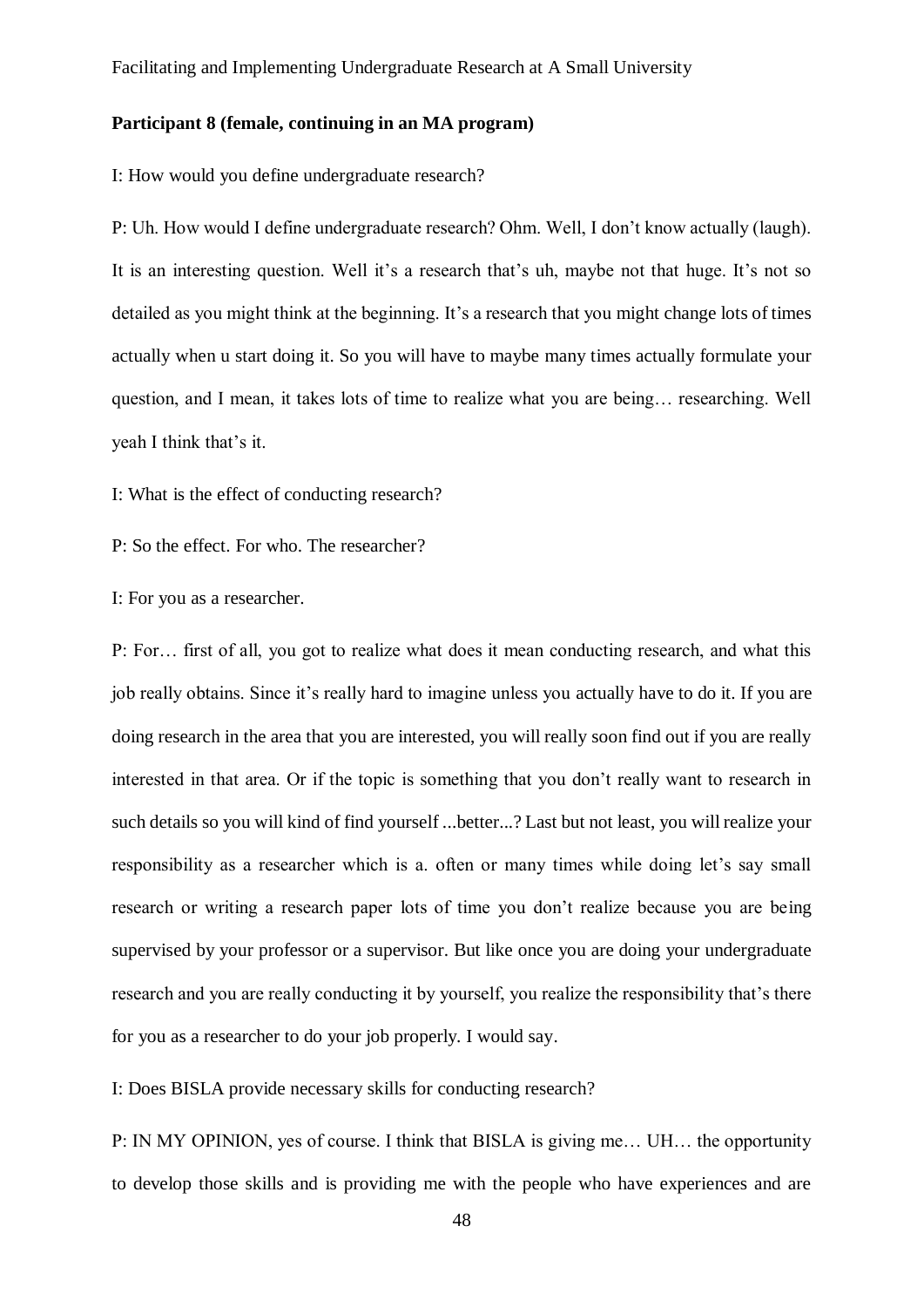**Participant 8 (female, continuing in an MA program)**

I: How would you define undergraduate research?

P: Uh. How would I define undergraduate research? Ohm. Well, I don't know actually (laugh). It is an interesting question. Well it's a research that's uh, maybe not that huge. It's not so detailed as you might think at the beginning. It's a research that you might change lots of times actually when u start doing it. So you will have to maybe many times actually formulate your question, and I mean, it takes lots of time to realize what you are being… researching. Well yeah I think that's it.

I: What is the effect of conducting research?

P: So the effect. For who. The researcher?

I: For you as a researcher.

P: For… first of all, you got to realize what does it mean conducting research, and what this job really obtains. Since it's really hard to imagine unless you actually have to do it. If you are doing research in the area that you are interested, you will really soon find out if you are really interested in that area. Or if the topic is something that you don't really want to research in such details so you will kind of find yourself ...better...? Last but not least, you will realize your responsibility as a researcher which is a. often or many times while doing let's say small research or writing a research paper lots of time you don't realize because you are being supervised by your professor or a supervisor. But like once you are doing your undergraduate research and you are really conducting it by yourself, you realize the responsibility that's there for you as a researcher to do your job properly. I would say.

I: Does BISLA provide necessary skills for conducting research?

P: IN MY OPINION, yes of course. I think that BISLA is giving me… UH… the opportunity to develop those skills and is providing me with the people who have experiences and are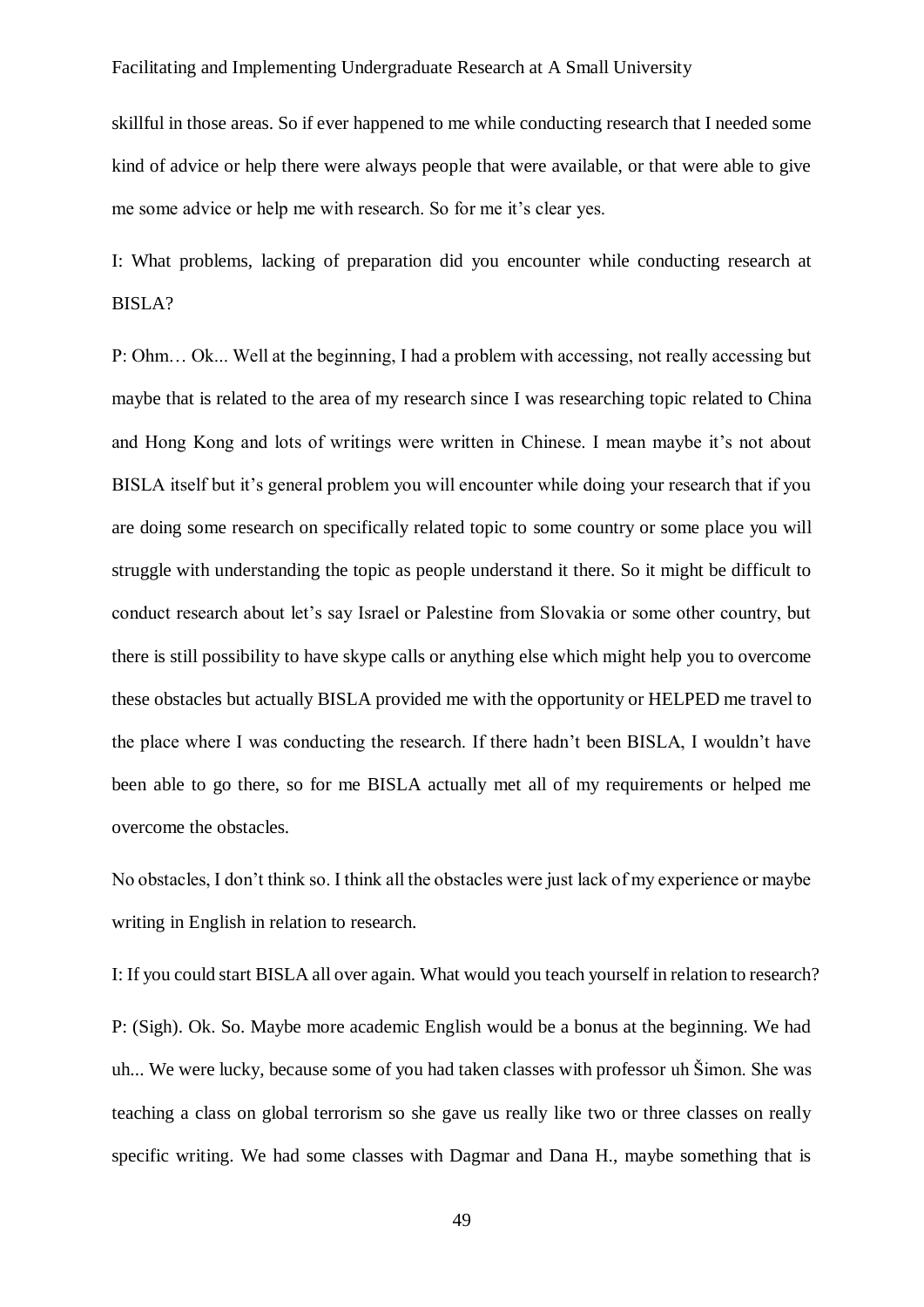skillful in those areas. So if ever happened to me while conducting research that I needed some kind of advice or help there were always people that were available, or that were able to give me some advice or help me with research. So for me it's clear yes.

I: What problems, lacking of preparation did you encounter while conducting research at BISLA?

P: Ohm… Ok... Well at the beginning, I had a problem with accessing, not really accessing but maybe that is related to the area of my research since I was researching topic related to China and Hong Kong and lots of writings were written in Chinese. I mean maybe it's not about BISLA itself but it's general problem you will encounter while doing your research that if you are doing some research on specifically related topic to some country or some place you will struggle with understanding the topic as people understand it there. So it might be difficult to conduct research about let's say Israel or Palestine from Slovakia or some other country, but there is still possibility to have skype calls or anything else which might help you to overcome these obstacles but actually BISLA provided me with the opportunity or HELPED me travel to the place where I was conducting the research. If there hadn't been BISLA, I wouldn't have been able to go there, so for me BISLA actually met all of my requirements or helped me overcome the obstacles.

No obstacles, I don't think so. I think all the obstacles were just lack of my experience or maybe writing in English in relation to research.

I: If you could start BISLA all over again. What would you teach yourself in relation to research?

P: (Sigh). Ok. So. Maybe more academic English would be a bonus at the beginning. We had uh... We were lucky, because some of you had taken classes with professor uh Šimon. She was teaching a class on global terrorism so she gave us really like two or three classes on really specific writing. We had some classes with Dagmar and Dana H., maybe something that is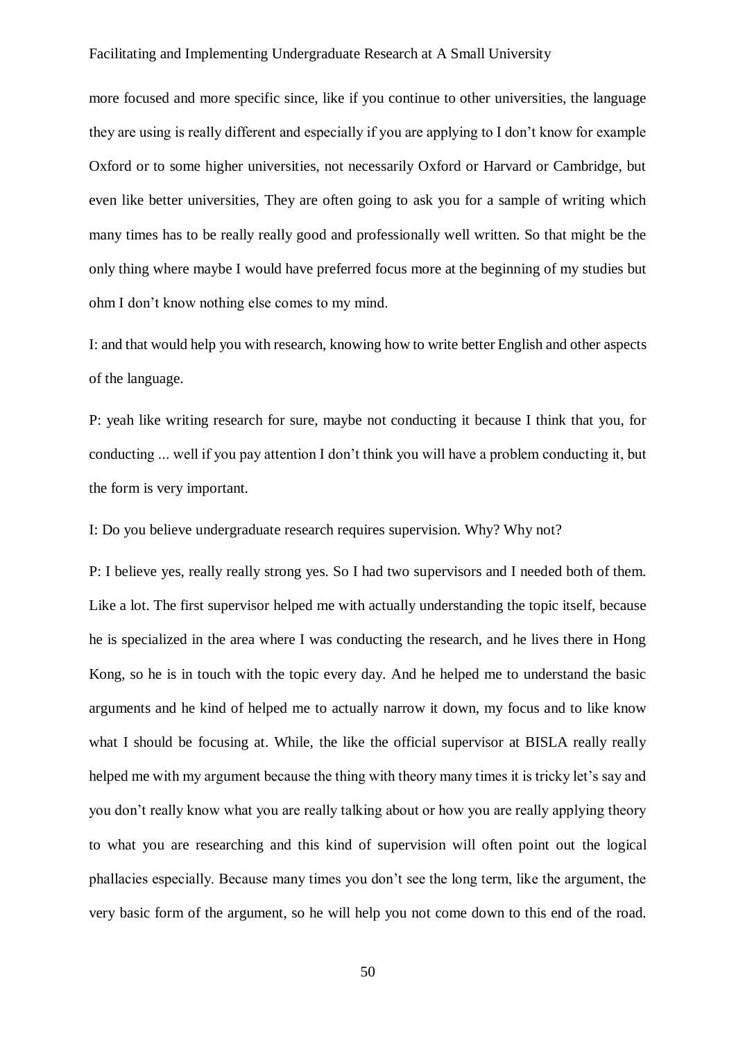more focused and more specific since, like if you continue to other universities, the language they are using is really different and especially if you are applying to I don't know for example Oxford or to some higher universities, not necessarily Oxford or Harvard or Cambridge, but even like better universities, They are often going to ask you for a sample of writing which many times has to be really really good and professionally well written. So that might be the only thing where maybe I would have preferred focus more at the beginning of my studies but ohm I don't know nothing else comes to my mind.

I: and that would help you with research, knowing how to write better English and other aspects of the language.

P: yeah like writing research for sure, maybe not conducting it because I think that you, for conducting ... well if you pay attention I don't think you will have a problem conducting it, but the form is very important.

I: Do you believe undergraduate research requires supervision. Why? Why not?

P: I believe yes, really really strong yes. So I had two supervisors and I needed both of them. Like a lot. The first supervisor helped me with actually understanding the topic itself, because he is specialized in the area where I was conducting the research, and he lives there in Hong Kong, so he is in touch with the topic every day. And he helped me to understand the basic arguments and he kind of helped me to actually narrow it down, my focus and to like know what I should be focusing at. While, the like the official supervisor at BISLA really really helped me with my argument because the thing with theory many times it is tricky let's say and you don't really know what you are really talking about or how you are really applying theory to what you are researching and this kind of supervision will often point out the logical phallacies especially. Because many times you don't see the long term, like the argument, the very basic form of the argument, so he will help you not come down to this end of the road.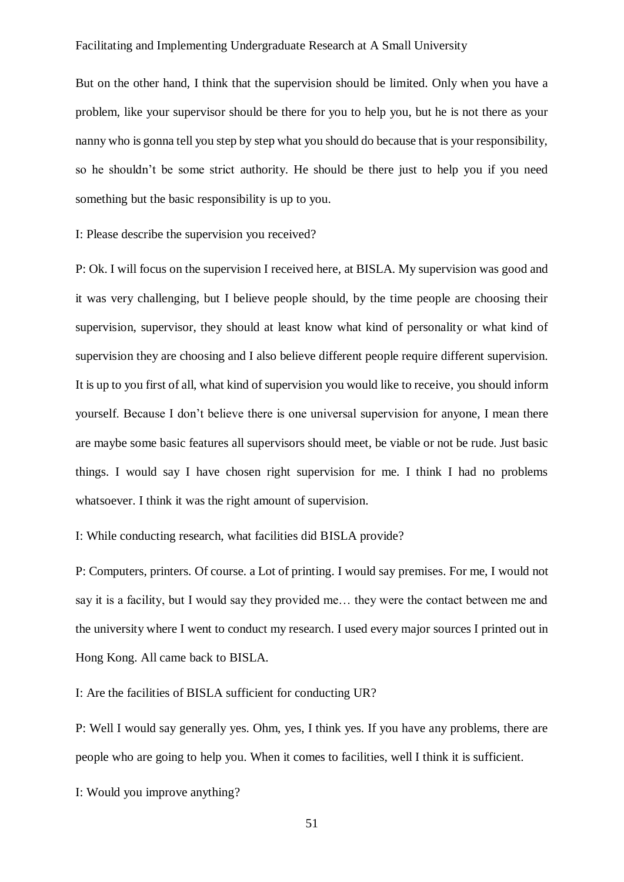But on the other hand, I think that the supervision should be limited. Only when you have a problem, like your supervisor should be there for you to help you, but he is not there as your nanny who is gonna tell you step by step what you should do because that is your responsibility, so he shouldn't be some strict authority. He should be there just to help you if you need something but the basic responsibility is up to you.

I: Please describe the supervision you received?

P: Ok. I will focus on the supervision I received here, at BISLA. My supervision was good and it was very challenging, but I believe people should, by the time people are choosing their supervision, supervisor, they should at least know what kind of personality or what kind of supervision they are choosing and I also believe different people require different supervision. It is up to you first of all, what kind of supervision you would like to receive, you should inform yourself. Because I don't believe there is one universal supervision for anyone, I mean there are maybe some basic features all supervisors should meet, be viable or not be rude. Just basic things. I would say I have chosen right supervision for me. I think I had no problems whatsoever. I think it was the right amount of supervision.

I: While conducting research, what facilities did BISLA provide?

P: Computers, printers. Of course. a Lot of printing. I would say premises. For me, I would not say it is a facility, but I would say they provided me… they were the contact between me and the university where I went to conduct my research. I used every major sources I printed out in Hong Kong. All came back to BISLA.

I: Are the facilities of BISLA sufficient for conducting UR?

P: Well I would say generally yes. Ohm, yes, I think yes. If you have any problems, there are people who are going to help you. When it comes to facilities, well I think it is sufficient.

I: Would you improve anything?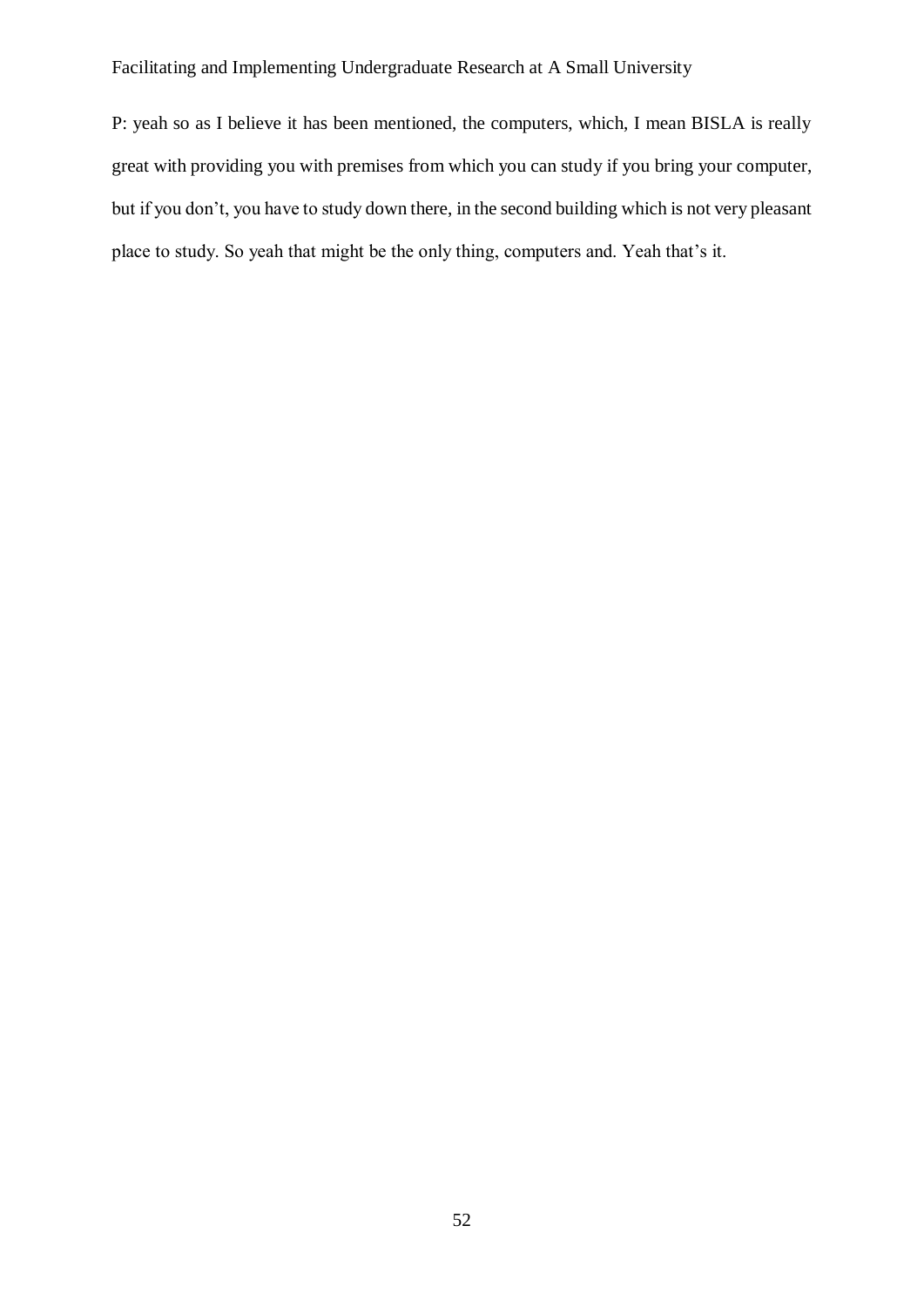P: yeah so as I believe it has been mentioned, the computers, which, I mean BISLA is really great with providing you with premises from which you can study if you bring your computer, but if you don't, you have to study down there, in the second building which is not very pleasant place to study. So yeah that might be the only thing, computers and. Yeah that's it.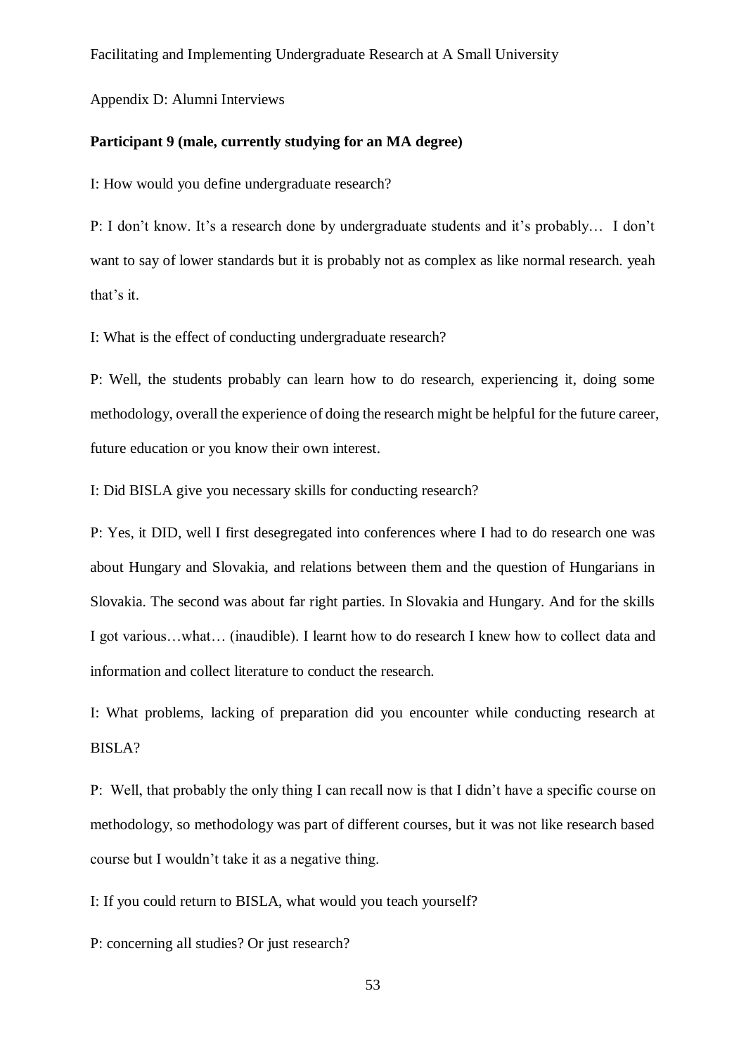Appendix D: Alumni Interviews

**Participant 9 (male, currently studying for an MA degree)**

I: How would you define undergraduate research?

P: I don't know. It's a research done by undergraduate students and it's probably… I don't want to say of lower standards but it is probably not as complex as like normal research. yeah that's it.

I: What is the effect of conducting undergraduate research?

P: Well, the students probably can learn how to do research, experiencing it, doing some methodology, overall the experience of doing the research might be helpful for the future career, future education or you know their own interest.

I: Did BISLA give you necessary skills for conducting research?

P: Yes, it DID, well I first desegregated into conferences where I had to do research one was about Hungary and Slovakia, and relations between them and the question of Hungarians in Slovakia. The second was about far right parties. In Slovakia and Hungary. And for the skills I got various…what… (inaudible). I learnt how to do research I knew how to collect data and information and collect literature to conduct the research.

I: What problems, lacking of preparation did you encounter while conducting research at BISLA?

P: Well, that probably the only thing I can recall now is that I didn't have a specific course on methodology, so methodology was part of different courses, but it was not like research based course but I wouldn't take it as a negative thing.

I: If you could return to BISLA, what would you teach yourself?

P: concerning all studies? Or just research?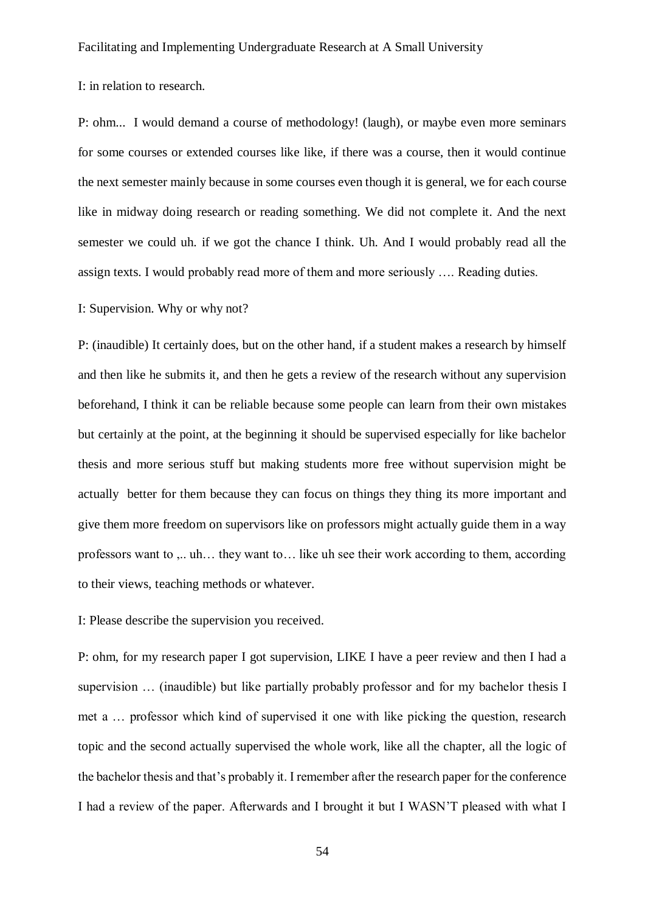I: in relation to research.

P: ohm... I would demand a course of methodology! (laugh), or maybe even more seminars for some courses or extended courses like like, if there was a course, then it would continue the next semester mainly because in some courses even though it is general, we for each course like in midway doing research or reading something. We did not complete it. And the next semester we could uh. if we got the chance I think. Uh. And I would probably read all the assign texts. I would probably read more of them and more seriously …. Reading duties.

I: Supervision. Why or why not?

P: (inaudible) It certainly does, but on the other hand, if a student makes a research by himself and then like he submits it, and then he gets a review of the research without any supervision beforehand, I think it can be reliable because some people can learn from their own mistakes but certainly at the point, at the beginning it should be supervised especially for like bachelor thesis and more serious stuff but making students more free without supervision might be actually better for them because they can focus on things they thing its more important and give them more freedom on supervisors like on professors might actually guide them in a way professors want to ,.. uh… they want to… like uh see their work according to them, according to their views, teaching methods or whatever.

I: Please describe the supervision you received.

P: ohm, for my research paper I got supervision, LIKE I have a peer review and then I had a supervision … (inaudible) but like partially probably professor and for my bachelor thesis I met a … professor which kind of supervised it one with like picking the question, research topic and the second actually supervised the whole work, like all the chapter, all the logic of the bachelor thesis and that's probably it. I remember after the research paper for the conference I had a review of the paper. Afterwards and I brought it but I WASN'T pleased with what I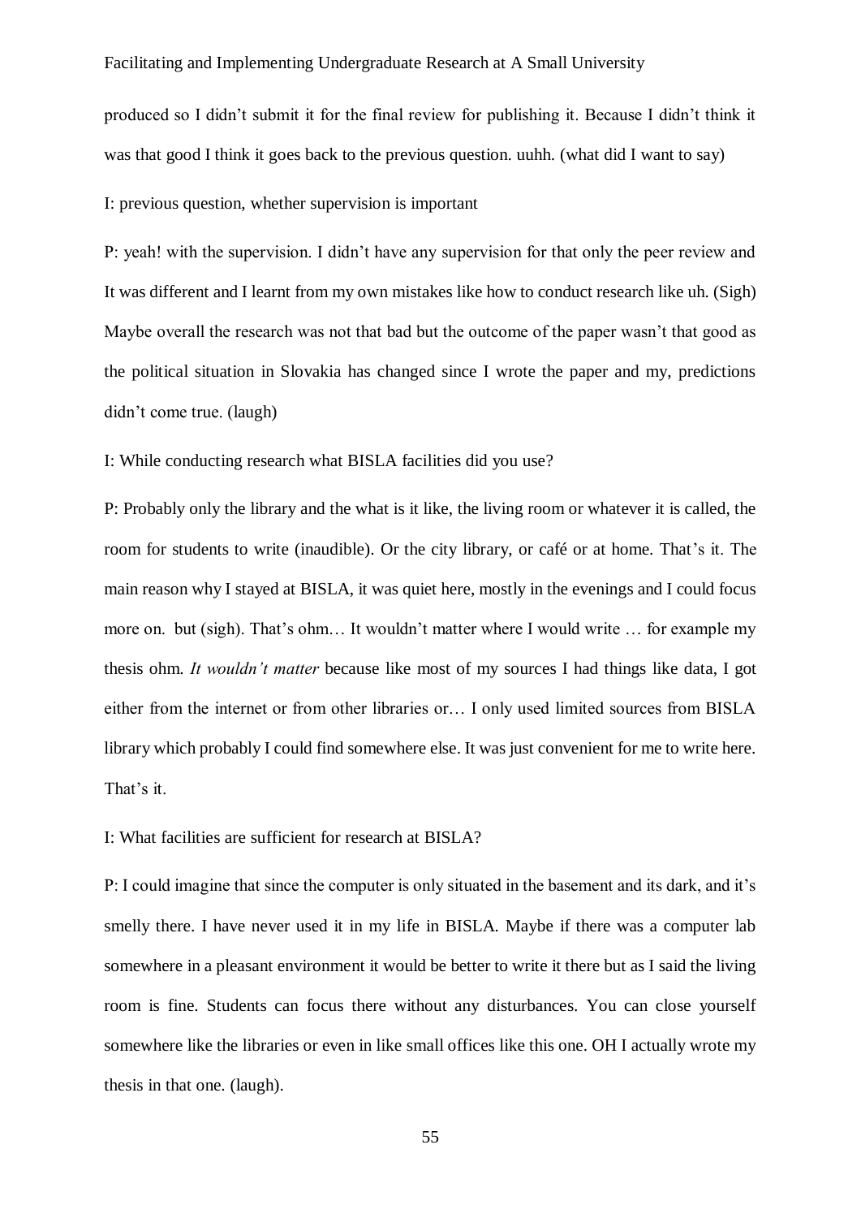produced so I didn't submit it for the final review for publishing it. Because I didn't think it was that good I think it goes back to the previous question. uuhh. (what did I want to say)

I: previous question, whether supervision is important

P: yeah! with the supervision. I didn't have any supervision for that only the peer review and It was different and I learnt from my own mistakes like how to conduct research like uh. (Sigh) Maybe overall the research was not that bad but the outcome of the paper wasn't that good as the political situation in Slovakia has changed since I wrote the paper and my, predictions didn't come true. (laugh)

I: While conducting research what BISLA facilities did you use?

P: Probably only the library and the what is it like, the living room or whatever it is called, the room for students to write (inaudible). Or the city library, or café or at home. That's it. The main reason why I stayed at BISLA, it was quiet here, mostly in the evenings and I could focus more on. but (sigh). That's ohm… It wouldn't matter where I would write … for example my thesis ohm. *It wouldn't matter* because like most of my sources I had things like data, I got either from the internet or from other libraries or… I only used limited sources from BISLA library which probably I could find somewhere else. It was just convenient for me to write here. That's it.

I: What facilities are sufficient for research at BISLA?

P: I could imagine that since the computer is only situated in the basement and its dark, and it's smelly there. I have never used it in my life in BISLA. Maybe if there was a computer lab somewhere in a pleasant environment it would be better to write it there but as I said the living room is fine. Students can focus there without any disturbances. You can close yourself somewhere like the libraries or even in like small offices like this one. OH I actually wrote my thesis in that one. (laugh).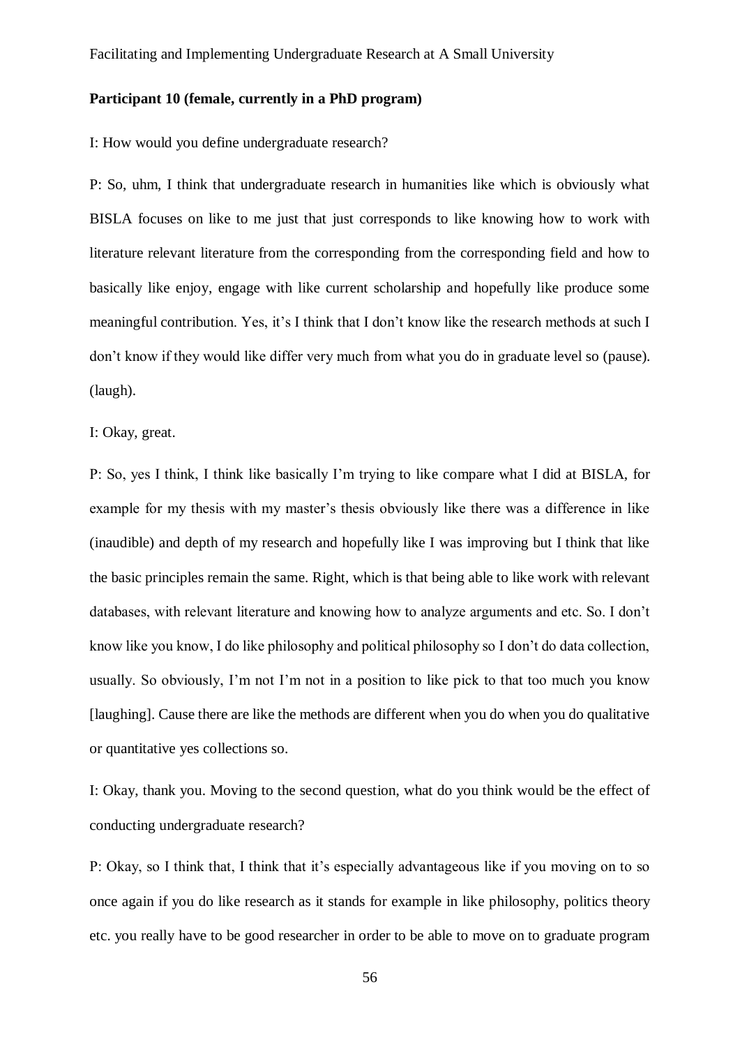**Participant 10 (female, currently in a PhD program)**

I: How would you define undergraduate research?

P: So, uhm, I think that undergraduate research in humanities like which is obviously what BISLA focuses on like to me just that just corresponds to like knowing how to work with literature relevant literature from the corresponding from the corresponding field and how to basically like enjoy, engage with like current scholarship and hopefully like produce some meaningful contribution. Yes, it's I think that I don't know like the research methods at such I don't know if they would like differ very much from what you do in graduate level so (pause). (laugh).

I: Okay, great.

P: So, yes I think, I think like basically I'm trying to like compare what I did at BISLA, for example for my thesis with my master's thesis obviously like there was a difference in like (inaudible) and depth of my research and hopefully like I was improving but I think that like the basic principles remain the same. Right, which is that being able to like work with relevant databases, with relevant literature and knowing how to analyze arguments and etc. So. I don't know like you know, I do like philosophy and political philosophy so I don't do data collection, usually. So obviously, I'm not I'm not in a position to like pick to that too much you know [laughing]. Cause there are like the methods are different when you do when you do qualitative or quantitative yes collections so.

I: Okay, thank you. Moving to the second question, what do you think would be the effect of conducting undergraduate research?

P: Okay, so I think that, I think that it's especially advantageous like if you moving on to so once again if you do like research as it stands for example in like philosophy, politics theory etc. you really have to be good researcher in order to be able to move on to graduate program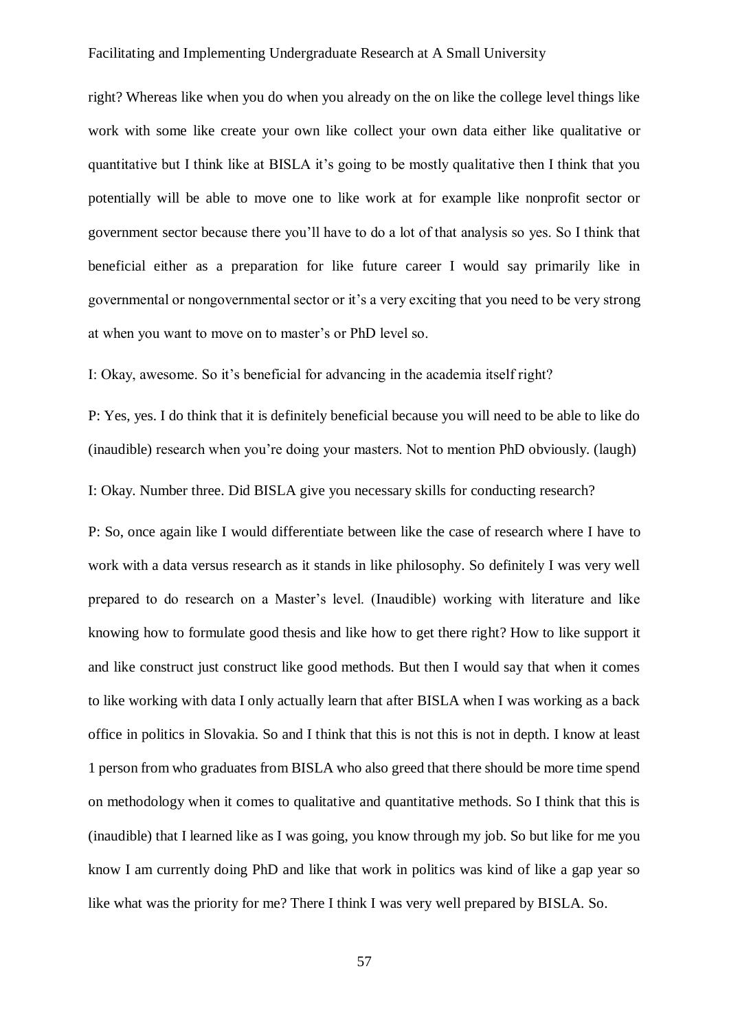right? Whereas like when you do when you already on the on like the college level things like work with some like create your own like collect your own data either like qualitative or quantitative but I think like at BISLA it's going to be mostly qualitative then I think that you potentially will be able to move one to like work at for example like nonprofit sector or government sector because there you'll have to do a lot of that analysis so yes. So I think that beneficial either as a preparation for like future career I would say primarily like in governmental or nongovernmental sector or it's a very exciting that you need to be very strong at when you want to move on to master's or PhD level so.

I: Okay, awesome. So it's beneficial for advancing in the academia itself right?

P: Yes, yes. I do think that it is definitely beneficial because you will need to be able to like do (inaudible) research when you're doing your masters. Not to mention PhD obviously. (laugh)

I: Okay. Number three. Did BISLA give you necessary skills for conducting research?

P: So, once again like I would differentiate between like the case of research where I have to work with a data versus research as it stands in like philosophy. So definitely I was very well prepared to do research on a Master's level. (Inaudible) working with literature and like knowing how to formulate good thesis and like how to get there right? How to like support it and like construct just construct like good methods. But then I would say that when it comes to like working with data I only actually learn that after BISLA when I was working as a back office in politics in Slovakia. So and I think that this is not this is not in depth. I know at least 1 person from who graduates from BISLA who also greed that there should be more time spend on methodology when it comes to qualitative and quantitative methods. So I think that this is (inaudible) that I learned like as I was going, you know through my job. So but like for me you know I am currently doing PhD and like that work in politics was kind of like a gap year so like what was the priority for me? There I think I was very well prepared by BISLA. So.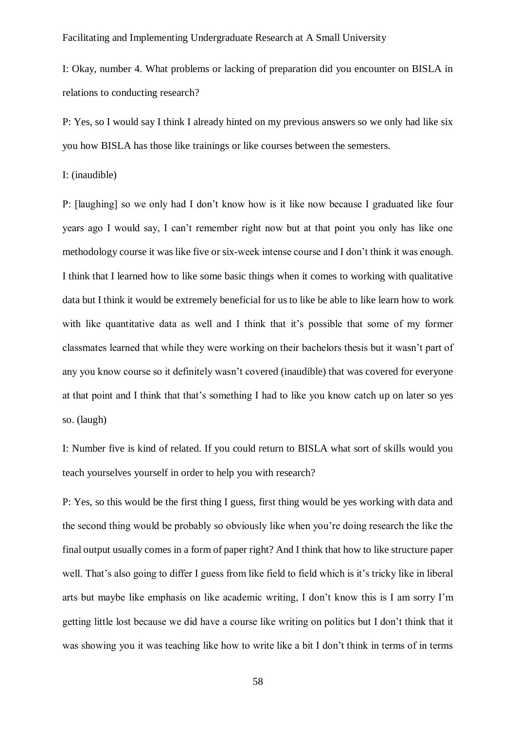I: Okay, number 4. What problems or lacking of preparation did you encounter on BISLA in relations to conducting research?

P: Yes, so I would say I think I already hinted on my previous answers so we only had like six you how BISLA has those like trainings or like courses between the semesters.

I: (inaudible)

P: [laughing] so we only had I don't know how is it like now because I graduated like four years ago I would say, I can't remember right now but at that point you only has like one methodology course it was like five or six-week intense course and I don't think it was enough. I think that I learned how to like some basic things when it comes to working with qualitative data but I think it would be extremely beneficial for us to like be able to like learn how to work with like quantitative data as well and I think that it's possible that some of my former classmates learned that while they were working on their bachelors thesis but it wasn't part of any you know course so it definitely wasn't covered (inaudible) that was covered for everyone at that point and I think that that's something I had to like you know catch up on later so yes so. (laugh)

I: Number five is kind of related. If you could return to BISLA what sort of skills would you teach yourselves yourself in order to help you with research?

P: Yes, so this would be the first thing I guess, first thing would be yes working with data and the second thing would be probably so obviously like when you're doing research the like the final output usually comes in a form of paper right? And I think that how to like structure paper well. That's also going to differ I guess from like field to field which is it's tricky like in liberal arts but maybe like emphasis on like academic writing, I don't know this is I am sorry I'm getting little lost because we did have a course like writing on politics but I don't think that it was showing you it was teaching like how to write like a bit I don't think in terms of in terms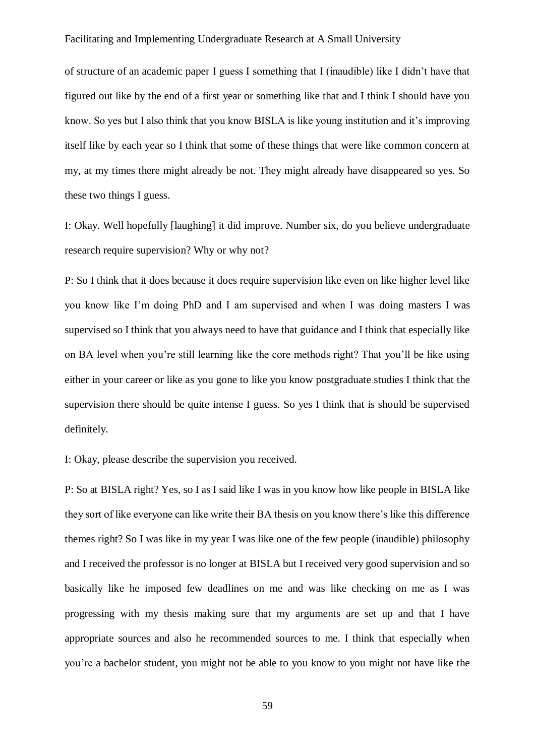of structure of an academic paper I guess I something that I (inaudible) like I didn't have that figured out like by the end of a first year or something like that and I think I should have you know. So yes but I also think that you know BISLA is like young institution and it's improving itself like by each year so I think that some of these things that were like common concern at my, at my times there might already be not. They might already have disappeared so yes. So these two things I guess.

I: Okay. Well hopefully [laughing] it did improve. Number six, do you believe undergraduate research require supervision? Why or why not?

P: So I think that it does because it does require supervision like even on like higher level like you know like I'm doing PhD and I am supervised and when I was doing masters I was supervised so I think that you always need to have that guidance and I think that especially like on BA level when you're still learning like the core methods right? That you'll be like using either in your career or like as you gone to like you know postgraduate studies I think that the supervision there should be quite intense I guess. So yes I think that is should be supervised definitely.

I: Okay, please describe the supervision you received.

P: So at BISLA right? Yes, so I as I said like I was in you know how like people in BISLA like they sort of like everyone can like write their BA thesis on you know there's like this difference themes right? So I was like in my year I was like one of the few people (inaudible) philosophy and I received the professor is no longer at BISLA but I received very good supervision and so basically like he imposed few deadlines on me and was like checking on me as I was progressing with my thesis making sure that my arguments are set up and that I have appropriate sources and also he recommended sources to me. I think that especially when you're a bachelor student, you might not be able to you know to you might not have like the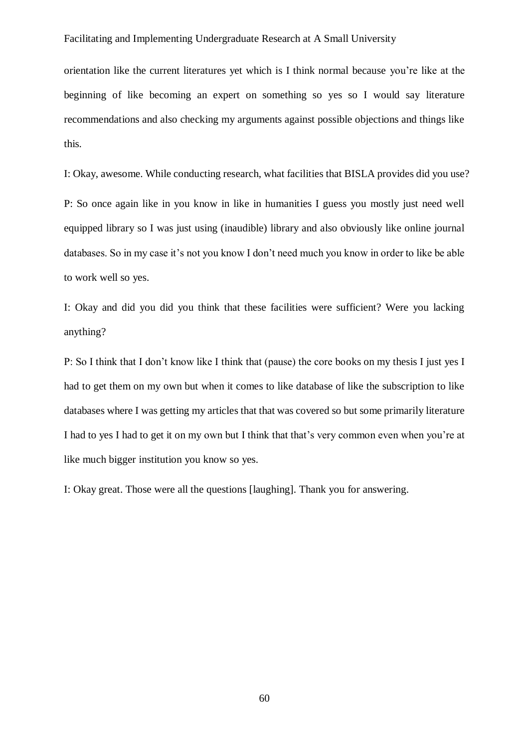orientation like the current literatures yet which is I think normal because you're like at the beginning of like becoming an expert on something so yes so I would say literature recommendations and also checking my arguments against possible objections and things like this.

I: Okay, awesome. While conducting research, what facilities that BISLA provides did you use?

P: So once again like in you know in like in humanities I guess you mostly just need well equipped library so I was just using (inaudible) library and also obviously like online journal databases. So in my case it's not you know I don't need much you know in order to like be able to work well so yes.

I: Okay and did you did you think that these facilities were sufficient? Were you lacking anything?

P: So I think that I don't know like I think that (pause) the core books on my thesis I just yes I had to get them on my own but when it comes to like database of like the subscription to like databases where I was getting my articles that that was covered so but some primarily literature I had to yes I had to get it on my own but I think that that's very common even when you're at like much bigger institution you know so yes.

I: Okay great. Those were all the questions [laughing]. Thank you for answering.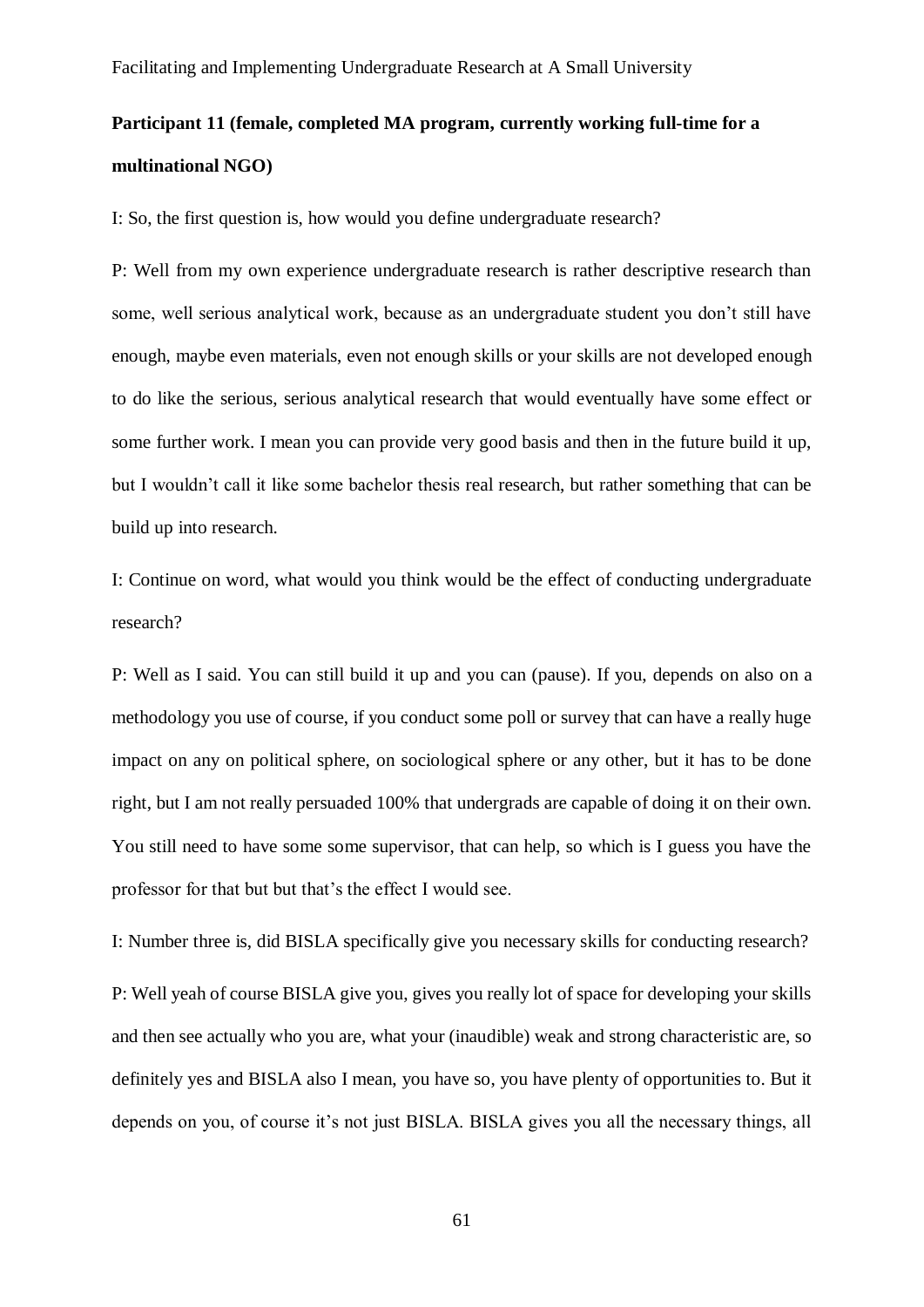**Participant 11 (female, completed MA program, currently working full-time for a multinational NGO)**

I: So, the first question is, how would you define undergraduate research?

P: Well from my own experience undergraduate research is rather descriptive research than some, well serious analytical work, because as an undergraduate student you don't still have enough, maybe even materials, even not enough skills or your skills are not developed enough to do like the serious, serious analytical research that would eventually have some effect or some further work. I mean you can provide very good basis and then in the future build it up, but I wouldn't call it like some bachelor thesis real research, but rather something that can be build up into research.

I: Continue on word, what would you think would be the effect of conducting undergraduate research?

P: Well as I said. You can still build it up and you can (pause). If you, depends on also on a methodology you use of course, if you conduct some poll or survey that can have a really huge impact on any on political sphere, on sociological sphere or any other, but it has to be done right, but I am not really persuaded 100% that undergrads are capable of doing it on their own. You still need to have some some supervisor, that can help, so which is I guess you have the professor for that but but that's the effect I would see.

I: Number three is, did BISLA specifically give you necessary skills for conducting research?

P: Well yeah of course BISLA give you, gives you really lot of space for developing your skills and then see actually who you are, what your (inaudible) weak and strong characteristic are, so definitely yes and BISLA also I mean, you have so, you have plenty of opportunities to. But it depends on you, of course it's not just BISLA. BISLA gives you all the necessary things, all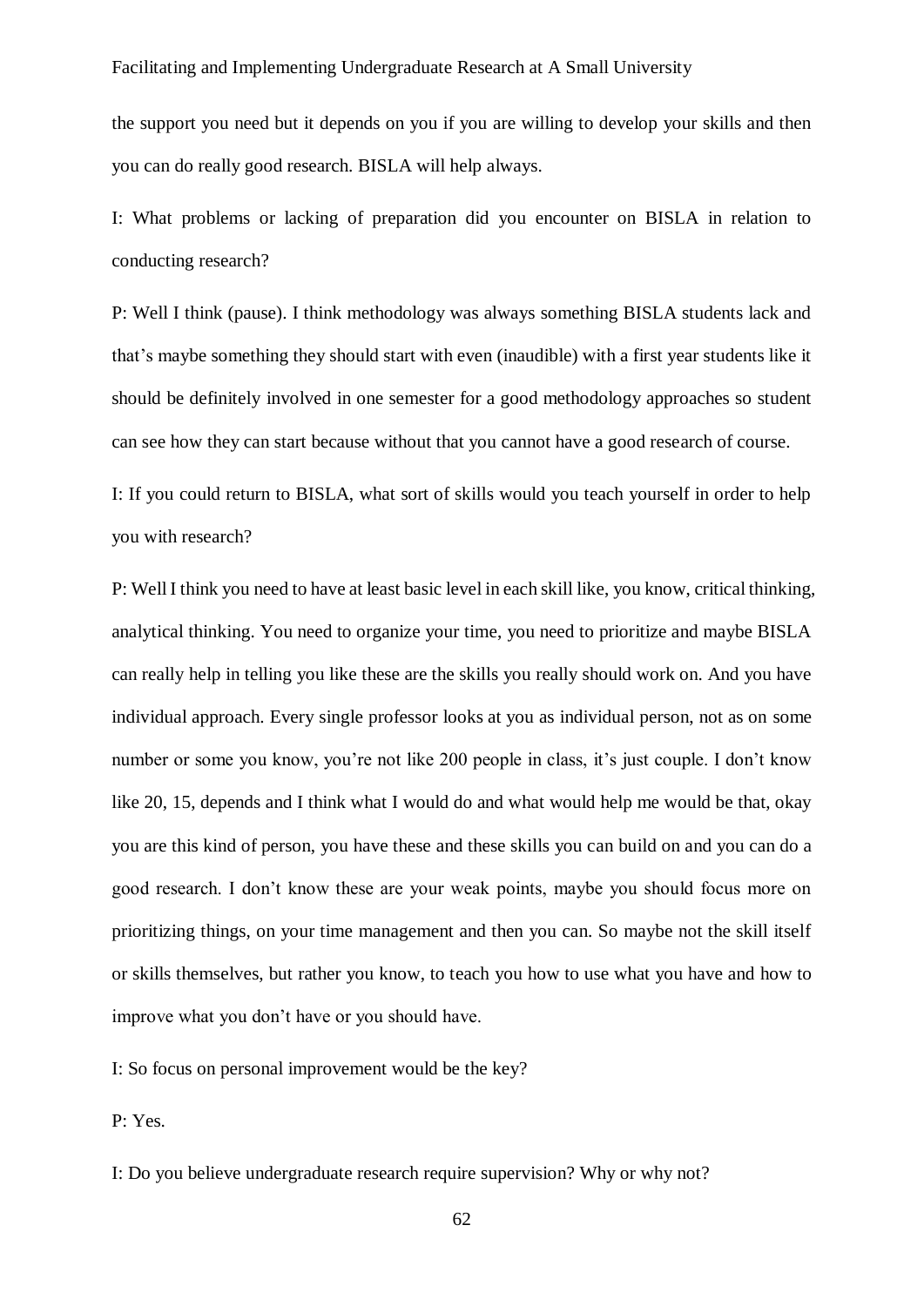the support you need but it depends on you if you are willing to develop your skills and then you can do really good research. BISLA will help always.

I: What problems or lacking of preparation did you encounter on BISLA in relation to conducting research?

P: Well I think (pause). I think methodology was always something BISLA students lack and that's maybe something they should start with even (inaudible) with a first year students like it should be definitely involved in one semester for a good methodology approaches so student can see how they can start because without that you cannot have a good research of course.

I: If you could return to BISLA, what sort of skills would you teach yourself in order to help you with research?

P: Well I think you need to have at least basic level in each skill like, you know, critical thinking, analytical thinking. You need to organize your time, you need to prioritize and maybe BISLA can really help in telling you like these are the skills you really should work on. And you have individual approach. Every single professor looks at you as individual person, not as on some number or some you know, you're not like 200 people in class, it's just couple. I don't know like 20, 15, depends and I think what I would do and what would help me would be that, okay you are this kind of person, you have these and these skills you can build on and you can do a good research. I don't know these are your weak points, maybe you should focus more on prioritizing things, on your time management and then you can. So maybe not the skill itself or skills themselves, but rather you know, to teach you how to use what you have and how to improve what you don't have or you should have.

I: So focus on personal improvement would be the key?

P: Yes.

I: Do you believe undergraduate research require supervision? Why or why not?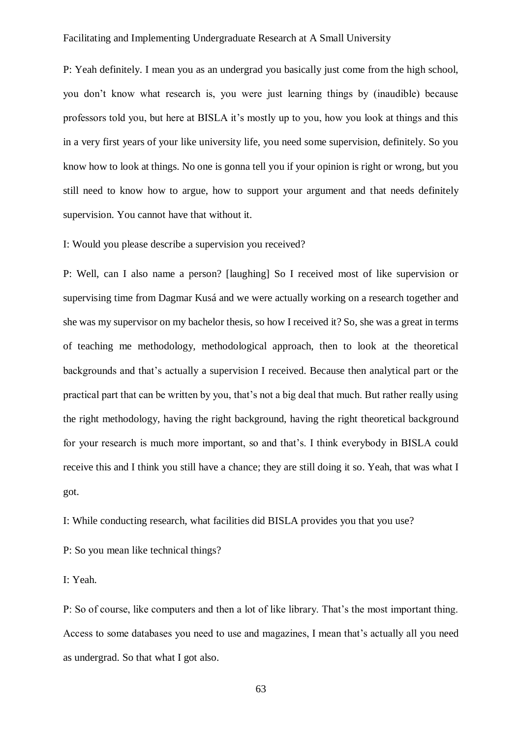P: Yeah definitely. I mean you as an undergrad you basically just come from the high school, you don't know what research is, you were just learning things by (inaudible) because professors told you, but here at BISLA it's mostly up to you, how you look at things and this in a very first years of your like university life, you need some supervision, definitely. So you know how to look at things. No one is gonna tell you if your opinion is right or wrong, but you still need to know how to argue, how to support your argument and that needs definitely supervision. You cannot have that without it.

I: Would you please describe a supervision you received?

P: Well, can I also name a person? [laughing] So I received most of like supervision or supervising time from Dagmar Kusá and we were actually working on a research together and she was my supervisor on my bachelor thesis, so how I received it? So, she was a great in terms of teaching me methodology, methodological approach, then to look at the theoretical backgrounds and that's actually a supervision I received. Because then analytical part or the practical part that can be written by you, that's not a big deal that much. But rather really using the right methodology, having the right background, having the right theoretical background for your research is much more important, so and that's. I think everybody in BISLA could receive this and I think you still have a chance; they are still doing it so. Yeah, that was what I got.

I: While conducting research, what facilities did BISLA provides you that you use?

P: So you mean like technical things?

I: Yeah.

P: So of course, like computers and then a lot of like library. That's the most important thing. Access to some databases you need to use and magazines, I mean that's actually all you need as undergrad. So that what I got also.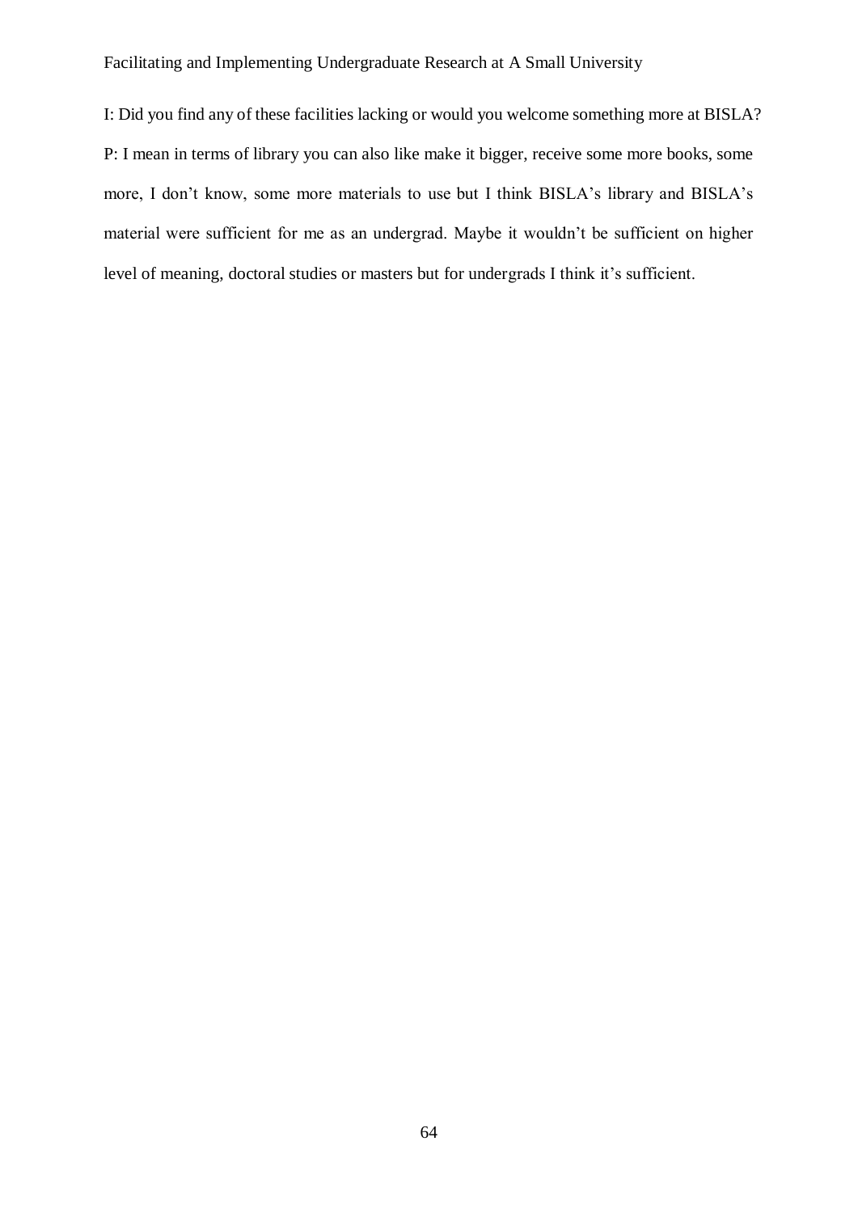I: Did you find any of these facilities lacking or would you welcome something more at BISLA?

P: I mean in terms of library you can also like make it bigger, receive some more books, some more, I don't know, some more materials to use but I think BISLA's library and BISLA's material were sufficient for me as an undergrad. Maybe it wouldn't be sufficient on higher level of meaning, doctoral studies or masters but for undergrads I think it's sufficient.